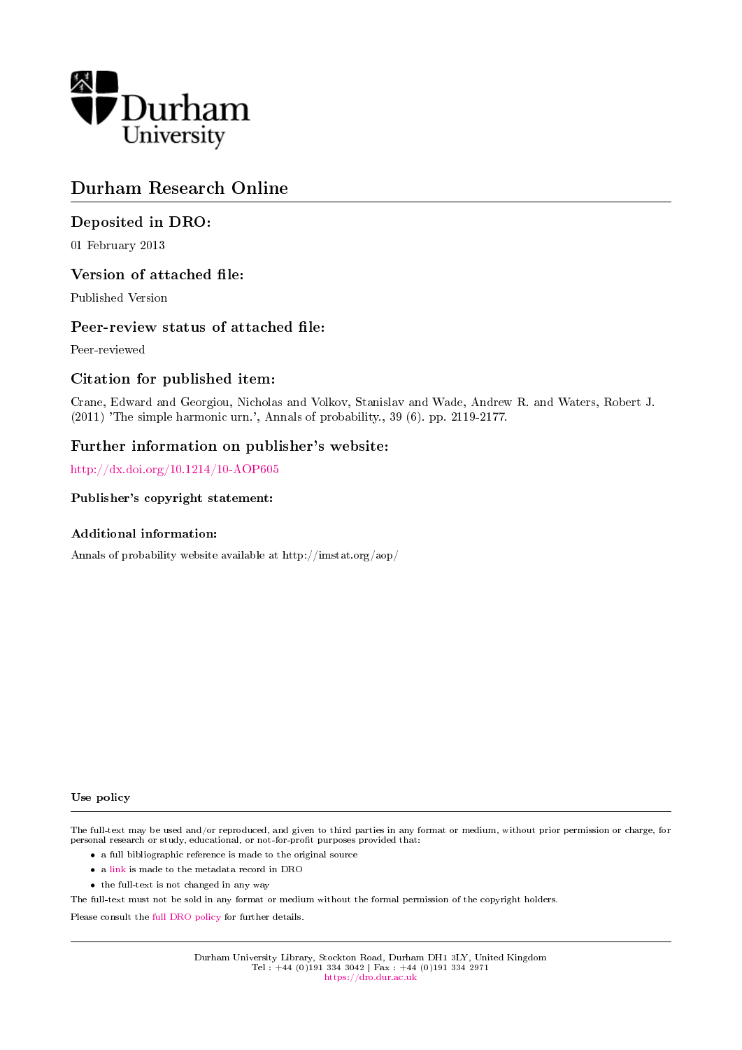Durham University

# Durham Research Online

## Deposited in DRO:

01 February 2013

## Version of attached file:

Published Version

## Peer-review status of attached file:

Peer-reviewed

## Citation for published item:

Crane, Edward and Georgiou, Nicholas and Volkov, Stanislav and Wade, Andrew R. and Waters, Robert J. (2011) 'The simple harmonic urn.', Annals of probability., 39 (6). pp. 2119-2177.

## Further information on publisher's website:

http://dx.doi.org/10.1214/10-AOP605

### Publisher's copyright statement:

### Additional information:

Annals of probability website available at http://imstat.org/aop/

### Use policy

The full-text may be used and/or reproduced, and given to third parties in any format or medium, without prior permission or charge, for personal research or study, educational, or not-for-profit purposes provided that:

- a full bibliographic reference is made to the original source
- a link is made to the metadata record in DRO
- the full-text is not changed in any way

The full-text must not be sold in any format or medium without the formal permission of the copyright holders.

Please consult the full DRO policy for further details.

Durham University Library, Stockton Road, Durham DH1 3LY, United Kingdom
Tel : +44 (0)191 334 3042 | Fax : +44 (0)191 334 2971
https://dro.dur.ac.uk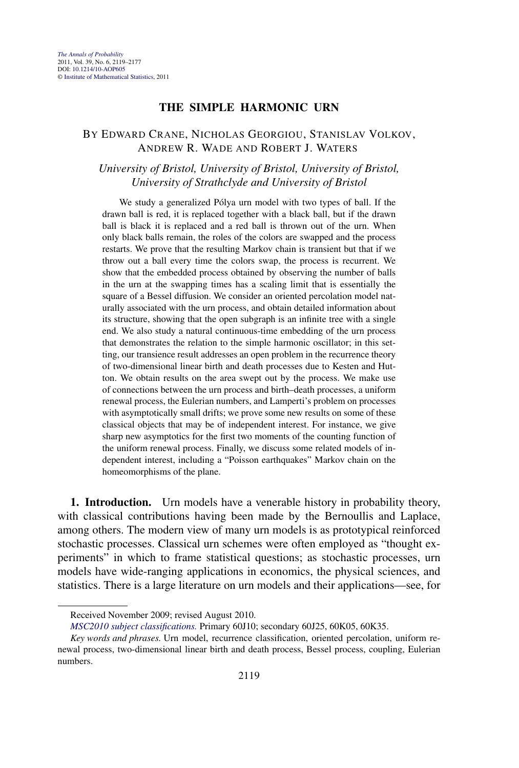# THE SIMPLE HARMONIC URN

By Edward Crane, Nicholas Georgiou, Stanislav Volkov, Andrew R. Wade and Robert J. Waters

*University of Bristol, University of Bristol, University of Bristol, University of Strathclyde and University of Bristol*

We study a generalized Pólya urn model with two types of ball. If the drawn ball is red, it is replaced together with a black ball, but if the drawn ball is black it is replaced and a red ball is thrown out of the urn. When only black balls remain, the roles of the colors are swapped and the process restarts. We prove that the resulting Markov chain is transient but that if we throw out a ball every time the colors swap, the process is recurrent. We show that the embedded process obtained by observing the number of balls in the urn at the swapping times has a scaling limit that is essentially the square of a Bessel diffusion. We consider an oriented percolation model naturally associated with the urn process, and obtain detailed information about its structure, showing that the open subgraph is an infinite tree with a single end. We also study a natural continuous-time embedding of the urn process that demonstrates the relation to the simple harmonic oscillator; in this setting, our transience result addresses an open problem in the recurrence theory of two-dimensional linear birth and death processes due to Kesten and Hutton. We obtain results on the area swept out by the process. We make use of connections between the urn process and birth–death processes, a uniform renewal process, the Eulerian numbers, and Lamperti's problem on processes with asymptotically small drifts; we prove some new results on some of these classical objects that may be of independent interest. For instance, we give sharp new asymptotics for the first two moments of the counting function of the uniform renewal process. Finally, we discuss some related models of independent interest, including a "Poisson earthquakes" Markov chain on the homeomorphisms of the plane.

**1. Introduction.** Urn models have a venerable history in probability theory, with classical contributions having been made by the Bernoullis and Laplace, among others. The modern view of many urn models is as prototypical reinforced stochastic processes. Classical urn schemes were often employed as "thought experiments" in which to frame statistical questions; as stochastic processes, urn models have wide-ranging applications in economics, the physical sciences, and statistics. There is a large literature on urn models and their applications—see, for

---

Received November 2009; revised August 2010.

*MSC2010 subject classifications.* Primary 60J10; secondary 60J25, 60K05, 60K35.

*Key words and phrases.* Urn model, recurrence classification, oriented percolation, uniform renewal process, two-dimensional linear birth and death process, Bessel process, coupling, Eulerian numbers.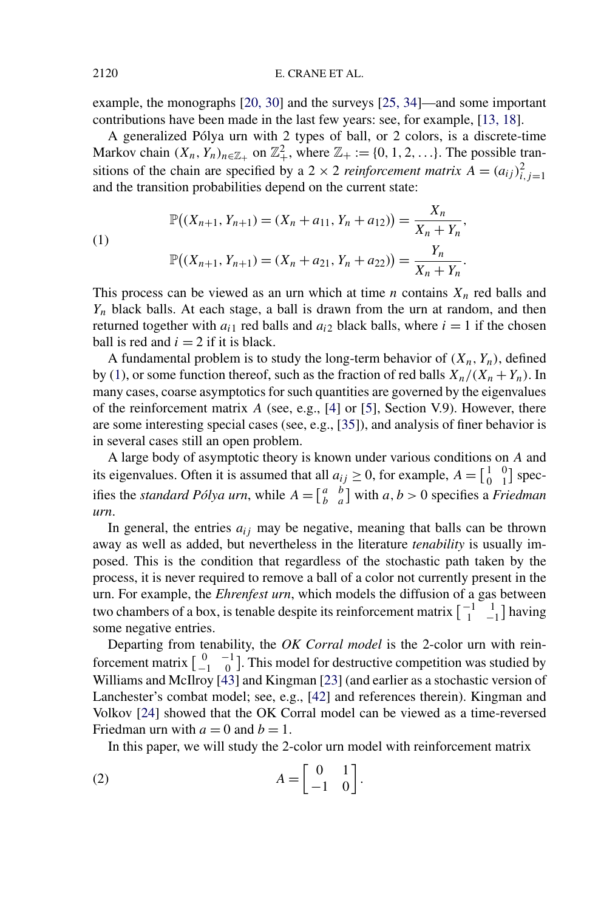example, the monographs [20, 30] and the surveys [25, 34]—and some important contributions have been made in the last few years: see, for example, [13, 18].

A generalized Pólya urn with 2 types of ball, or 2 colors, is a discrete-time Markov chain $(X_n, Y_n)_{n\in\mathbb{Z}_+}$ on $\mathbb{Z}_+^2$, where $\mathbb{Z}_+ := \{0, 1, 2, \ldots\}$. The possible transitions of the chain are specified by a $2 \times 2$ *reinforcement matrix* $A = (a_{ij})_{i,j=1}^2$ and the transition probabilities depend on the current state:

$$
\begin{aligned}
\mathbb{P}\big((X_{n+1}, Y_{n+1}) = (X_n + a_{11}, Y_n + a_{12})\big) &= \frac{X_n}{X_n + Y_n}, \\
\mathbb{P}\big((X_{n+1}, Y_{n+1}) = (X_n + a_{21}, Y_n + a_{22})\big) &= \frac{Y_n}{X_n + Y_n}.
\end{aligned}
\tag{1}
$$

This process can be viewed as an urn which at time $n$ contains $X_n$ red balls and $Y_n$ black balls. At each stage, a ball is drawn from the urn at random, and then returned together with $a_{i1}$ red balls and $a_{i2}$ black balls, where $i = 1$ if the chosen ball is red and $i = 2$ if it is black.

A fundamental problem is to study the long-term behavior of $(X_n, Y_n)$, defined by (1), or some function thereof, such as the fraction of red balls $X_n/(X_n + Y_n)$. In many cases, coarse asymptotics for such quantities are governed by the eigenvalues of the reinforcement matrix $A$ (see, e.g., [4] or [5], Section V.9). However, there are some interesting special cases (see, e.g., [35]), and analysis of finer behavior is in several cases still an open problem.

A large body of asymptotic theory is known under various conditions on $A$ and its eigenvalues. Often it is assumed that all $a_{ij} \geq 0$, for example, $A = \left[\begin{smallmatrix} 1 & 0 \\ 0 & 1 \end{smallmatrix}\right]$ specifies the *standard Pólya urn*, while $A = \left[\begin{smallmatrix} a & b \\ b & a \end{smallmatrix}\right]$ with $a, b > 0$ specifies a *Friedman urn*.

In general, the entries $a_{ij}$ may be negative, meaning that balls can be thrown away as well as added, but nevertheless in the literature *tenability* is usually imposed. This is the condition that regardless of the stochastic path taken by the process, it is never required to remove a ball of a color not currently present in the urn. For example, the *Ehrenfest urn*, which models the diffusion of a gas between two chambers of a box, is tenable despite its reinforcement matrix $\left[\begin{smallmatrix} -1 & 1 \\ 1 & -1 \end{smallmatrix}\right]$ having some negative entries.

Departing from tenability, the *OK Corral model* is the 2-color urn with reinforcement matrix $\left[\begin{smallmatrix} 0 & -1 \\ -1 & 0 \end{smallmatrix}\right]$. This model for destructive competition was studied by Williams and McIlroy [43] and Kingman [23] (and earlier as a stochastic version of Lanchester's combat model; see, e.g., [42] and references therein). Kingman and Volkov [24] showed that the OK Corral model can be viewed as a time-reversed Friedman urn with $a = 0$ and $b = 1$.

In this paper, we will study the 2-color urn model with reinforcement matrix

$$
A = \begin{bmatrix} 0 & 1 \\ -1 & 0 \end{bmatrix}. \tag{2}
$$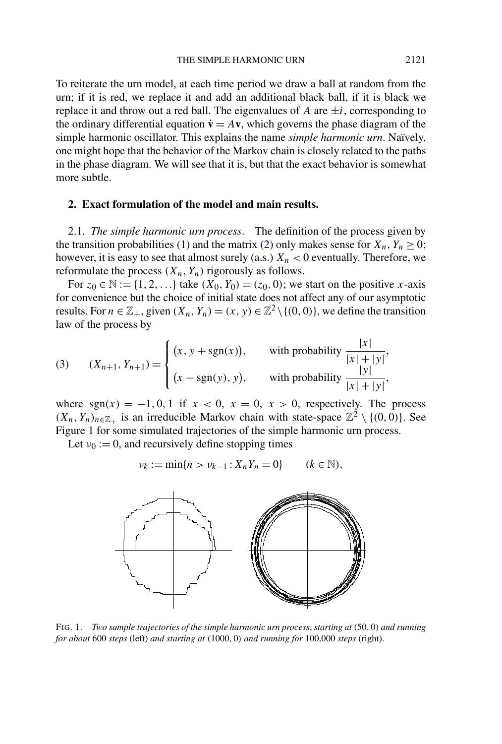To reiterate the urn model, at each time period we draw a ball at random from the urn; if it is red, we replace it and add an additional black ball, if it is black we replace it and throw out a red ball. The eigenvalues of $A$ are $\pm i$, corresponding to the ordinary differential equation $\dot{\mathbf{v}} = A\mathbf{v}$, which governs the phase diagram of the simple harmonic oscillator. This explains the name *simple harmonic urn*. Naïvely, one might hope that the behavior of the Markov chain is closely related to the paths in the phase diagram. We will see that it is, but that the exact behavior is somewhat more subtle.

## 2. Exact formulation of the model and main results.

2.1. *The simple harmonic urn process*. The definition of the process given by the transition probabilities (1) and the matrix (2) only makes sense for $X_n, Y_n \geq 0$; however, it is easy to see that almost surely (a.s.) $X_n < 0$ eventually. Therefore, we reformulate the process $(X_n, Y_n)$ rigorously as follows.

For $z_0 \in \mathbb{N} := \{1, 2, \ldots\}$ take $(X_0, Y_0) = (z_0, 0)$; we start on the positive $x$-axis for convenience but the choice of initial state does not affect any of our asymptotic results. For $n \in \mathbb{Z}_+$, given $(X_n, Y_n) = (x, y) \in \mathbb{Z}^2 \setminus \{(0, 0)\}$, we define the transition law of the process by

$$
(3) \qquad (X_{n+1}, Y_{n+1}) = \begin{cases} (x, y + \operatorname{sgn}(x)), & \text{with probability } \dfrac{|x|}{|x| + |y|}, \\[2ex] (x - \operatorname{sgn}(y), y), & \text{with probability } \dfrac{|y|}{|x| + |y|}, \end{cases}
$$

where $\operatorname{sgn}(x) = -1, 0, 1$ if $x < 0$, $x = 0$, $x > 0$, respectively. The process $(X_n, Y_n)_{n \in \mathbb{Z}_+}$ is an irreducible Markov chain with state-space $\mathbb{Z}^2 \setminus \{(0, 0)\}$. See Figure 1 for some simulated trajectories of the simple harmonic urn process.

Let $\nu_0 := 0$, and recursively define stopping times

$$
\nu_k := \min\{n > \nu_{k-1} : X_n Y_n = 0\} \qquad (k \in \mathbb{N}),
$$

FIG. 1. *Two sample trajectories of the simple harmonic urn process, starting at* $(50, 0)$ *and running for about* 600 *steps* (left) *and starting at* $(1000, 0)$ *and running for* 100,000 *steps* (right).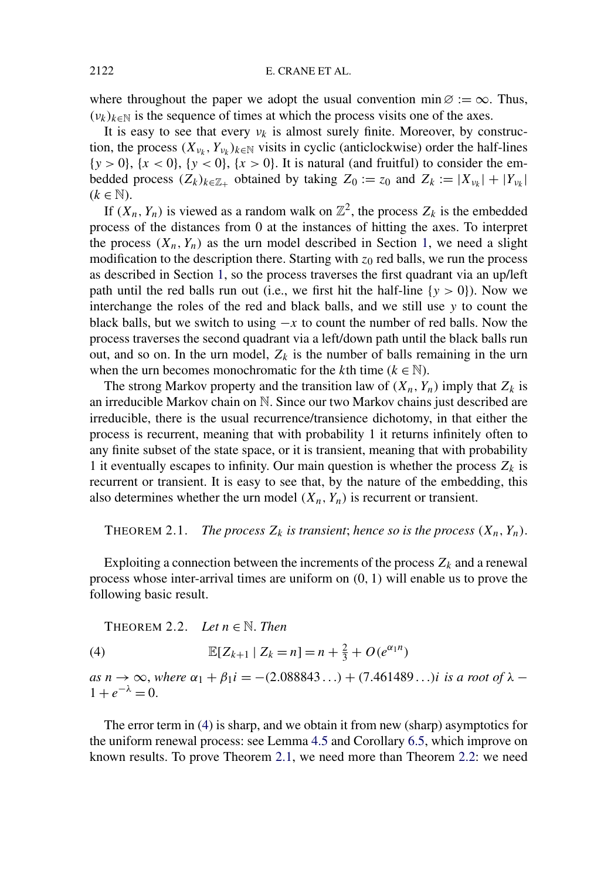where throughout the paper we adopt the usual convention $\min \varnothing := \infty$. Thus, $(\nu_k)_{k\in\mathbb{N}}$ is the sequence of times at which the process visits one of the axes.

It is easy to see that every $\nu_k$ is almost surely finite. Moreover, by construction, the process $(X_{\nu_k}, Y_{\nu_k})_{k\in\mathbb{N}}$ visits in cyclic (anticlockwise) order the half-lines $\{y > 0\}$, $\{x < 0\}$, $\{y < 0\}$, $\{x > 0\}$. It is natural (and fruitful) to consider the embedded process $(Z_k)_{k\in\mathbb{Z}_+}$ obtained by taking $Z_0 := z_0$ and $Z_k := |X_{\nu_k}| + |Y_{\nu_k}|$ ($k \in \mathbb{N}$).

If $(X_n, Y_n)$ is viewed as a random walk on $\mathbb{Z}^2$, the process $Z_k$ is the embedded process of the distances from 0 at the instances of hitting the axes. To interpret the process $(X_n, Y_n)$ as the urn model described in Section 1, we need a slight modification to the description there. Starting with $z_0$ red balls, we run the process as described in Section 1, so the process traverses the first quadrant via an up/left path until the red balls run out (i.e., we first hit the half-line $\{y > 0\}$). Now we interchange the roles of the red and black balls, and we still use $y$ to count the black balls, but we switch to using $-x$ to count the number of red balls. Now the process traverses the second quadrant via a left/down path until the black balls run out, and so on. In the urn model, $Z_k$ is the number of balls remaining in the urn when the urn becomes monochromatic for the $k$th time ($k \in \mathbb{N}$).

The strong Markov property and the transition law of $(X_n, Y_n)$ imply that $Z_k$ is an irreducible Markov chain on $\mathbb{N}$. Since our two Markov chains just described are irreducible, there is the usual recurrence/transience dichotomy, in that either the process is recurrent, meaning that with probability 1 it returns infinitely often to any finite subset of the state space, or it is transient, meaning that with probability 1 it eventually escapes to infinity. Our main question is whether the process $Z_k$ is recurrent or transient. It is easy to see that, by the nature of the embedding, this also determines whether the urn model $(X_n, Y_n)$ is recurrent or transient.

THEOREM 2.1. *The process $Z_k$ is transient; hence so is the process $(X_n, Y_n)$.*

Exploiting a connection between the increments of the process $Z_k$ and a renewal process whose inter-arrival times are uniform on $(0, 1)$ will enable us to prove the following basic result.

THEOREM 2.2. *Let $n \in \mathbb{N}$. Then*

$$\mathbb{E}[Z_{k+1} \mid Z_k = n] = n + \tfrac{2}{3} + O(e^{\alpha_1 n}) \tag{4}$$

*as $n \to \infty$, where $\alpha_1 + \beta_1 i = -(2.088843\ldots) + (7.461489\ldots)i$ is a root of $\lambda - 1 + e^{-\lambda} = 0$.*

The error term in (4) is sharp, and we obtain it from new (sharp) asymptotics for the uniform renewal process: see Lemma 4.5 and Corollary 6.5, which improve on known results. To prove Theorem 2.1, we need more than Theorem 2.2: we need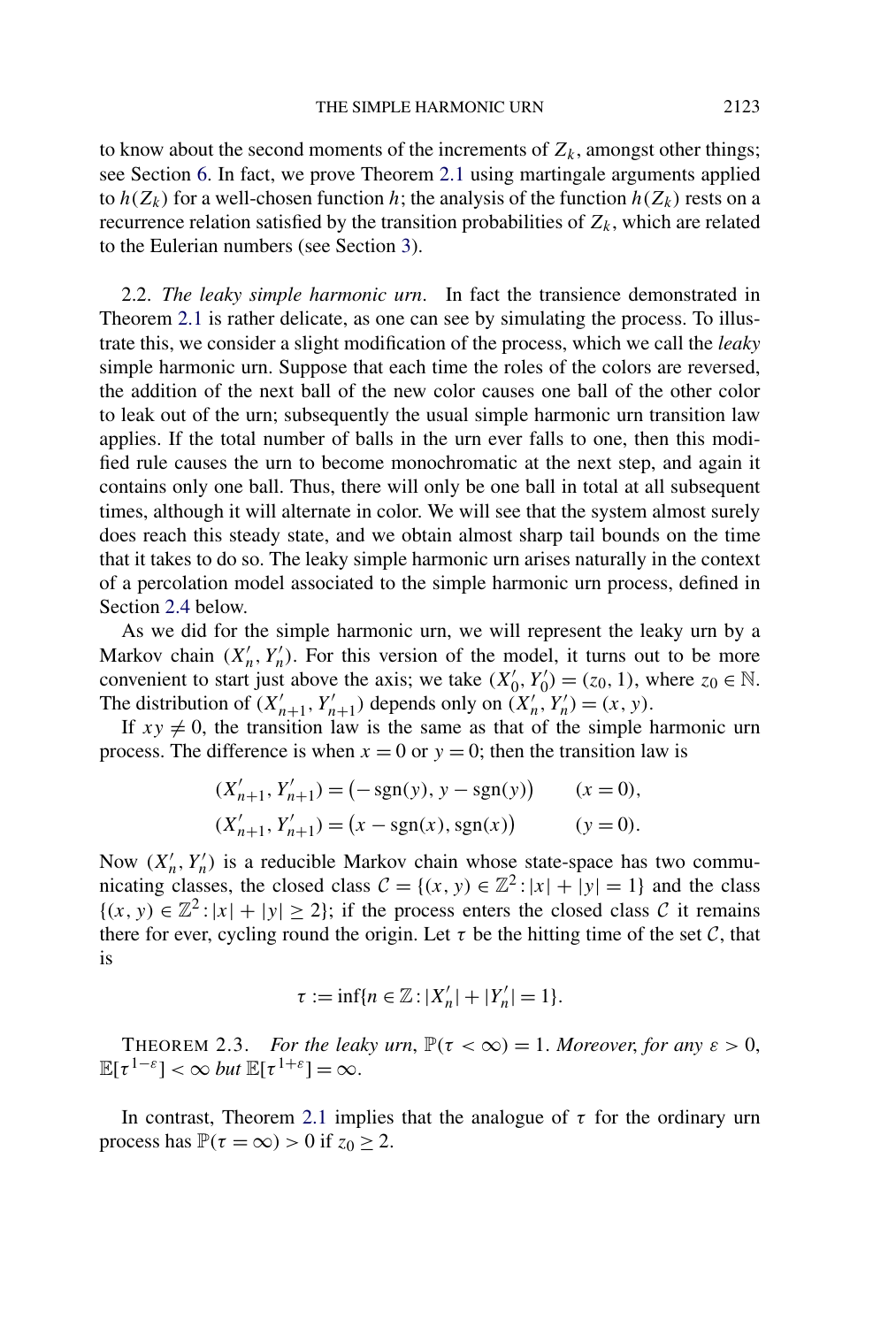to know about the second moments of the increments of $Z_k$, amongst other things; see Section 6. In fact, we prove Theorem 2.1 using martingale arguments applied to $h(Z_k)$ for a well-chosen function $h$; the analysis of the function $h(Z_k)$ rests on a recurrence relation satisfied by the transition probabilities of $Z_k$, which are related to the Eulerian numbers (see Section 3).

2.2. *The leaky simple harmonic urn.* In fact the transience demonstrated in Theorem 2.1 is rather delicate, as one can see by simulating the process. To illustrate this, we consider a slight modification of the process, which we call the *leaky* simple harmonic urn. Suppose that each time the roles of the colors are reversed, the addition of the next ball of the new color causes one ball of the other color to leak out of the urn; subsequently the usual simple harmonic urn transition law applies. If the total number of balls in the urn ever falls to one, then this modified rule causes the urn to become monochromatic at the next step, and again it contains only one ball. Thus, there will only be one ball in total at all subsequent times, although it will alternate in color. We will see that the system almost surely does reach this steady state, and we obtain almost sharp tail bounds on the time that it takes to do so. The leaky simple harmonic urn arises naturally in the context of a percolation model associated to the simple harmonic urn process, defined in Section 2.4 below.

As we did for the simple harmonic urn, we will represent the leaky urn by a Markov chain $(X'_n, Y'_n)$. For this version of the model, it turns out to be more convenient to start just above the axis; we take $(X'_0, Y'_0) = (z_0, 1)$, where $z_0 \in \mathbb{N}$. The distribution of $(X'_{n+1}, Y'_{n+1})$ depends only on $(X'_n, Y'_n) = (x, y)$.

If $xy \neq 0$, the transition law is the same as that of the simple harmonic urn process. The difference is when $x = 0$ or $y = 0$; then the transition law is

$$
\begin{aligned}
(X'_{n+1}, Y'_{n+1}) &= \bigl(-\operatorname{sgn}(y), y - \operatorname{sgn}(y)\bigr) \qquad (x = 0),\\
(X'_{n+1}, Y'_{n+1}) &= \bigl(x - \operatorname{sgn}(x), \operatorname{sgn}(x)\bigr) \qquad (y = 0).
\end{aligned}
$$

Now $(X'_n, Y'_n)$ is a reducible Markov chain whose state-space has two communicating classes, the closed class $\mathcal{C} = \{(x, y) \in \mathbb{Z}^2 : |x| + |y| = 1\}$ and the class $\{(x, y) \in \mathbb{Z}^2 : |x| + |y| \geq 2\}$; if the process enters the closed class $\mathcal{C}$ it remains there for ever, cycling round the origin. Let $\tau$ be the hitting time of the set $\mathcal{C}$, that is

$$\tau := \inf\{n \in \mathbb{Z} : |X'_n| + |Y'_n| = 1\}.$$

THEOREM 2.3. *For the leaky urn*, $\mathbb{P}(\tau < \infty) = 1$. *Moreover, for any* $\varepsilon > 0$, $\mathbb{E}[\tau^{1-\varepsilon}] < \infty$ *but* $\mathbb{E}[\tau^{1+\varepsilon}] = \infty$.

In contrast, Theorem 2.1 implies that the analogue of $\tau$ for the ordinary urn process has $\mathbb{P}(\tau = \infty) > 0$ if $z_0 \geq 2$.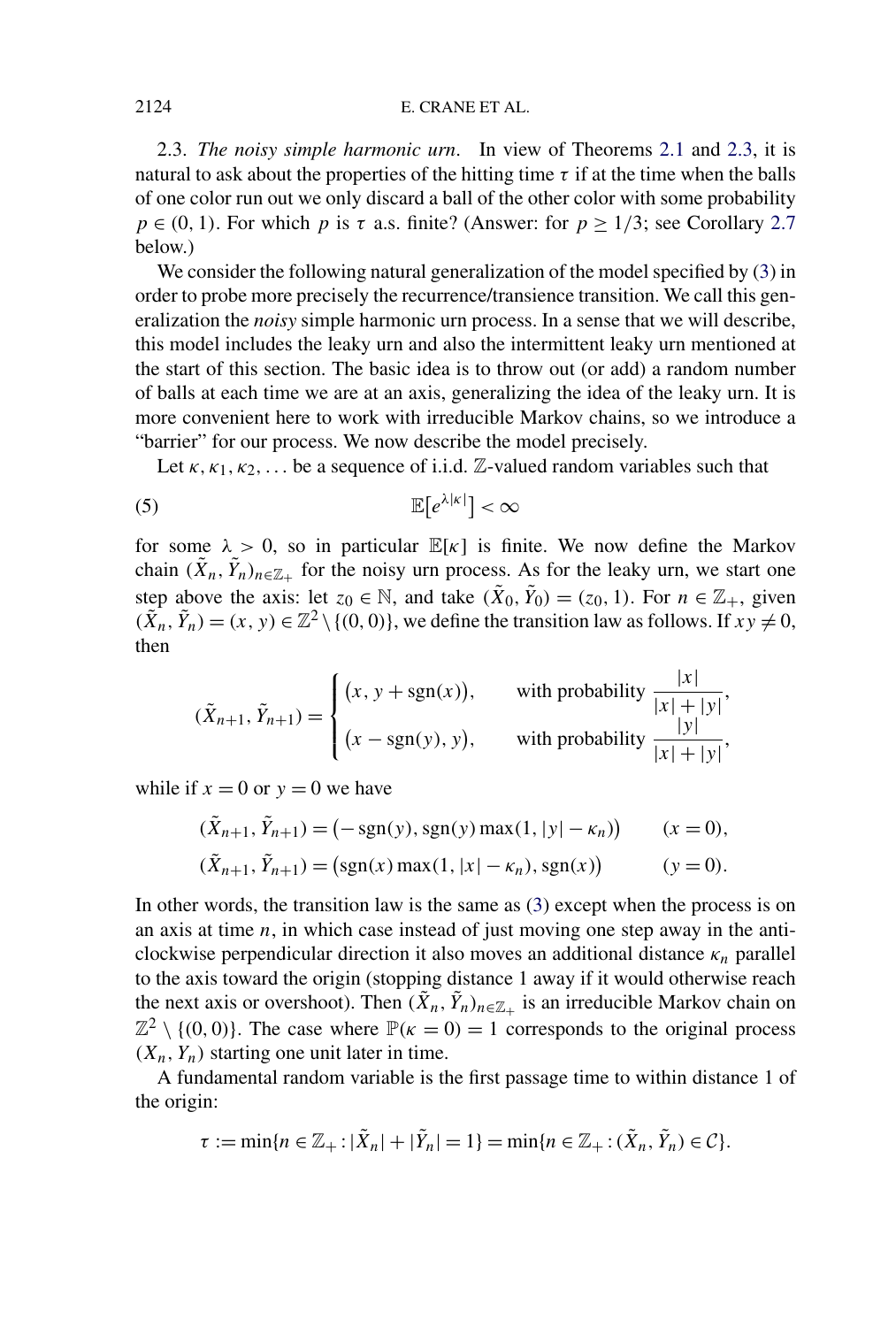2.3. *The noisy simple harmonic urn*. In view of Theorems 2.1 and 2.3, it is natural to ask about the properties of the hitting time $\tau$ if at the time when the balls of one color run out we only discard a ball of the other color with some probability $p \in (0, 1)$. For which $p$ is $\tau$ a.s. finite? (Answer: for $p \geq 1/3$; see Corollary 2.7 below.)

We consider the following natural generalization of the model specified by (3) in order to probe more precisely the recurrence/transience transition. We call this generalization the *noisy* simple harmonic urn process. In a sense that we will describe, this model includes the leaky urn and also the intermittent leaky urn mentioned at the start of this section. The basic idea is to throw out (or add) a random number of balls at each time we are at an axis, generalizing the idea of the leaky urn. It is more convenient here to work with irreducible Markov chains, so we introduce a "barrier" for our process. We now describe the model precisely.

Let $\kappa, \kappa_1, \kappa_2, \ldots$ be a sequence of i.i.d. $\mathbb{Z}$-valued random variables such that

$$\mathbb{E}[e^{\lambda|\kappa|}] < \infty \tag{5}$$

for some $\lambda > 0$, so in particular $\mathbb{E}[\kappa]$ is finite. We now define the Markov chain $(\tilde{X}_n, \tilde{Y}_n)_{n \in \mathbb{Z}_+}$ for the noisy urn process. As for the leaky urn, we start one step above the axis: let $z_0 \in \mathbb{N}$, and take $(\tilde{X}_0, \tilde{Y}_0) = (z_0, 1)$. For $n \in \mathbb{Z}_+$, given $(\tilde{X}_n, \tilde{Y}_n) = (x, y) \in \mathbb{Z}^2 \setminus \{(0, 0)\}$, we define the transition law as follows. If $xy \neq 0$, then

$$(\tilde{X}_{n+1}, \tilde{Y}_{n+1}) = \begin{cases} (x, y + \operatorname{sgn}(x)), & \text{with probability } \dfrac{|x|}{|x| + |y|}, \\ (x - \operatorname{sgn}(y), y), & \text{with probability } \dfrac{|y|}{|x| + |y|}, \end{cases}$$

while if $x = 0$ or $y = 0$ we have

$$(\tilde{X}_{n+1}, \tilde{Y}_{n+1}) = (-\operatorname{sgn}(y), \operatorname{sgn}(y) \max(1, |y| - \kappa_n)) \qquad (x = 0),$$

$$(\tilde{X}_{n+1}, \tilde{Y}_{n+1}) = (\operatorname{sgn}(x) \max(1, |x| - \kappa_n), \operatorname{sgn}(x)) \qquad (y = 0).$$

In other words, the transition law is the same as (3) except when the process is on an axis at time $n$, in which case instead of just moving one step away in the anticlockwise perpendicular direction it also moves an additional distance $\kappa_n$ parallel to the axis toward the origin (stopping distance 1 away if it would otherwise reach the next axis or overshoot). Then $(\tilde{X}_n, \tilde{Y}_n)_{n \in \mathbb{Z}_+}$ is an irreducible Markov chain on $\mathbb{Z}^2 \setminus \{(0, 0)\}$. The case where $\mathbb{P}(\kappa = 0) = 1$ corresponds to the original process $(X_n, Y_n)$ starting one unit later in time.

A fundamental random variable is the first passage time to within distance 1 of the origin:

$$\tau := \min\{n \in \mathbb{Z}_+ : |\tilde{X}_n| + |\tilde{Y}_n| = 1\} = \min\{n \in \mathbb{Z}_+ : (\tilde{X}_n, \tilde{Y}_n) \in \mathcal{C}\}.$$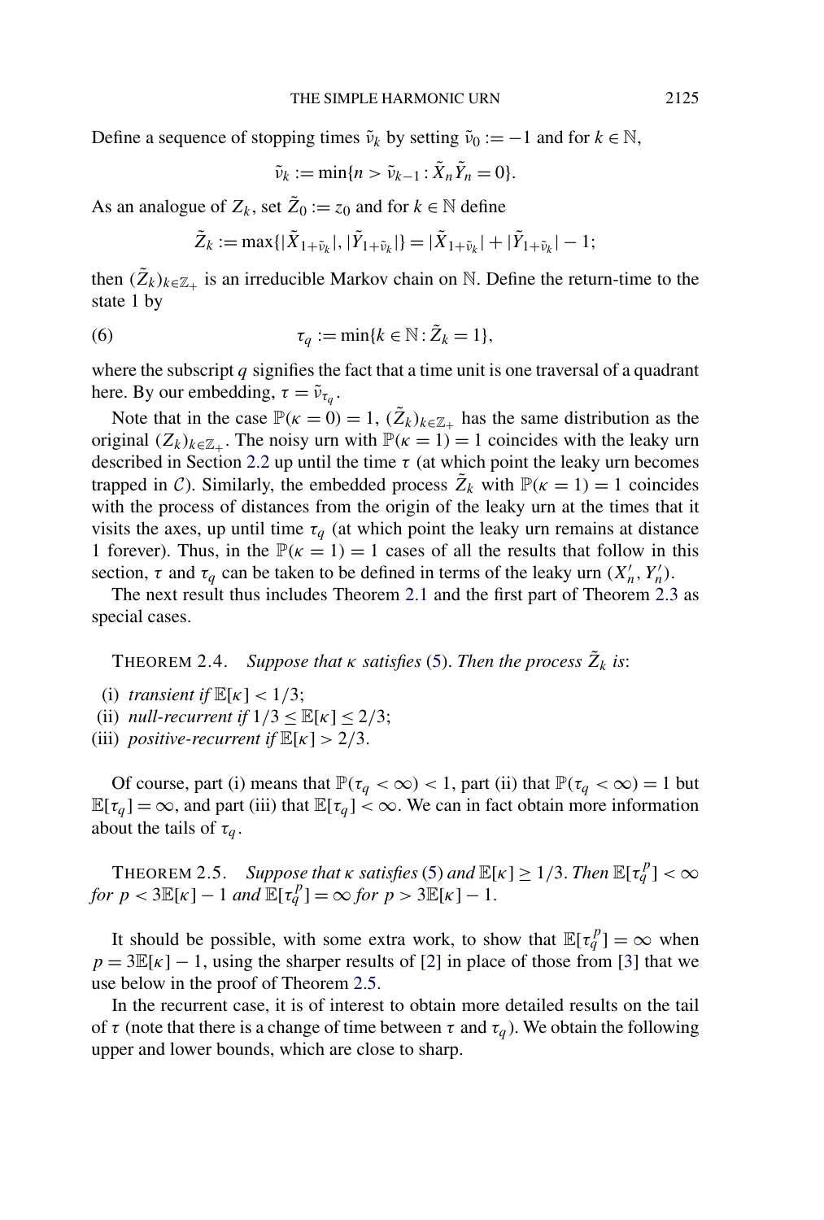Define a sequence of stopping times $\tilde{\nu}_k$ by setting $\tilde{\nu}_0 := -1$ and for $k \in \mathbb{N}$,

$$\tilde{\nu}_k := \min\{n > \tilde{\nu}_{k-1} : \tilde{X}_n \tilde{Y}_n = 0\}.$$

As an analogue of $Z_k$, set $\tilde{Z}_0 := z_0$ and for $k \in \mathbb{N}$ define

$$\tilde{Z}_k := \max\{|\tilde{X}_{1+\tilde{\nu}_k}|, |\tilde{Y}_{1+\tilde{\nu}_k}|\} = |\tilde{X}_{1+\tilde{\nu}_k}| + |\tilde{Y}_{1+\tilde{\nu}_k}| - 1;$$

then $(\tilde{Z}_k)_{k \in \mathbb{Z}_+}$ is an irreducible Markov chain on $\mathbb{N}$. Define the return-time to the state 1 by

$$\tau_q := \min\{k \in \mathbb{N} : \tilde{Z}_k = 1\}, \tag{6}$$

where the subscript $q$ signifies the fact that a time unit is one traversal of a quadrant here. By our embedding, $\tau = \tilde{\nu}_{\tau_q}$.

Note that in the case $\mathbb{P}(\kappa = 0) = 1$, $(\tilde{Z}_k)_{k \in \mathbb{Z}_+}$ has the same distribution as the original $(Z_k)_{k \in \mathbb{Z}_+}$. The noisy urn with $\mathbb{P}(\kappa = 1) = 1$ coincides with the leaky urn described in Section 2.2 up until the time $\tau$ (at which point the leaky urn becomes trapped in $\mathcal{C}$). Similarly, the embedded process $\tilde{Z}_k$ with $\mathbb{P}(\kappa = 1) = 1$ coincides with the process of distances from the origin of the leaky urn at the times that it visits the axes, up until time $\tau_q$ (at which point the leaky urn remains at distance 1 forever). Thus, in the $\mathbb{P}(\kappa = 1) = 1$ cases of all the results that follow in this section, $\tau$ and $\tau_q$ can be taken to be defined in terms of the leaky urn $(X'_n, Y'_n)$.

The next result thus includes Theorem 2.1 and the first part of Theorem 2.3 as special cases.

THEOREM 2.4. *Suppose that $\kappa$ satisfies (5). Then the process $\tilde{Z}_k$ is*:

(i) *transient if $\mathbb{E}[\kappa] < 1/3$*;
(ii) *null-recurrent if $1/3 \le \mathbb{E}[\kappa] \le 2/3$*;
(iii) *positive-recurrent if $\mathbb{E}[\kappa] > 2/3$.*

Of course, part (i) means that $\mathbb{P}(\tau_q < \infty) < 1$, part (ii) that $\mathbb{P}(\tau_q < \infty) = 1$ but $\mathbb{E}[\tau_q] = \infty$, and part (iii) that $\mathbb{E}[\tau_q] < \infty$. We can in fact obtain more information about the tails of $\tau_q$.

THEOREM 2.5. *Suppose that $\kappa$ satisfies (5) and $\mathbb{E}[\kappa] \ge 1/3$. Then $\mathbb{E}[\tau_q^p] < \infty$ for $p < 3\mathbb{E}[\kappa] - 1$ and $\mathbb{E}[\tau_q^p] = \infty$ for $p > 3\mathbb{E}[\kappa] - 1$.*

It should be possible, with some extra work, to show that $\mathbb{E}[\tau_q^p] = \infty$ when $p = 3\mathbb{E}[\kappa] - 1$, using the sharper results of [2] in place of those from [3] that we use below in the proof of Theorem 2.5.

In the recurrent case, it is of interest to obtain more detailed results on the tail of $\tau$ (note that there is a change of time between $\tau$ and $\tau_q$). We obtain the following upper and lower bounds, which are close to sharp.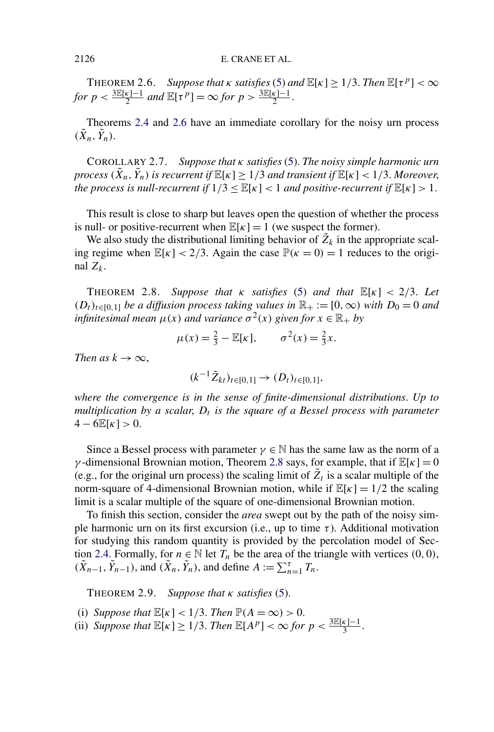THEOREM 2.6. *Suppose that $\kappa$ satisfies* (5) *and* $\mathbb{E}[\kappa] \geq 1/3$. *Then* $\mathbb{E}[\tau^p] < \infty$ *for* $p < \frac{3\mathbb{E}[\kappa]-1}{2}$ *and* $\mathbb{E}[\tau^p] = \infty$ *for* $p > \frac{3\mathbb{E}[\kappa]-1}{2}$.

Theorems 2.4 and 2.6 have an immediate corollary for the noisy urn process $(\tilde{X}_n, \tilde{Y}_n)$.

COROLLARY 2.7. *Suppose that $\kappa$ satisfies* (5). *The noisy simple harmonic urn process* $(\tilde{X}_n, \tilde{Y}_n)$ *is recurrent if* $\mathbb{E}[\kappa] \geq 1/3$ *and transient if* $\mathbb{E}[\kappa] < 1/3$. *Moreover, the process is null-recurrent if* $1/3 \leq \mathbb{E}[\kappa] < 1$ *and positive-recurrent if* $\mathbb{E}[\kappa] > 1$.

This result is close to sharp but leaves open the question of whether the process is null- or positive-recurrent when $\mathbb{E}[\kappa] = 1$ (we suspect the former).

We also study the distributional limiting behavior of $\tilde{Z}_k$ in the appropriate scaling regime when $\mathbb{E}[\kappa] < 2/3$. Again the case $\mathbb{P}(\kappa = 0) = 1$ reduces to the original $Z_k$.

THEOREM 2.8. *Suppose that $\kappa$ satisfies* (5) *and that* $\mathbb{E}[\kappa] < 2/3$. *Let* $(D_t)_{t\in[0,1]}$ *be a diffusion process taking values in* $\mathbb{R}_+ := [0, \infty)$ *with* $D_0 = 0$ *and infinitesimal mean* $\mu(x)$ *and variance* $\sigma^2(x)$ *given for* $x \in \mathbb{R}_+$ *by*

$$\mu(x) = \tfrac{2}{3} - \mathbb{E}[\kappa], \qquad \sigma^2(x) = \tfrac{2}{3}x.$$

*Then as* $k \to \infty$,

$$(k^{-1}\tilde{Z}_{kt})_{t\in[0,1]} \to (D_t)_{t\in[0,1]},$$

*where the convergence is in the sense of finite-dimensional distributions. Up to multiplication by a scalar,* $D_t$ *is the square of a Bessel process with parameter* $4 - 6\mathbb{E}[\kappa] > 0$.

Since a Bessel process with parameter $\gamma \in \mathbb{N}$ has the same law as the norm of a $\gamma$-dimensional Brownian motion, Theorem 2.8 says, for example, that if $\mathbb{E}[\kappa] = 0$ (e.g., for the original urn process) the scaling limit of $\tilde{Z}_t$ is a scalar multiple of the norm-square of 4-dimensional Brownian motion, while if $\mathbb{E}[\kappa] = 1/2$ the scaling limit is a scalar multiple of the square of one-dimensional Brownian motion.

To finish this section, consider the *area* swept out by the path of the noisy simple harmonic urn on its first excursion (i.e., up to time $\tau$). Additional motivation for studying this random quantity is provided by the percolation model of Section 2.4. Formally, for $n \in \mathbb{N}$ let $T_n$ be the area of the triangle with vertices $(0, 0)$, $(\tilde{X}_{n-1}, \tilde{Y}_{n-1})$, and $(\tilde{X}_n, \tilde{Y}_n)$, and define $A := \sum_{n=1}^{\tau} T_n$.

THEOREM 2.9. *Suppose that $\kappa$ satisfies* (5).

(i) *Suppose that* $\mathbb{E}[\kappa] < 1/3$. *Then* $\mathbb{P}(A = \infty) > 0$.

(ii) *Suppose that* $\mathbb{E}[\kappa] \geq 1/3$. *Then* $\mathbb{E}[A^p] < \infty$ *for* $p < \frac{3\mathbb{E}[\kappa]-1}{3}$.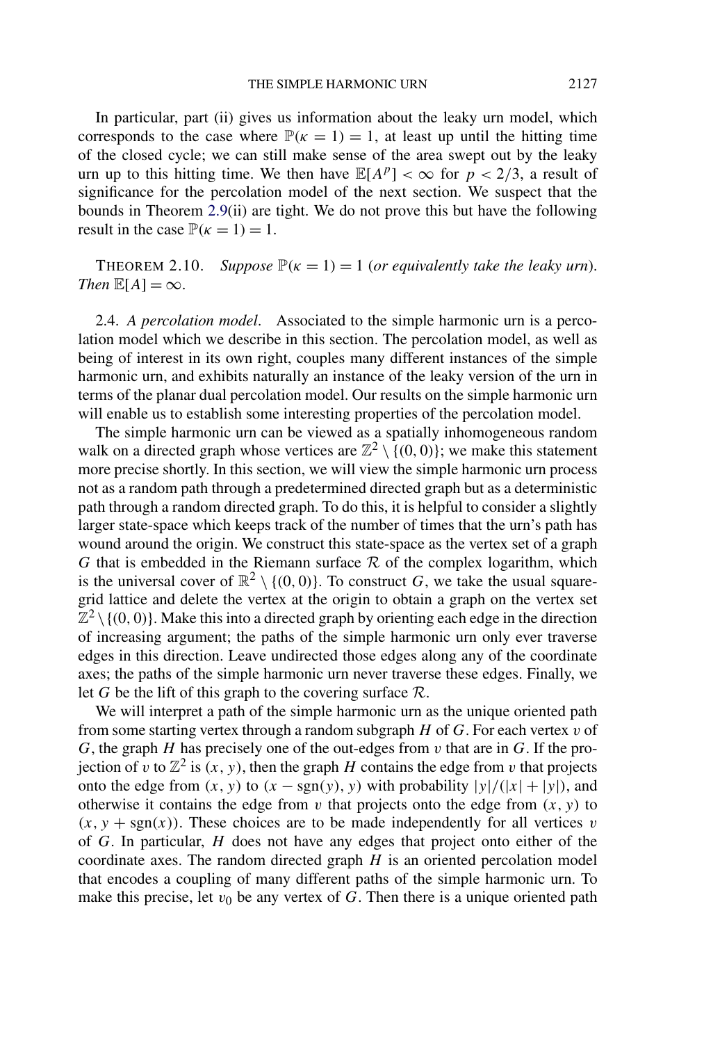In particular, part (ii) gives us information about the leaky urn model, which corresponds to the case where $\mathbb{P}(\kappa = 1) = 1$, at least up until the hitting time of the closed cycle; we can still make sense of the area swept out by the leaky urn up to this hitting time. We then have $\mathbb{E}[A^p] < \infty$ for $p < 2/3$, a result of significance for the percolation model of the next section. We suspect that the bounds in Theorem 2.9(ii) are tight. We do not prove this but have the following result in the case $\mathbb{P}(\kappa = 1) = 1$.

THEOREM 2.10. *Suppose $\mathbb{P}(\kappa = 1) = 1$ (or equivalently take the leaky urn). Then $\mathbb{E}[A] = \infty$.*

2.4. *A percolation model.* Associated to the simple harmonic urn is a percolation model which we describe in this section. The percolation model, as well as being of interest in its own right, couples many different instances of the simple harmonic urn, and exhibits naturally an instance of the leaky version of the urn in terms of the planar dual percolation model. Our results on the simple harmonic urn will enable us to establish some interesting properties of the percolation model.

The simple harmonic urn can be viewed as a spatially inhomogeneous random walk on a directed graph whose vertices are $\mathbb{Z}^2 \setminus \{(0, 0)\}$; we make this statement more precise shortly. In this section, we will view the simple harmonic urn process not as a random path through a predetermined directed graph but as a deterministic path through a random directed graph. To do this, it is helpful to consider a slightly larger state-space which keeps track of the number of times that the urn's path has wound around the origin. We construct this state-space as the vertex set of a graph $G$ that is embedded in the Riemann surface $\mathcal{R}$ of the complex logarithm, which is the universal cover of $\mathbb{R}^2 \setminus \{(0, 0)\}$. To construct $G$, we take the usual square-grid lattice and delete the vertex at the origin to obtain a graph on the vertex set $\mathbb{Z}^2 \setminus \{(0, 0)\}$. Make this into a directed graph by orienting each edge in the direction of increasing argument; the paths of the simple harmonic urn only ever traverse edges in this direction. Leave undirected those edges along any of the coordinate axes; the paths of the simple harmonic urn never traverse these edges. Finally, we let $G$ be the lift of this graph to the covering surface $\mathcal{R}$.

We will interpret a path of the simple harmonic urn as the unique oriented path from some starting vertex through a random subgraph $H$ of $G$. For each vertex $v$ of $G$, the graph $H$ has precisely one of the out-edges from $v$ that are in $G$. If the projection of $v$ to $\mathbb{Z}^2$ is $(x, y)$, then the graph $H$ contains the edge from $v$ that projects onto the edge from $(x, y)$ to $(x - \operatorname{sgn}(y), y)$ with probability $|y|/(|x| + |y|)$, and otherwise it contains the edge from $v$ that projects onto the edge from $(x, y)$ to $(x, y + \operatorname{sgn}(x))$. These choices are to be made independently for all vertices $v$ of $G$. In particular, $H$ does not have any edges that project onto either of the coordinate axes. The random directed graph $H$ is an oriented percolation model that encodes a coupling of many different paths of the simple harmonic urn. To make this precise, let $v_0$ be any vertex of $G$. Then there is a unique oriented path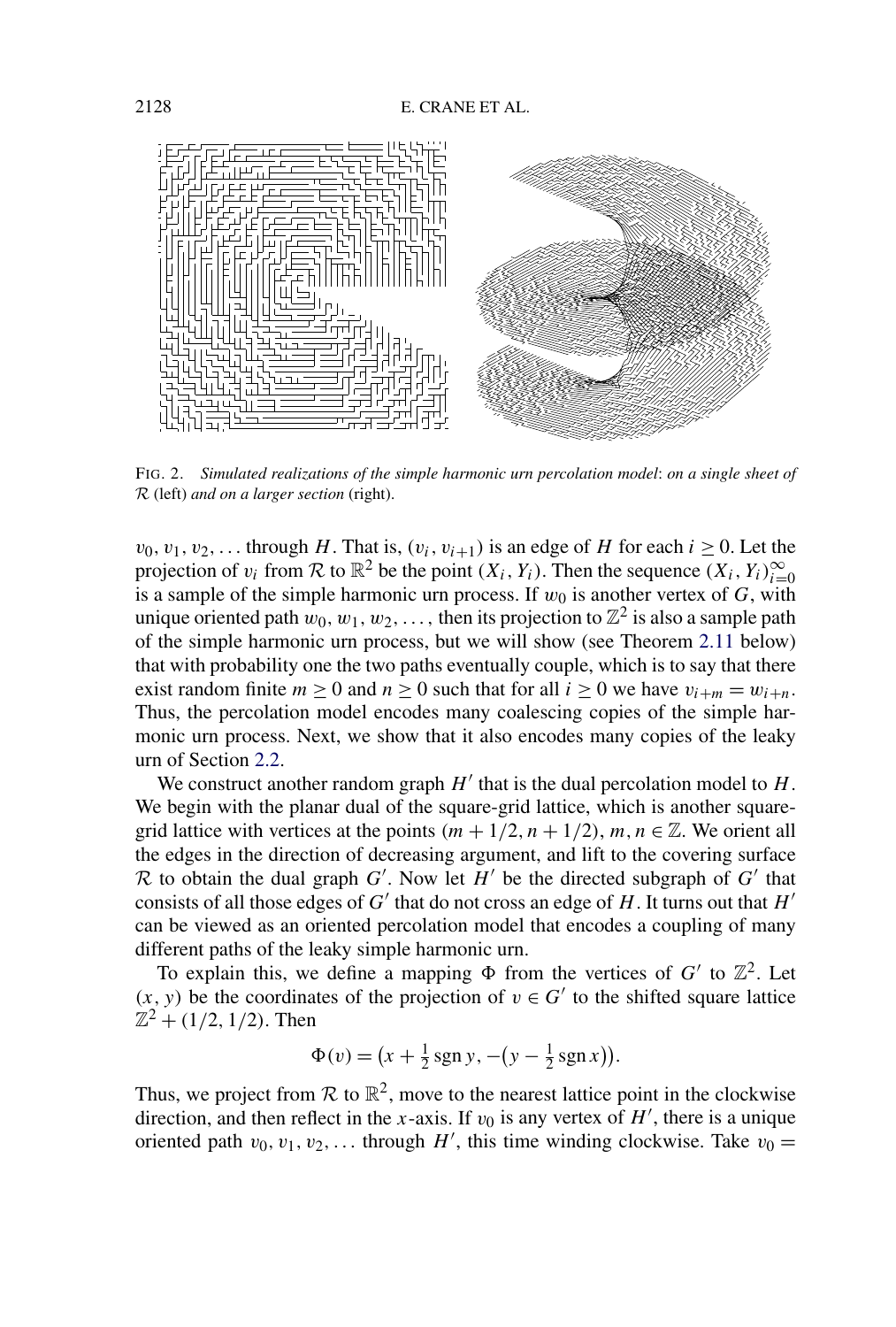FIG. 2. *Simulated realizations of the simple harmonic urn percolation model*: *on a single sheet of* $\mathcal{R}$ (left) *and on a larger section* (right).

$v_0, v_1, v_2, \dots$ through $H$. That is, $(v_i, v_{i+1})$ is an edge of $H$ for each $i \geq 0$. Let the projection of $v_i$ from $\mathcal{R}$ to $\mathbb{R}^2$ be the point $(X_i, Y_i)$. Then the sequence $(X_i, Y_i)_{i=0}^{\infty}$ is a sample of the simple harmonic urn process. If $w_0$ is another vertex of $G$, with unique oriented path $w_0, w_1, w_2, \dots$, then its projection to $\mathbb{Z}^2$ is also a sample path of the simple harmonic urn process, but we will show (see Theorem 2.11 below) that with probability one the two paths eventually couple, which is to say that there exist random finite $m \geq 0$ and $n \geq 0$ such that for all $i \geq 0$ we have $v_{i+m} = w_{i+n}$. Thus, the percolation model encodes many coalescing copies of the simple harmonic urn process. Next, we show that it also encodes many copies of the leaky urn of Section 2.2.

We construct another random graph $H'$ that is the dual percolation model to $H$. We begin with the planar dual of the square-grid lattice, which is another square-grid lattice with vertices at the points $(m + 1/2, n + 1/2)$, $m, n \in \mathbb{Z}$. We orient all the edges in the direction of decreasing argument, and lift to the covering surface $\mathcal{R}$ to obtain the dual graph $G'$. Now let $H'$ be the directed subgraph of $G'$ that consists of all those edges of $G'$ that do not cross an edge of $H$. It turns out that $H'$ can be viewed as an oriented percolation model that encodes a coupling of many different paths of the leaky simple harmonic urn.

To explain this, we define a mapping $\Phi$ from the vertices of $G'$ to $\mathbb{Z}^2$. Let $(x, y)$ be the coordinates of the projection of $v \in G'$ to the shifted square lattice $\mathbb{Z}^2 + (1/2, 1/2)$. Then

$$\Phi(v) = \left(x + \tfrac{1}{2} \operatorname{sgn} y, -\left(y - \tfrac{1}{2} \operatorname{sgn} x\right)\right).$$

Thus, we project from $\mathcal{R}$ to $\mathbb{R}^2$, move to the nearest lattice point in the clockwise direction, and then reflect in the $x$-axis. If $v_0$ is any vertex of $H'$, there is a unique oriented path $v_0, v_1, v_2, \dots$ through $H'$, this time winding clockwise. Take $v_0 =$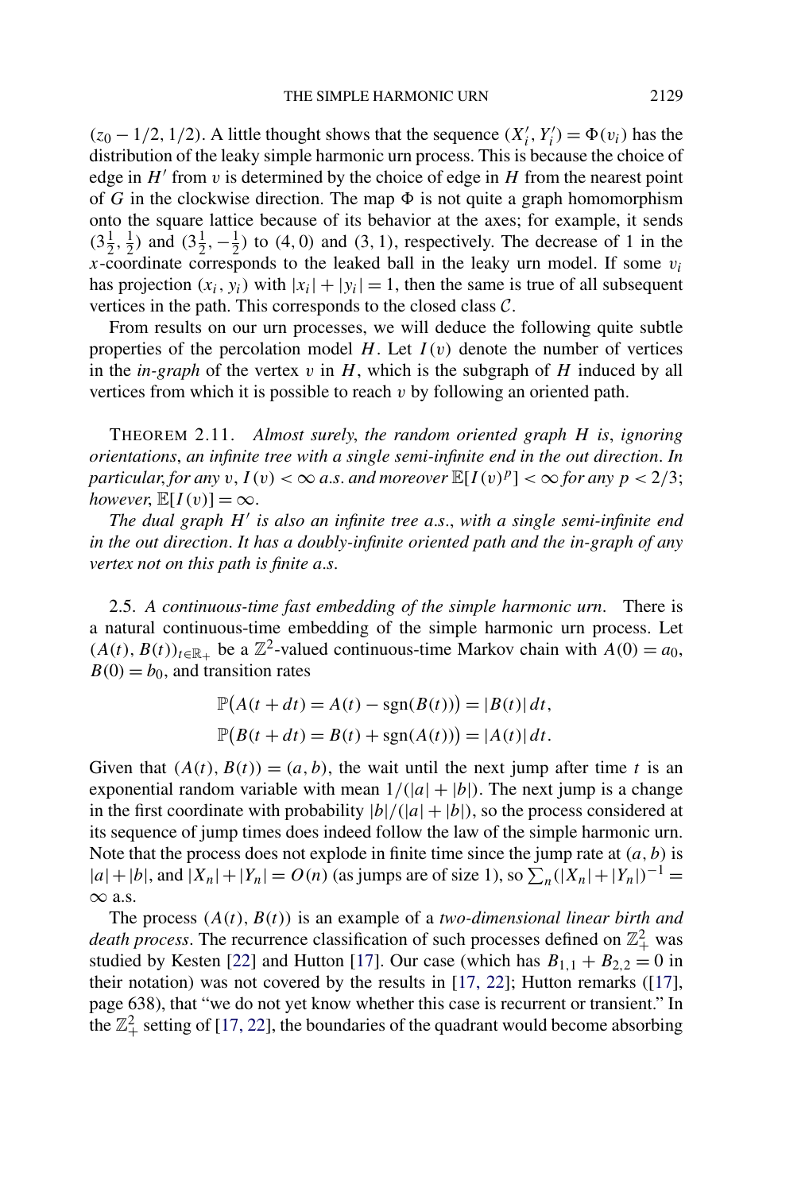$(z_0 - 1/2, 1/2)$. A little thought shows that the sequence $(X_i', Y_i') = \Phi(v_i)$ has the distribution of the leaky simple harmonic urn process. This is because the choice of edge in $H'$ from $v$ is determined by the choice of edge in $H$ from the nearest point of $G$ in the clockwise direction. The map $\Phi$ is not quite a graph homomorphism onto the square lattice because of its behavior at the axes; for example, it sends $(3\frac{1}{2}, \frac{1}{2})$ and $(3\frac{1}{2}, -\frac{1}{2})$ to $(4, 0)$ and $(3, 1)$, respectively. The decrease of 1 in the $x$-coordinate corresponds to the leaked ball in the leaky urn model. If some $v_i$ has projection $(x_i, y_i)$ with $|x_i| + |y_i| = 1$, then the same is true of all subsequent vertices in the path. This corresponds to the closed class $\mathcal{C}$.

From results on our urn processes, we will deduce the following quite subtle properties of the percolation model $H$. Let $I(v)$ denote the number of vertices in the *in-graph* of the vertex $v$ in $H$, which is the subgraph of $H$ induced by all vertices from which it is possible to reach $v$ by following an oriented path.

THEOREM 2.11. *Almost surely, the random oriented graph $H$ is, ignoring orientations, an infinite tree with a single semi-infinite end in the out direction. In particular, for any $v$, $I(v) < \infty$ a.s. and moreover $\mathbb{E}[I(v)^p] < \infty$ for any $p < 2/3$; however, $\mathbb{E}[I(v)] = \infty$.*

*The dual graph $H'$ is also an infinite tree a.s., with a single semi-infinite end in the out direction. It has a doubly-infinite oriented path and the in-graph of any vertex not on this path is finite a.s.*

2.5. *A continuous-time fast embedding of the simple harmonic urn.* There is a natural continuous-time embedding of the simple harmonic urn process. Let $(A(t), B(t))_{t \in \mathbb{R}_+}$ be a $\mathbb{Z}^2$-valued continuous-time Markov chain with $A(0) = a_0$, $B(0) = b_0$, and transition rates

$$\mathbb{P}\big(A(t + dt) = A(t) - \operatorname{sgn}(B(t))\big) = |B(t)|\, dt,$$
$$\mathbb{P}\big(B(t + dt) = B(t) + \operatorname{sgn}(A(t))\big) = |A(t)|\, dt.$$

Given that $(A(t), B(t)) = (a, b)$, the wait until the next jump after time $t$ is an exponential random variable with mean $1/(|a| + |b|)$. The next jump is a change in the first coordinate with probability $|b|/(|a| + |b|)$, so the process considered at its sequence of jump times does indeed follow the law of the simple harmonic urn. Note that the process does not explode in finite time since the jump rate at $(a, b)$ is $|a| + |b|$, and $|X_n| + |Y_n| = O(n)$ (as jumps are of size 1), so $\sum_n (|X_n| + |Y_n|)^{-1} = \infty$ a.s.

The process $(A(t), B(t))$ is an example of a *two-dimensional linear birth and death process*. The recurrence classification of such processes defined on $\mathbb{Z}_+^2$ was studied by Kesten [22] and Hutton [17]. Our case (which has $B_{1,1} + B_{2,2} = 0$ in their notation) was not covered by the results in [17, 22]; Hutton remarks ([17], page 638), that "we do not yet know whether this case is recurrent or transient." In the $\mathbb{Z}_+^2$ setting of [17, 22], the boundaries of the quadrant would become absorbing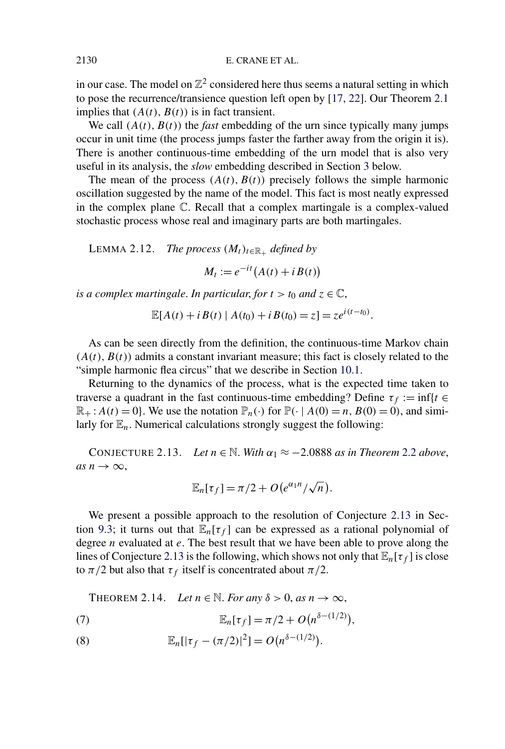in our case. The model on $\mathbb{Z}^2$ considered here thus seems a natural setting in which to pose the recurrence/transience question left open by [17, 22]. Our Theorem 2.1 implies that $(A(t), B(t))$ is in fact transient.

We call $(A(t), B(t))$ the *fast* embedding of the urn since typically many jumps occur in unit time (the process jumps faster the farther away from the origin it is). There is another continuous-time embedding of the urn model that is also very useful in its analysis, the *slow* embedding described in Section 3 below.

The mean of the process $(A(t), B(t))$ precisely follows the simple harmonic oscillation suggested by the name of the model. This fact is most neatly expressed in the complex plane $\mathbb{C}$. Recall that a complex martingale is a complex-valued stochastic process whose real and imaginary parts are both martingales.

LEMMA 2.12. *The process $(M_t)_{t\in\mathbb{R}_+}$ defined by*

$$M_t := e^{-it}\big(A(t) + iB(t)\big)$$

*is a complex martingale. In particular, for $t > t_0$ and $z \in \mathbb{C}$,*

$$\mathbb{E}[A(t) + iB(t) \mid A(t_0) + iB(t_0) = z] = ze^{i(t-t_0)}.$$

As can be seen directly from the definition, the continuous-time Markov chain $(A(t), B(t))$ admits a constant invariant measure; this fact is closely related to the "simple harmonic flea circus" that we describe in Section 10.1.

Returning to the dynamics of the process, what is the expected time taken to traverse a quadrant in the fast continuous-time embedding? Define $\tau_f := \inf\{t \in \mathbb{R}_+ : A(t) = 0\}$. We use the notation $\mathbb{P}_n(\cdot)$ for $\mathbb{P}(\cdot \mid A(0) = n, B(0) = 0)$, and similarly for $\mathbb{E}_n$. Numerical calculations strongly suggest the following:

CONJECTURE 2.13. *Let $n \in \mathbb{N}$. With $\alpha_1 \approx -2.0888$ as in Theorem 2.2 above, as $n \to \infty$,*

$$\mathbb{E}_n[\tau_f] = \pi/2 + O\big(e^{\alpha_1 n}/\sqrt{n}\big).$$

We present a possible approach to the resolution of Conjecture 2.13 in Section 9.3; it turns out that $\mathbb{E}_n[\tau_f]$ can be expressed as a rational polynomial of degree $n$ evaluated at $e$. The best result that we have been able to prove along the lines of Conjecture 2.13 is the following, which shows not only that $\mathbb{E}_n[\tau_f]$ is close to $\pi/2$ but also that $\tau_f$ itself is concentrated about $\pi/2$.

THEOREM 2.14. *Let $n \in \mathbb{N}$. For any $\delta > 0$, as $n \to \infty$,*

$$\mathbb{E}_n[\tau_f] = \pi/2 + O\big(n^{\delta-(1/2)}\big), \tag{7}$$

$$\mathbb{E}_n[|\tau_f - (\pi/2)|^2] = O\big(n^{\delta-(1/2)}\big). \tag{8}$$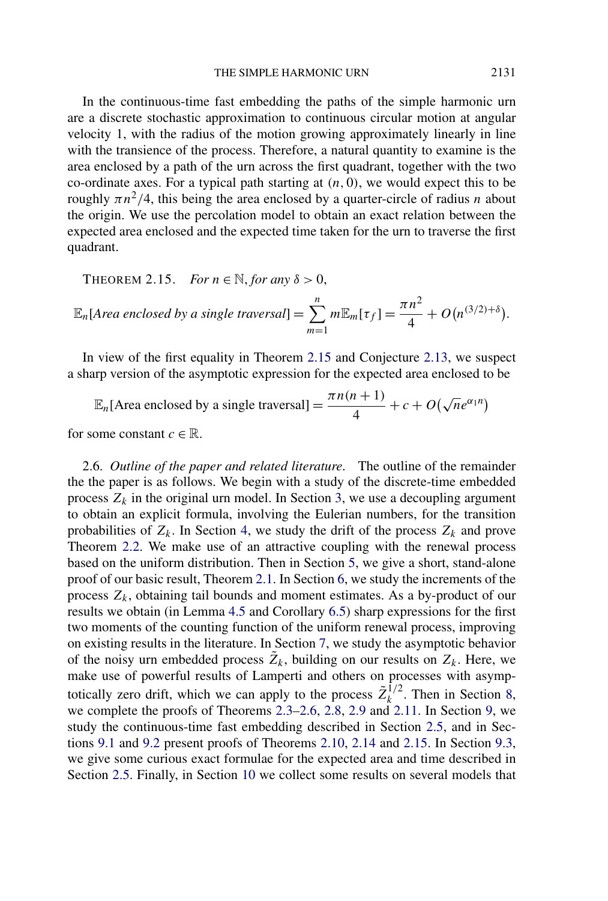In the continuous-time fast embedding the paths of the simple harmonic urn are a discrete stochastic approximation to continuous circular motion at angular velocity 1, with the radius of the motion growing approximately linearly in line with the transience of the process. Therefore, a natural quantity to examine is the area enclosed by a path of the urn across the first quadrant, together with the two co-ordinate axes. For a typical path starting at $(n, 0)$, we would expect this to be roughly $\pi n^2/4$, this being the area enclosed by a quarter-circle of radius $n$ about the origin. We use the percolation model to obtain an exact relation between the expected area enclosed and the expected time taken for the urn to traverse the first quadrant.

THEOREM 2.15. *For $n \in \mathbb{N}$, for any $\delta > 0$,*

$$\mathbb{E}_n[\textit{Area enclosed by a single traversal}] = \sum_{m=1}^{n} m\mathbb{E}_m[\tau_f] = \frac{\pi n^2}{4} + O\big(n^{(3/2)+\delta}\big).$$

In view of the first equality in Theorem 2.15 and Conjecture 2.13, we suspect a sharp version of the asymptotic expression for the expected area enclosed to be

$$\mathbb{E}_n[\text{Area enclosed by a single traversal}] = \frac{\pi n(n+1)}{4} + c + O\big(\sqrt{n}e^{\alpha_1 n}\big)$$

for some constant $c \in \mathbb{R}$.

2.6. *Outline of the paper and related literature.* The outline of the remainder the the paper is as follows. We begin with a study of the discrete-time embedded process $Z_k$ in the original urn model. In Section 3, we use a decoupling argument to obtain an explicit formula, involving the Eulerian numbers, for the transition probabilities of $Z_k$. In Section 4, we study the drift of the process $Z_k$ and prove Theorem 2.2. We make use of an attractive coupling with the renewal process based on the uniform distribution. Then in Section 5, we give a short, stand-alone proof of our basic result, Theorem 2.1. In Section 6, we study the increments of the process $Z_k$, obtaining tail bounds and moment estimates. As a by-product of our results we obtain (in Lemma 4.5 and Corollary 6.5) sharp expressions for the first two moments of the counting function of the uniform renewal process, improving on existing results in the literature. In Section 7, we study the asymptotic behavior of the noisy urn embedded process $\tilde{Z}_k$, building on our results on $Z_k$. Here, we make use of powerful results of Lamperti and others on processes with asymptotically zero drift, which we can apply to the process $\tilde{Z}_k^{1/2}$. Then in Section 8, we complete the proofs of Theorems 2.3–2.6, 2.8, 2.9 and 2.11. In Section 9, we study the continuous-time fast embedding described in Section 2.5, and in Sections 9.1 and 9.2 present proofs of Theorems 2.10, 2.14 and 2.15. In Section 9.3, we give some curious exact formulae for the expected area and time described in Section 2.5. Finally, in Section 10 we collect some results on several models that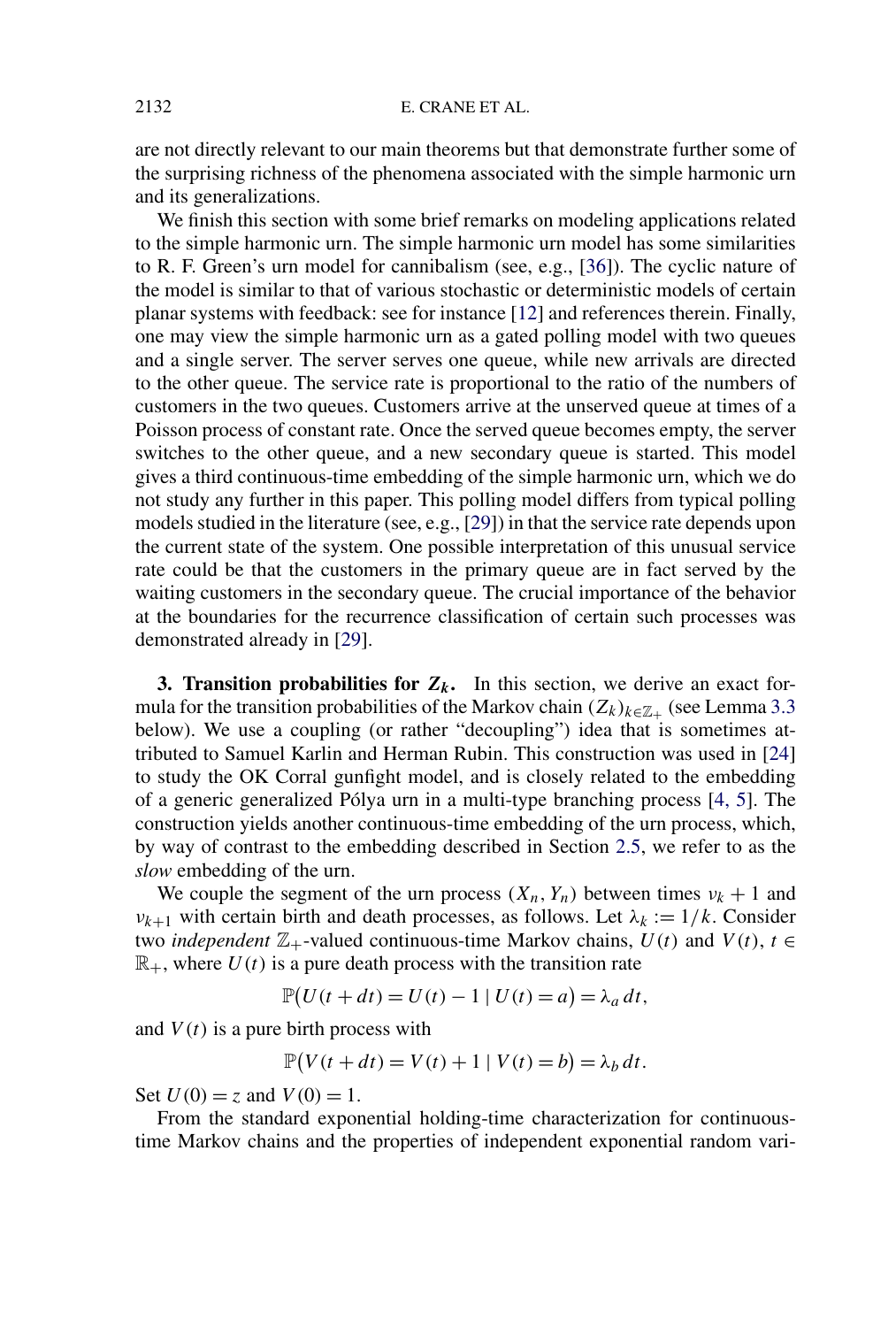are not directly relevant to our main theorems but that demonstrate further some of the surprising richness of the phenomena associated with the simple harmonic urn and its generalizations.

We finish this section with some brief remarks on modeling applications related to the simple harmonic urn. The simple harmonic urn model has some similarities to R. F. Green's urn model for cannibalism (see, e.g., [36]). The cyclic nature of the model is similar to that of various stochastic or deterministic models of certain planar systems with feedback: see for instance [12] and references therein. Finally, one may view the simple harmonic urn as a gated polling model with two queues and a single server. The server serves one queue, while new arrivals are directed to the other queue. The service rate is proportional to the ratio of the numbers of customers in the two queues. Customers arrive at the unserved queue at times of a Poisson process of constant rate. Once the served queue becomes empty, the server switches to the other queue, and a new secondary queue is started. This model gives a third continuous-time embedding of the simple harmonic urn, which we do not study any further in this paper. This polling model differs from typical polling models studied in the literature (see, e.g., [29]) in that the service rate depends upon the current state of the system. One possible interpretation of this unusual service rate could be that the customers in the primary queue are in fact served by the waiting customers in the secondary queue. The crucial importance of the behavior at the boundaries for the recurrence classification of certain such processes was demonstrated already in [29].

## 3. Transition probabilities for $Z_k$.

In this section, we derive an exact formula for the transition probabilities of the Markov chain $(Z_k)_{k \in \mathbb{Z}_+}$ (see Lemma 3.3 below). We use a coupling (or rather "decoupling") idea that is sometimes attributed to Samuel Karlin and Herman Rubin. This construction was used in [24] to study the OK Corral gunfight model, and is closely related to the embedding of a generic generalized Pólya urn in a multi-type branching process [4, 5]. The construction yields another continuous-time embedding of the urn process, which, by way of contrast to the embedding described in Section 2.5, we refer to as the *slow* embedding of the urn.

We couple the segment of the urn process $(X_n, Y_n)$ between times $\nu_k + 1$ and $\nu_{k+1}$ with certain birth and death processes, as follows. Let $\lambda_k := 1/k$. Consider two *independent* $\mathbb{Z}_+$-valued continuous-time Markov chains, $U(t)$ and $V(t)$, $t \in \mathbb{R}_+$, where $U(t)$ is a pure death process with the transition rate

$$\mathbb{P}\big(U(t + dt) = U(t) - 1 \mid U(t) = a\big) = \lambda_a \, dt,$$

and $V(t)$ is a pure birth process with

$$\mathbb{P}\big(V(t + dt) = V(t) + 1 \mid V(t) = b\big) = \lambda_b \, dt.$$

Set $U(0) = z$ and $V(0) = 1$.

From the standard exponential holding-time characterization for continuous-time Markov chains and the properties of independent exponential random vari-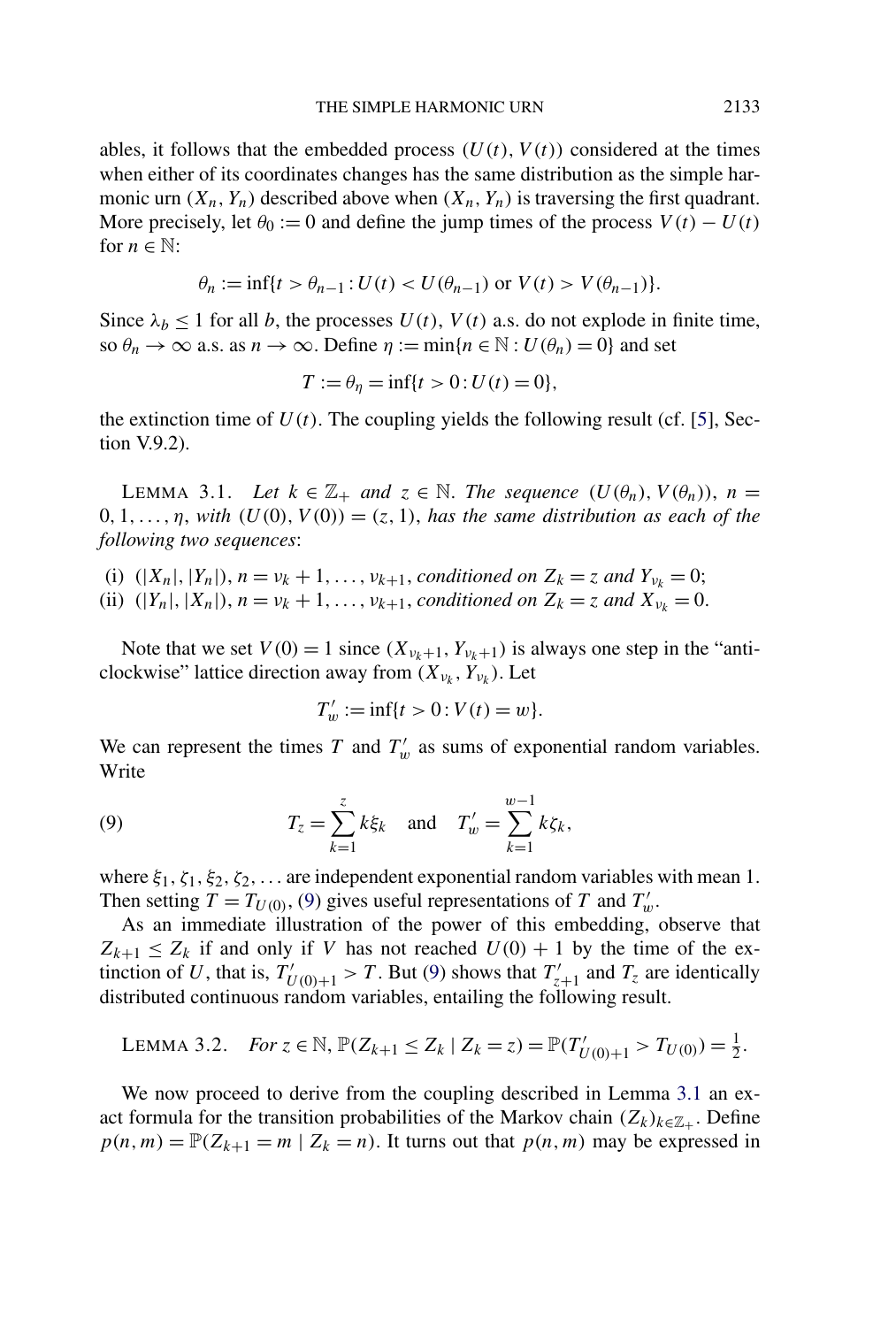ables, it follows that the embedded process $(U(t), V(t))$ considered at the times when either of its coordinates changes has the same distribution as the simple harmonic urn $(X_n, Y_n)$ described above when $(X_n, Y_n)$ is traversing the first quadrant. More precisely, let $\theta_0 := 0$ and define the jump times of the process $V(t) - U(t)$ for $n \in \mathbb{N}$:

$$\theta_n := \inf\{t > \theta_{n-1} : U(t) < U(\theta_{n-1}) \text{ or } V(t) > V(\theta_{n-1})\}.$$

Since $\lambda_b \le 1$ for all $b$, the processes $U(t)$, $V(t)$ a.s. do not explode in finite time, so $\theta_n \to \infty$ a.s. as $n \to \infty$. Define $\eta := \min\{n \in \mathbb{N} : U(\theta_n) = 0\}$ and set

$$T := \theta_\eta = \inf\{t > 0 : U(t) = 0\},$$

the extinction time of $U(t)$. The coupling yields the following result (cf. [5], Section V.9.2).

LEMMA 3.1. *Let $k \in \mathbb{Z}_+$ and $z \in \mathbb{N}$. The sequence $(U(\theta_n), V(\theta_n))$, $n = 0, 1, \dots, \eta$, with $(U(0), V(0)) = (z, 1)$, has the same distribution as each of the following two sequences*:

(i) $(|X_n|, |Y_n|)$, $n = \nu_k + 1, \dots, \nu_{k+1}$, *conditioned on $Z_k = z$ and $Y_{\nu_k} = 0$*;
(ii) $(|Y_n|, |X_n|)$, $n = \nu_k + 1, \dots, \nu_{k+1}$, *conditioned on $Z_k = z$ and $X_{\nu_k} = 0$.*

Note that we set $V(0) = 1$ since $(X_{\nu_k+1}, Y_{\nu_k+1})$ is always one step in the "anticlockwise" lattice direction away from $(X_{\nu_k}, Y_{\nu_k})$. Let

$$T'_w := \inf\{t > 0 : V(t) = w\}.$$

We can represent the times $T$ and $T'_w$ as sums of exponential random variables. Write

$$T_z = \sum_{k=1}^{z} k\xi_k \quad \text{and} \quad T'_w = \sum_{k=1}^{w-1} k\zeta_k, \tag{9}$$

where $\xi_1, \zeta_1, \xi_2, \zeta_2, \dots$ are independent exponential random variables with mean 1. Then setting $T = T_{U(0)}$, (9) gives useful representations of $T$ and $T'_w$.

As an immediate illustration of the power of this embedding, observe that $Z_{k+1} \le Z_k$ if and only if $V$ has not reached $U(0) + 1$ by the time of the extinction of $U$, that is, $T'_{U(0)+1} > T$. But (9) shows that $T'_{z+1}$ and $T_z$ are identically distributed continuous random variables, entailing the following result.

LEMMA 3.2. *For $z \in \mathbb{N}$, $\mathbb{P}(Z_{k+1} \le Z_k \mid Z_k = z) = \mathbb{P}(T'_{U(0)+1} > T_{U(0)}) = \frac{1}{2}$.*

We now proceed to derive from the coupling described in Lemma 3.1 an exact formula for the transition probabilities of the Markov chain $(Z_k)_{k \in \mathbb{Z}_+}$. Define $p(n, m) = \mathbb{P}(Z_{k+1} = m \mid Z_k = n)$. It turns out that $p(n, m)$ may be expressed in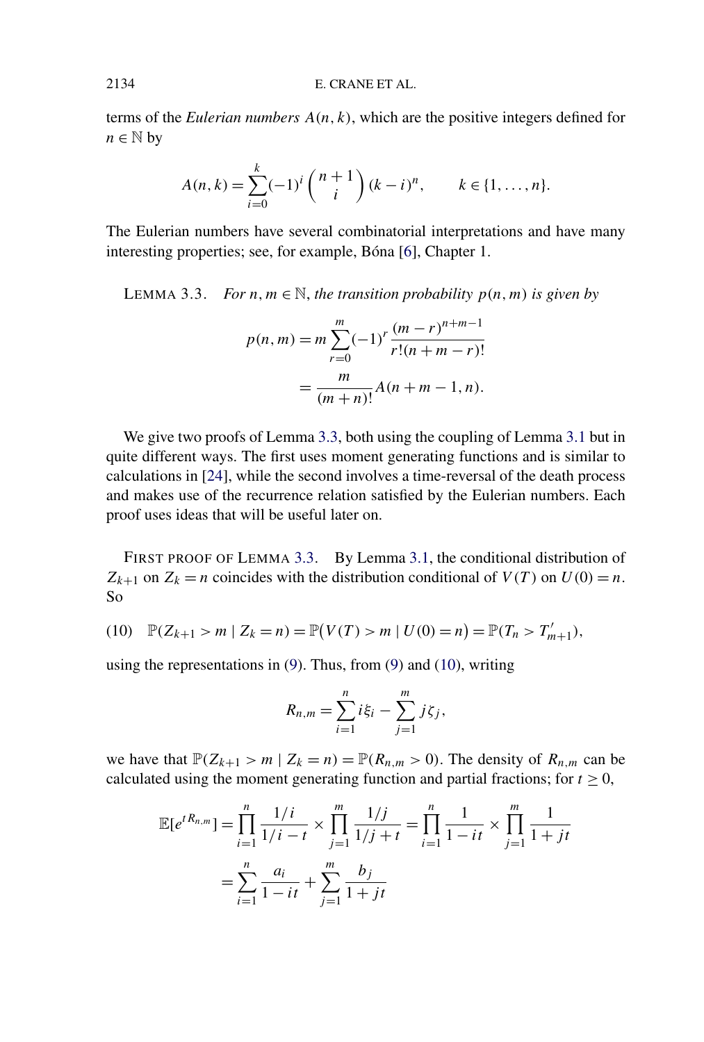terms of the *Eulerian numbers* $A(n,k)$, which are the positive integers defined for $n \in \mathbb{N}$ by

$$A(n,k) = \sum_{i=0}^{k} (-1)^i \binom{n+1}{i} (k-i)^n, \qquad k \in \{1, \dots, n\}.$$

The Eulerian numbers have several combinatorial interpretations and have many interesting properties; see, for example, Bóna [6], Chapter 1.

LEMMA 3.3. *For $n, m \in \mathbb{N}$, the transition probability $p(n,m)$ is given by*

$$\begin{aligned} p(n,m) &= m \sum_{r=0}^{m} (-1)^r \frac{(m-r)^{n+m-1}}{r!(n+m-r)!} \\ &= \frac{m}{(m+n)!} A(n+m-1, n). \end{aligned}$$

We give two proofs of Lemma 3.3, both using the coupling of Lemma 3.1 but in quite different ways. The first uses moment generating functions and is similar to calculations in [24], while the second involves a time-reversal of the death process and makes use of the recurrence relation satisfied by the Eulerian numbers. Each proof uses ideas that will be useful later on.

FIRST PROOF OF LEMMA 3.3. By Lemma 3.1, the conditional distribution of $Z_{k+1}$ on $Z_k = n$ coincides with the distribution conditional of $V(T)$ on $U(0) = n$. So

$$\text{(10)} \quad \mathbb{P}(Z_{k+1} > m \mid Z_k = n) = \mathbb{P}\big(V(T) > m \mid U(0) = n\big) = \mathbb{P}(T_n > T'_{m+1}),$$

using the representations in (9). Thus, from (9) and (10), writing

$$R_{n,m} = \sum_{i=1}^{n} i\xi_i - \sum_{j=1}^{m} j\zeta_j,$$

we have that $\mathbb{P}(Z_{k+1} > m \mid Z_k = n) = \mathbb{P}(R_{n,m} > 0)$. The density of $R_{n,m}$ can be calculated using the moment generating function and partial fractions; for $t \geq 0$,

$$\begin{aligned} \mathbb{E}[e^{tR_{n,m}}] &= \prod_{i=1}^{n} \frac{1/i}{1/i - t} \times \prod_{j=1}^{m} \frac{1/j}{1/j + t} = \prod_{i=1}^{n} \frac{1}{1 - it} \times \prod_{j=1}^{m} \frac{1}{1 + jt} \\ &= \sum_{i=1}^{n} \frac{a_i}{1 - it} + \sum_{j=1}^{m} \frac{b_j}{1 + jt} \end{aligned}$$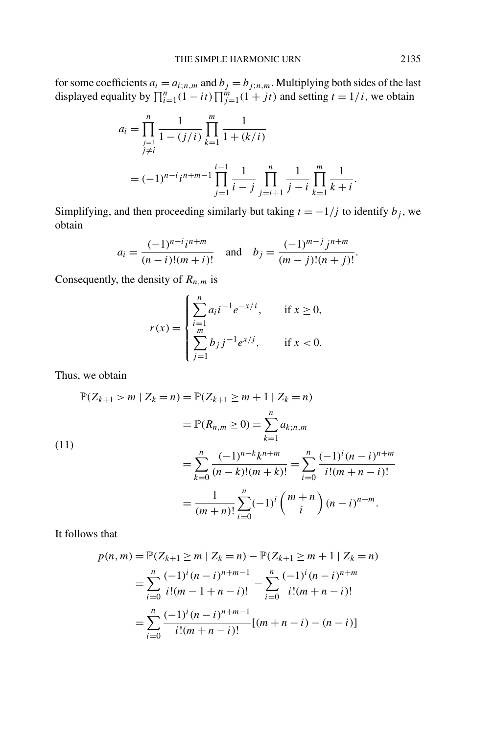for some coefficients $a_i = a_{i;n,m}$ and $b_j = b_{j;n,m}$. Multiplying both sides of the last displayed equality by $\prod_{i=1}^{n}(1-it)\prod_{j=1}^{m}(1+jt)$ and setting $t = 1/i$, we obtain

$$
\begin{aligned}
a_i &= \prod_{\substack{j=1\\ j\neq i}}^{n} \frac{1}{1-(j/i)} \prod_{k=1}^{m} \frac{1}{1+(k/i)} \\
&= (-1)^{n-i} i^{n+m-1} \prod_{j=1}^{i-1} \frac{1}{i-j} \prod_{j=i+1}^{n} \frac{1}{j-i} \prod_{k=1}^{m} \frac{1}{k+i}.
\end{aligned}
$$

Simplifying, and then proceeding similarly but taking $t = -1/j$ to identify $b_j$, we obtain

$$
a_i = \frac{(-1)^{n-i} i^{n+m}}{(n-i)!(m+i)!} \quad \text{and} \quad b_j = \frac{(-1)^{m-j} j^{n+m}}{(m-j)!(n+j)!}.
$$

Consequently, the density of $R_{n,m}$ is

$$
r(x) = \begin{cases} \displaystyle\sum_{i=1}^{n} a_i i^{-1} e^{-x/i}, & \text{if } x \geq 0, \\ \displaystyle\sum_{j=1}^{m} b_j j^{-1} e^{x/j}, & \text{if } x < 0. \end{cases}
$$

Thus, we obtain

$$
\begin{aligned}
\mathbb{P}(Z_{k+1} > m \mid Z_k = n) &= \mathbb{P}(Z_{k+1} \geq m+1 \mid Z_k = n) \\
&= \mathbb{P}(R_{n,m} \geq 0) = \sum_{k=1}^{n} a_{k;n,m} \\
&= \sum_{k=0}^{n} \frac{(-1)^{n-k} k^{n+m}}{(n-k)!(m+k)!} = \sum_{i=0}^{n} \frac{(-1)^i (n-i)^{n+m}}{i!(m+n-i)!} \\
&= \frac{1}{(m+n)!} \sum_{i=0}^{n} (-1)^i \binom{m+n}{i} (n-i)^{n+m}.
\end{aligned}
\tag{11}
$$

It follows that

$$
\begin{aligned}
p(n,m) &= \mathbb{P}(Z_{k+1} \geq m \mid Z_k = n) - \mathbb{P}(Z_{k+1} \geq m+1 \mid Z_k = n) \\
&= \sum_{i=0}^{n} \frac{(-1)^i (n-i)^{n+m-1}}{i!(m-1+n-i)!} - \sum_{i=0}^{n} \frac{(-1)^i (n-i)^{n+m}}{i!(m+n-i)!} \\
&= \sum_{i=0}^{n} \frac{(-1)^i (n-i)^{n+m-1}}{i!(m+n-i)!} [(m+n-i) - (n-i)]
\end{aligned}
$$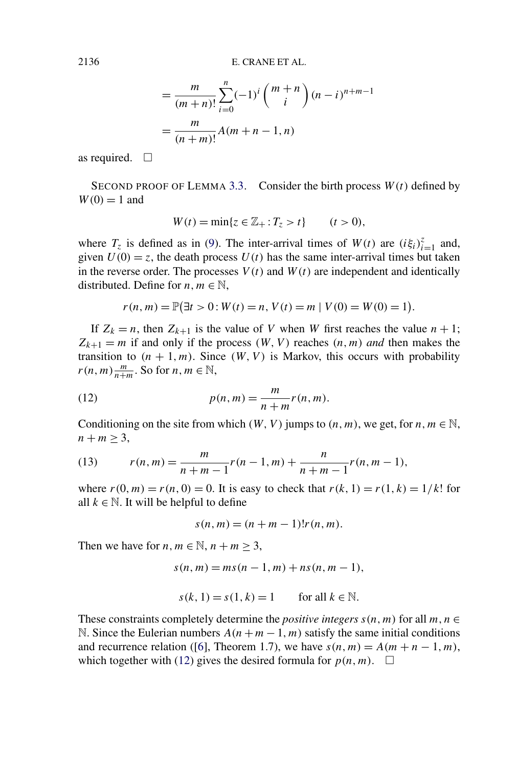$$= \frac{m}{(m+n)!} \sum_{i=0}^{n} (-1)^i \binom{m+n}{i} (n-i)^{n+m-1}$$

$$= \frac{m}{(n+m)!} A(m+n-1, n)$$

as required. □

SECOND PROOF OF LEMMA 3.3. Consider the birth process $W(t)$ defined by $W(0) = 1$ and

$$W(t) = \min\{z \in \mathbb{Z}_+ : T_z > t\} \qquad (t > 0),$$

where $T_z$ is defined as in (9). The inter-arrival times of $W(t)$ are $(i\xi_i)_{i=1}^{z}$ and, given $U(0) = z$, the death process $U(t)$ has the same inter-arrival times but taken in the reverse order. The processes $V(t)$ and $W(t)$ are independent and identically distributed. Define for $n, m \in \mathbb{N}$,

$$r(n,m) = \mathbb{P}\big(\exists t > 0 : W(t) = n, V(t) = m \mid V(0) = W(0) = 1\big).$$

If $Z_k = n$, then $Z_{k+1}$ is the value of $V$ when $W$ first reaches the value $n+1$; $Z_{k+1} = m$ if and only if the process $(W, V)$ reaches $(n, m)$ *and* then makes the transition to $(n+1, m)$. Since $(W, V)$ is Markov, this occurs with probability $r(n,m)\frac{m}{n+m}$. So for $n, m \in \mathbb{N}$,

$$p(n,m) = \frac{m}{n+m} r(n,m). \tag{12}$$

Conditioning on the site from which $(W, V)$ jumps to $(n, m)$, we get, for $n, m \in \mathbb{N}$, $n + m \geq 3$,

$$r(n,m) = \frac{m}{n+m-1} r(n-1,m) + \frac{n}{n+m-1} r(n,m-1), \tag{13}$$

where $r(0,m) = r(n,0) = 0$. It is easy to check that $r(k,1) = r(1,k) = 1/k!$ for all $k \in \mathbb{N}$. It will be helpful to define

$$s(n,m) = (n+m-1)! r(n,m).$$

Then we have for $n, m \in \mathbb{N}$, $n + m \geq 3$,

$$s(n,m) = m s(n-1,m) + n s(n,m-1),$$

$$s(k,1) = s(1,k) = 1 \qquad \text{for all } k \in \mathbb{N}.$$

These constraints completely determine the *positive integers* $s(n,m)$ for all $m, n \in \mathbb{N}$. Since the Eulerian numbers $A(n+m-1, m)$ satisfy the same initial conditions and recurrence relation ([6], Theorem 1.7), we have $s(n,m) = A(m+n-1, m)$, which together with (12) gives the desired formula for $p(n,m)$. □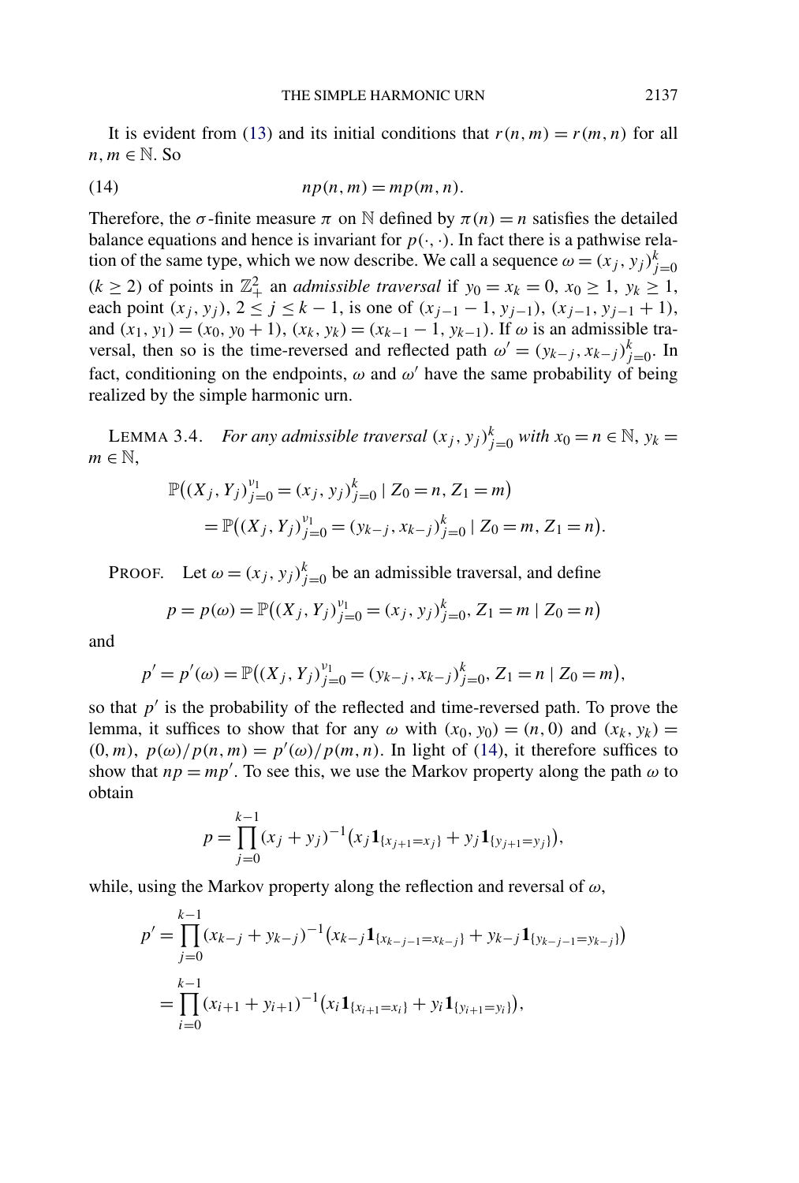It is evident from (13) and its initial conditions that $r(n, m) = r(m, n)$ for all $n, m \in \mathbb{N}$. So

$$np(n, m) = mp(m, n). \tag{14}$$

Therefore, the $\sigma$-finite measure $\pi$ on $\mathbb{N}$ defined by $\pi(n) = n$ satisfies the detailed balance equations and hence is invariant for $p(\cdot, \cdot)$. In fact there is a pathwise relation of the same type, which we now describe. We call a sequence $\omega = (x_j, y_j)_{j=0}^{k}$ ($k \geq 2$) of points in $\mathbb{Z}_+^2$ an *admissible traversal* if $y_0 = x_k = 0$, $x_0 \geq 1$, $y_k \geq 1$, each point $(x_j, y_j)$, $2 \leq j \leq k-1$, is one of $(x_{j-1} - 1, y_{j-1})$, $(x_{j-1}, y_{j-1} + 1)$, and $(x_1, y_1) = (x_0, y_0 + 1)$, $(x_k, y_k) = (x_{k-1} - 1, y_{k-1})$. If $\omega$ is an admissible traversal, then so is the time-reversed and reflected path $\omega' = (y_{k-j}, x_{k-j})_{j=0}^{k}$. In fact, conditioning on the endpoints, $\omega$ and $\omega'$ have the same probability of being realized by the simple harmonic urn.

LEMMA 3.4. *For any admissible traversal $(x_j, y_j)_{j=0}^{k}$ with $x_0 = n \in \mathbb{N}$, $y_k = m \in \mathbb{N}$,*

$$\begin{aligned}
&\mathbb{P}\big((X_j, Y_j)_{j=0}^{\nu_1} = (x_j, y_j)_{j=0}^{k} \mid Z_0 = n, Z_1 = m\big) \\
&\quad = \mathbb{P}\big((X_j, Y_j)_{j=0}^{\nu_1} = (y_{k-j}, x_{k-j})_{j=0}^{k} \mid Z_0 = m, Z_1 = n\big).
\end{aligned}$$

PROOF. Let $\omega = (x_j, y_j)_{j=0}^{k}$ be an admissible traversal, and define

$$p = p(\omega) = \mathbb{P}\big((X_j, Y_j)_{j=0}^{\nu_1} = (x_j, y_j)_{j=0}^{k}, Z_1 = m \mid Z_0 = n\big)$$

and

$$p' = p'(\omega) = \mathbb{P}\big((X_j, Y_j)_{j=0}^{\nu_1} = (y_{k-j}, x_{k-j})_{j=0}^{k}, Z_1 = n \mid Z_0 = m\big),$$

so that $p'$ is the probability of the reflected and time-reversed path. To prove the lemma, it suffices to show that for any $\omega$ with $(x_0, y_0) = (n, 0)$ and $(x_k, y_k) = (0, m)$, $p(\omega)/p(n, m) = p'(\omega)/p(m, n)$. In light of (14), it therefore suffices to show that $np = mp'$. To see this, we use the Markov property along the path $\omega$ to obtain

$$p = \prod_{j=0}^{k-1} (x_j + y_j)^{-1} \big(x_j \mathbf{1}_{\{x_{j+1} = x_j\}} + y_j \mathbf{1}_{\{y_{j+1} = y_j\}}\big),$$

while, using the Markov property along the reflection and reversal of $\omega$,

$$\begin{aligned}
p' &= \prod_{j=0}^{k-1} (x_{k-j} + y_{k-j})^{-1} \big(x_{k-j} \mathbf{1}_{\{x_{k-j-1} = x_{k-j}\}} + y_{k-j} \mathbf{1}_{\{y_{k-j-1} = y_{k-j}\}}\big) \\
&= \prod_{i=0}^{k-1} (x_{i+1} + y_{i+1})^{-1} \big(x_i \mathbf{1}_{\{x_{i+1} = x_i\}} + y_i \mathbf{1}_{\{y_{i+1} = y_i\}}\big),
\end{aligned}$$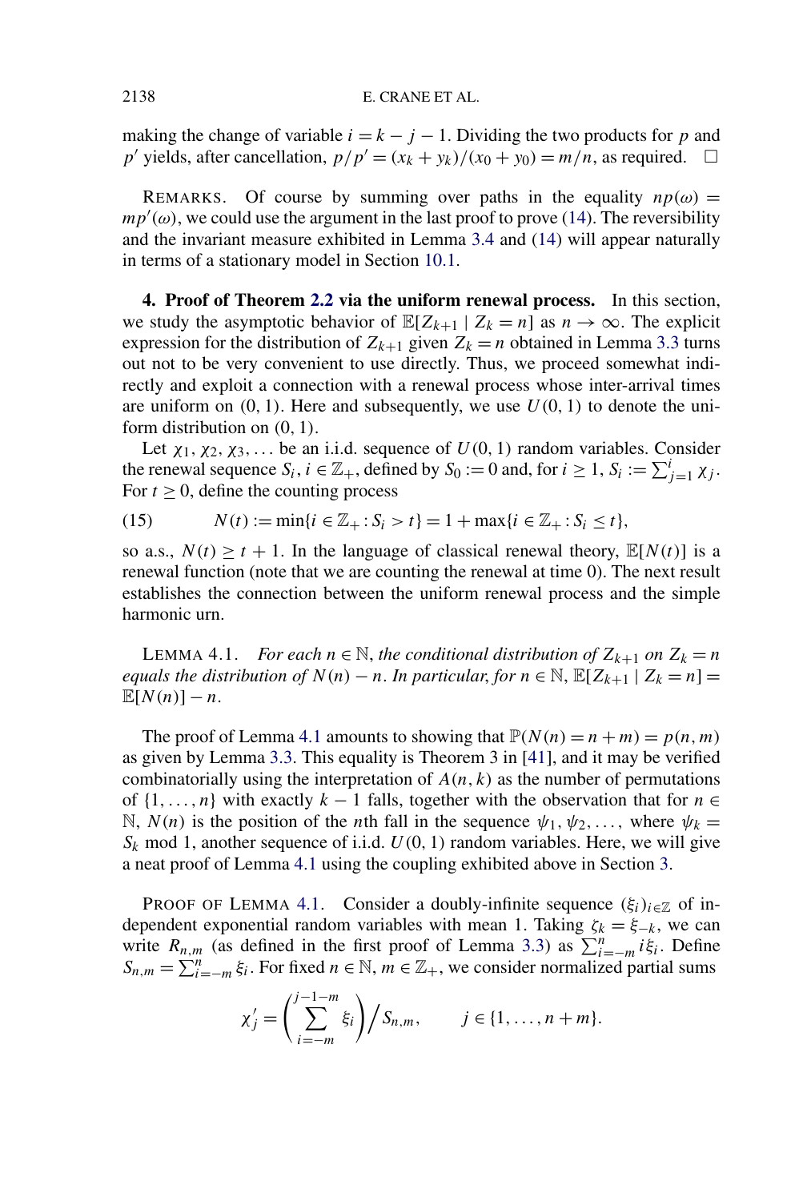making the change of variable $i = k - j - 1$. Dividing the two products for $p$ and $p'$ yields, after cancellation, $p/p' = (x_k + y_k)/(x_0 + y_0) = m/n$, as required. □

REMARKS. Of course by summing over paths in the equality $np(\omega) = mp'(\omega)$, we could use the argument in the last proof to prove (14). The reversibility and the invariant measure exhibited in Lemma 3.4 and (14) will appear naturally in terms of a stationary model in Section 10.1.

## 4. Proof of Theorem 2.2 via the uniform renewal process.

In this section, we study the asymptotic behavior of $\mathbb{E}[Z_{k+1} \mid Z_k = n]$ as $n \to \infty$. The explicit expression for the distribution of $Z_{k+1}$ given $Z_k = n$ obtained in Lemma 3.3 turns out not to be very convenient to use directly. Thus, we proceed somewhat indirectly and exploit a connection with a renewal process whose inter-arrival times are uniform on $(0, 1)$. Here and subsequently, we use $U(0, 1)$ to denote the uniform distribution on $(0, 1)$.

Let $\chi_1, \chi_2, \chi_3, \ldots$ be an i.i.d. sequence of $U(0, 1)$ random variables. Consider the renewal sequence $S_i$, $i \in \mathbb{Z}_+$, defined by $S_0 := 0$ and, for $i \geq 1$, $S_i := \sum_{j=1}^{i} \chi_j$. For $t \geq 0$, define the counting process

$$N(t) := \min\{i \in \mathbb{Z}_+ : S_i > t\} = 1 + \max\{i \in \mathbb{Z}_+ : S_i \leq t\}, \tag{15}$$

so a.s., $N(t) \geq t + 1$. In the language of classical renewal theory, $\mathbb{E}[N(t)]$ is a renewal function (note that we are counting the renewal at time 0). The next result establishes the connection between the uniform renewal process and the simple harmonic urn.

LEMMA 4.1. *For each $n \in \mathbb{N}$, the conditional distribution of $Z_{k+1}$ on $Z_k = n$ equals the distribution of $N(n) - n$. In particular, for $n \in \mathbb{N}$, $\mathbb{E}[Z_{k+1} \mid Z_k = n] = \mathbb{E}[N(n)] - n$.*

The proof of Lemma 4.1 amounts to showing that $\mathbb{P}(N(n) = n + m) = p(n, m)$ as given by Lemma 3.3. This equality is Theorem 3 in [41], and it may be verified combinatorially using the interpretation of $A(n, k)$ as the number of permutations of $\{1, \ldots, n\}$ with exactly $k - 1$ falls, together with the observation that for $n \in \mathbb{N}$, $N(n)$ is the position of the $n$th fall in the sequence $\psi_1, \psi_2, \ldots$, where $\psi_k = S_k \bmod 1$, another sequence of i.i.d. $U(0, 1)$ random variables. Here, we will give a neat proof of Lemma 4.1 using the coupling exhibited above in Section 3.

PROOF OF LEMMA 4.1. Consider a doubly-infinite sequence $(\xi_i)_{i \in \mathbb{Z}}$ of independent exponential random variables with mean 1. Taking $\zeta_k = \xi_{-k}$, we can write $R_{n,m}$ (as defined in the first proof of Lemma 3.3) as $\sum_{i=-m}^{n} i\xi_i$. Define $S_{n,m} = \sum_{i=-m}^{n} \xi_i$. For fixed $n \in \mathbb{N}$, $m \in \mathbb{Z}_+$, we consider normalized partial sums

$$\chi'_j = \left( \sum_{i=-m}^{j-1-m} \xi_i \right) \Big/ S_{n,m}, \qquad j \in \{1, \ldots, n + m\}.$$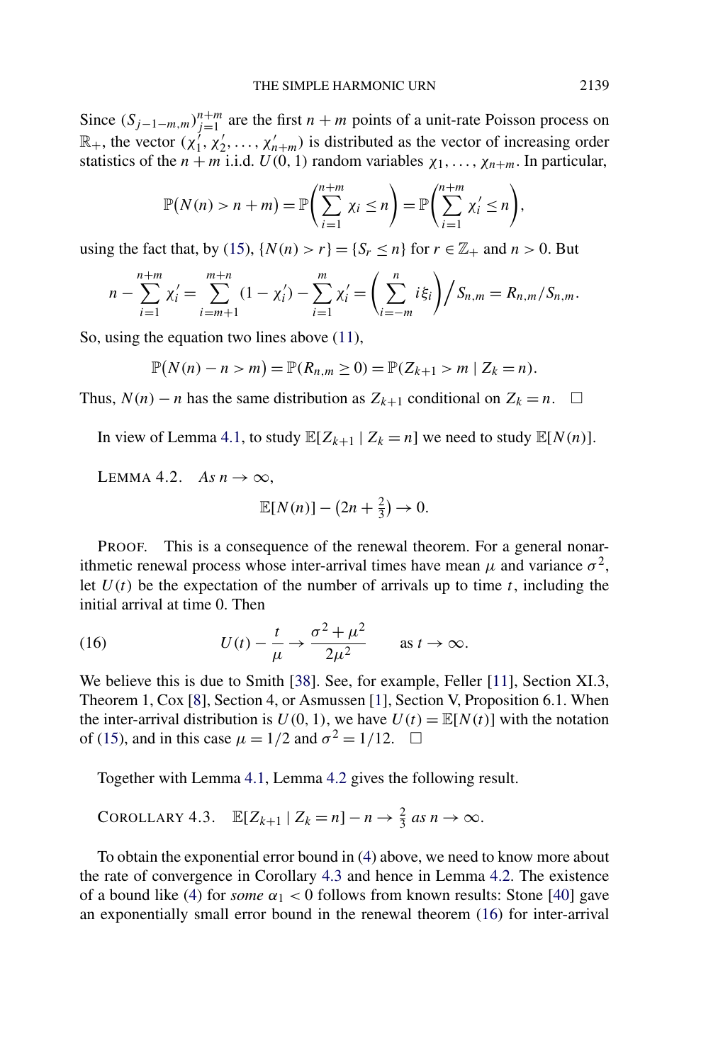Since $(S_{j-1-m,m})_{j=1}^{n+m}$ are the first $n+m$ points of a unit-rate Poisson process on $\mathbb{R}_+$, the vector $(\chi_1', \chi_2', \dots, \chi_{n+m}')$ is distributed as the vector of increasing order statistics of the $n+m$ i.i.d. $U(0,1)$ random variables $\chi_1, \dots, \chi_{n+m}$. In particular,

$$\mathbb{P}\big(N(n) > n+m\big) = \mathbb{P}\left(\sum_{i=1}^{n+m} \chi_i \le n\right) = \mathbb{P}\left(\sum_{i=1}^{n+m} \chi_i' \le n\right),$$

using the fact that, by (15), $\{N(n) > r\} = \{S_r \le n\}$ for $r \in \mathbb{Z}_+$ and $n > 0$. But

$$n - \sum_{i=1}^{n+m} \chi_i' = \sum_{i=m+1}^{m+n} (1 - \chi_i') - \sum_{i=1}^{m} \chi_i' = \left(\sum_{i=-m}^{n} i\xi_i\right) \Big/ S_{n,m} = R_{n,m}/S_{n,m}.$$

So, using the equation two lines above (11),

$$\mathbb{P}\big(N(n) - n > m\big) = \mathbb{P}(R_{n,m} \ge 0) = \mathbb{P}(Z_{k+1} > m \mid Z_k = n).$$

Thus, $N(n) - n$ has the same distribution as $Z_{k+1}$ conditional on $Z_k = n$. $\square$

In view of Lemma 4.1, to study $\mathbb{E}[Z_{k+1} \mid Z_k = n]$ we need to study $\mathbb{E}[N(n)]$.

LEMMA 4.2. *As* $n \to \infty$,

$$\mathbb{E}[N(n)] - \big(2n + \tfrac{2}{3}\big) \to 0.$$

PROOF. This is a consequence of the renewal theorem. For a general nonarithmetic renewal process whose inter-arrival times have mean $\mu$ and variance $\sigma^2$, let $U(t)$ be the expectation of the number of arrivals up to time $t$, including the initial arrival at time 0. Then

$$U(t) - \frac{t}{\mu} \to \frac{\sigma^2 + \mu^2}{2\mu^2} \qquad \text{as } t \to \infty. \tag{16}$$

We believe this is due to Smith [38]. See, for example, Feller [11], Section XI.3, Theorem 1, Cox [8], Section 4, or Asmussen [1], Section V, Proposition 6.1. When the inter-arrival distribution is $U(0,1)$, we have $U(t) = \mathbb{E}[N(t)]$ with the notation of (15), and in this case $\mu = 1/2$ and $\sigma^2 = 1/12$. $\square$

Together with Lemma 4.1, Lemma 4.2 gives the following result.

COROLLARY 4.3. $\mathbb{E}[Z_{k+1} \mid Z_k = n] - n \to \frac{2}{3}$ *as* $n \to \infty$.

To obtain the exponential error bound in (4) above, we need to know more about the rate of convergence in Corollary 4.3 and hence in Lemma 4.2. The existence of a bound like (4) for *some* $\alpha_1 < 0$ follows from known results: Stone [40] gave an exponentially small error bound in the renewal theorem (16) for inter-arrival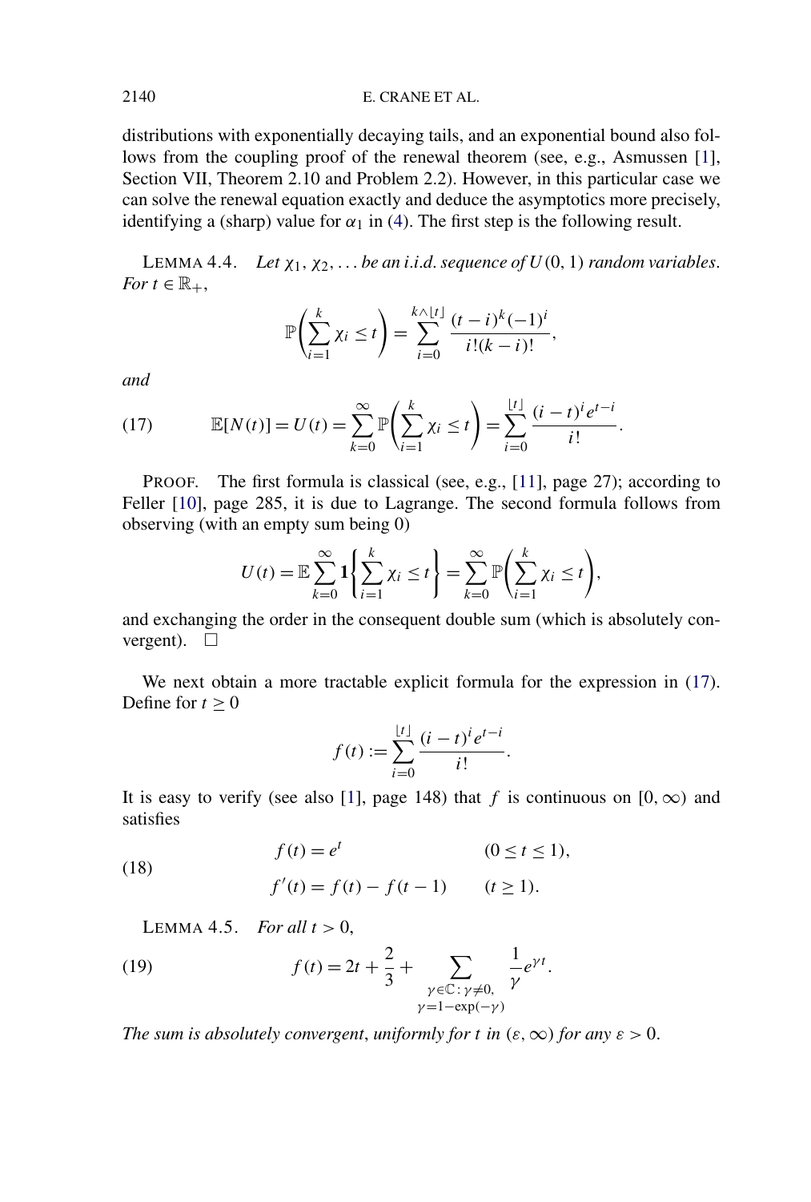distributions with exponentially decaying tails, and an exponential bound also follows from the coupling proof of the renewal theorem (see, e.g., Asmussen [1], Section VII, Theorem 2.10 and Problem 2.2). However, in this particular case we can solve the renewal equation exactly and deduce the asymptotics more precisely, identifying a (sharp) value for $\alpha_1$ in (4). The first step is the following result.

LEMMA 4.4. *Let $\chi_1, \chi_2, \dots$ be an i.i.d. sequence of $U(0,1)$ random variables. For $t \in \mathbb{R}_+$,*

$$\mathbb{P}\left(\sum_{i=1}^{k} \chi_i \le t\right) = \sum_{i=0}^{k \wedge \lfloor t \rfloor} \frac{(t-i)^k (-1)^i}{i!(k-i)!},$$

*and*

$$\mathbb{E}[N(t)] = U(t) = \sum_{k=0}^{\infty} \mathbb{P}\left(\sum_{i=1}^{k} \chi_i \le t\right) = \sum_{i=0}^{\lfloor t \rfloor} \frac{(i-t)^i e^{t-i}}{i!}. \tag{17}$$

PROOF. The first formula is classical (see, e.g., [11], page 27); according to Feller [10], page 285, it is due to Lagrange. The second formula follows from observing (with an empty sum being 0)

$$U(t) = \mathbb{E} \sum_{k=0}^{\infty} \mathbf{1}\left\{\sum_{i=1}^{k} \chi_i \le t\right\} = \sum_{k=0}^{\infty} \mathbb{P}\left(\sum_{i=1}^{k} \chi_i \le t\right),$$

and exchanging the order in the consequent double sum (which is absolutely convergent). $\square$

We next obtain a more tractable explicit formula for the expression in (17). Define for $t \ge 0$

$$f(t) := \sum_{i=0}^{\lfloor t \rfloor} \frac{(i-t)^i e^{t-i}}{i!}.$$

It is easy to verify (see also [1], page 148) that $f$ is continuous on $[0, \infty)$ and satisfies

$$\begin{aligned} f(t) &= e^t && (0 \le t \le 1), \\ f'(t) &= f(t) - f(t-1) && (t \ge 1). \end{aligned} \tag{18}$$

LEMMA 4.5. *For all $t > 0$,*

$$f(t) = 2t + \frac{2}{3} + \sum_{\substack{\gamma \in \mathbb{C} : \gamma \neq 0, \\ \gamma = 1 - \exp(-\gamma)}} \frac{1}{\gamma} e^{\gamma t}. \tag{19}$$

*The sum is absolutely convergent, uniformly for $t$ in $(\varepsilon, \infty)$ for any $\varepsilon > 0$.*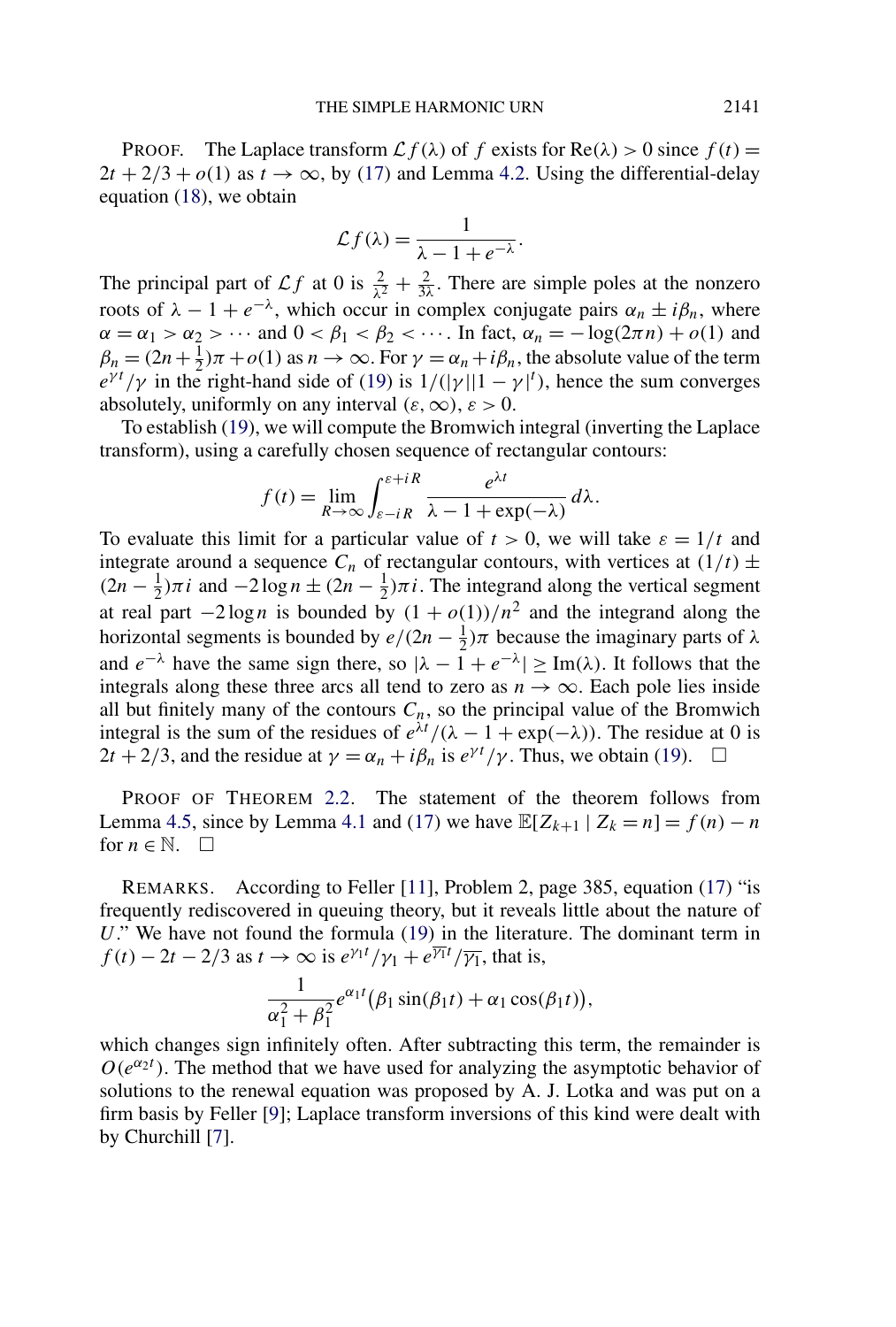PROOF. The Laplace transform $\mathcal{L}f(\lambda)$ of $f$ exists for $\operatorname{Re}(\lambda) > 0$ since $f(t) = 2t + 2/3 + o(1)$ as $t \to \infty$, by (17) and Lemma 4.2. Using the differential-delay equation (18), we obtain

$$\mathcal{L}f(\lambda) = \frac{1}{\lambda - 1 + e^{-\lambda}}.$$

The principal part of $\mathcal{L}f$ at 0 is $\frac{2}{\lambda^2} + \frac{2}{3\lambda}$. There are simple poles at the nonzero roots of $\lambda - 1 + e^{-\lambda}$, which occur in complex conjugate pairs $\alpha_n \pm i\beta_n$, where $\alpha = \alpha_1 > \alpha_2 > \cdots$ and $0 < \beta_1 < \beta_2 < \cdots$. In fact, $\alpha_n = -\log(2\pi n) + o(1)$ and $\beta_n = (2n + \frac{1}{2})\pi + o(1)$ as $n \to \infty$. For $\gamma = \alpha_n + i\beta_n$, the absolute value of the term $e^{\gamma t}/\gamma$ in the right-hand side of (19) is $1/(|\gamma||1-\gamma|^t)$, hence the sum converges absolutely, uniformly on any interval $(\varepsilon, \infty)$, $\varepsilon > 0$.

To establish (19), we will compute the Bromwich integral (inverting the Laplace transform), using a carefully chosen sequence of rectangular contours:

$$f(t) = \lim_{R \to \infty} \int_{\varepsilon - iR}^{\varepsilon + iR} \frac{e^{\lambda t}}{\lambda - 1 + \exp(-\lambda)}\, d\lambda.$$

To evaluate this limit for a particular value of $t > 0$, we will take $\varepsilon = 1/t$ and integrate around a sequence $C_n$ of rectangular contours, with vertices at $(1/t) \pm (2n - \frac{1}{2})\pi i$ and $-2\log n \pm (2n - \frac{1}{2})\pi i$. The integrand along the vertical segment at real part $-2\log n$ is bounded by $(1 + o(1))/n^2$ and the integrand along the horizontal segments is bounded by $e/(2n - \frac{1}{2})\pi$ because the imaginary parts of $\lambda$ and $e^{-\lambda}$ have the same sign there, so $|\lambda - 1 + e^{-\lambda}| \geq \operatorname{Im}(\lambda)$. It follows that the integrals along these three arcs all tend to zero as $n \to \infty$. Each pole lies inside all but finitely many of the contours $C_n$, so the principal value of the Bromwich integral is the sum of the residues of $e^{\lambda t}/(\lambda - 1 + \exp(-\lambda))$. The residue at 0 is $2t + 2/3$, and the residue at $\gamma = \alpha_n + i\beta_n$ is $e^{\gamma t}/\gamma$. Thus, we obtain (19). $\square$

PROOF OF THEOREM 2.2. The statement of the theorem follows from Lemma 4.5, since by Lemma 4.1 and (17) we have $\mathbb{E}[Z_{k+1} \mid Z_k = n] = f(n) - n$ for $n \in \mathbb{N}$. $\square$

REMARKS. According to Feller [11], Problem 2, page 385, equation (17) "is frequently rediscovered in queuing theory, but it reveals little about the nature of $U$." We have not found the formula (19) in the literature. The dominant term in $f(t) - 2t - 2/3$ as $t \to \infty$ is $e^{\gamma_1 t}/\gamma_1 + e^{\overline{\gamma_1} t}/\overline{\gamma_1}$, that is,

$$\frac{1}{\alpha_1^2 + \beta_1^2} e^{\alpha_1 t}\big(\beta_1 \sin(\beta_1 t) + \alpha_1 \cos(\beta_1 t)\big),$$

which changes sign infinitely often. After subtracting this term, the remainder is $O(e^{\alpha_2 t})$. The method that we have used for analyzing the asymptotic behavior of solutions to the renewal equation was proposed by A. J. Lotka and was put on a firm basis by Feller [9]; Laplace transform inversions of this kind were dealt with by Churchill [7].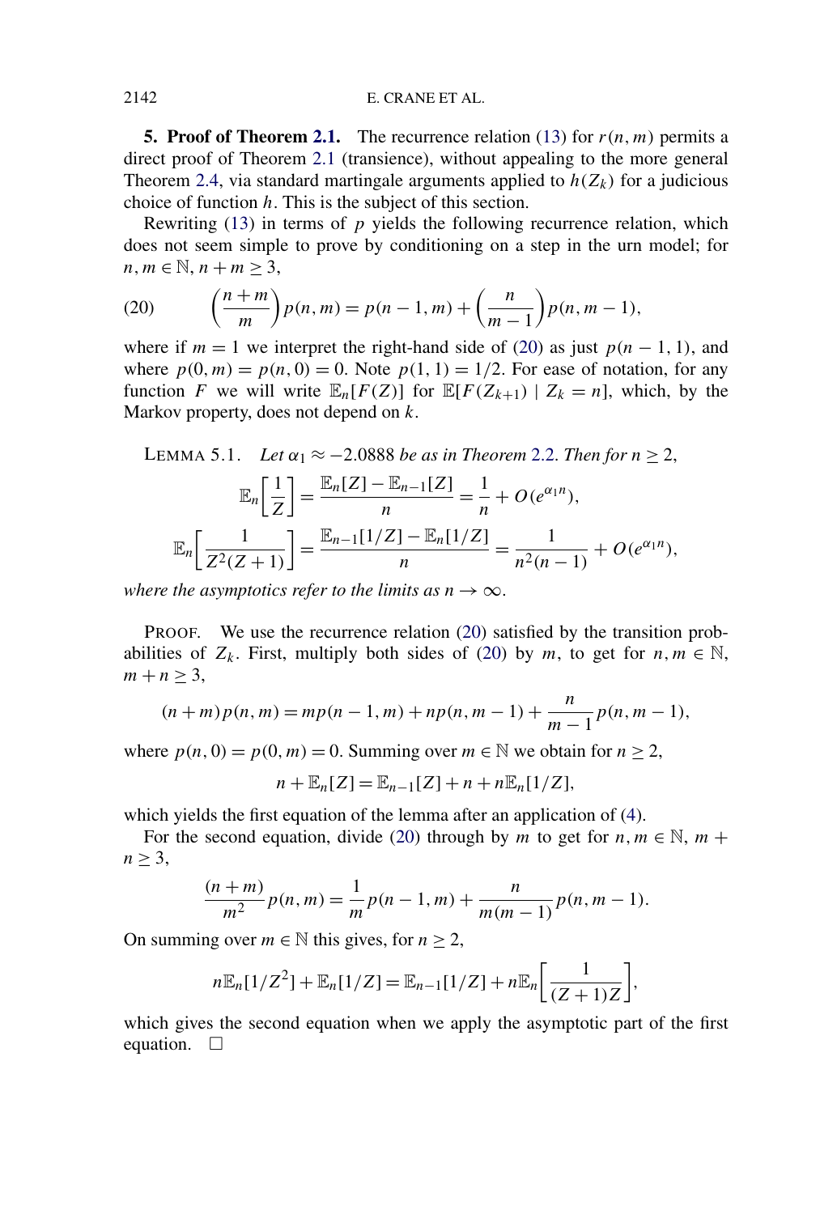## 5. Proof of Theorem 2.1.

The recurrence relation (13) for $r(n, m)$ permits a direct proof of Theorem 2.1 (transience), without appealing to the more general Theorem 2.4, via standard martingale arguments applied to $h(Z_k)$ for a judicious choice of function $h$. This is the subject of this section.

Rewriting (13) in terms of $p$ yields the following recurrence relation, which does not seem simple to prove by conditioning on a step in the urn model; for $n, m \in \mathbb{N}$, $n + m \geq 3$,

$$\left(\frac{n+m}{m}\right) p(n, m) = p(n-1, m) + \left(\frac{n}{m-1}\right) p(n, m-1), \tag{20}$$

where if $m = 1$ we interpret the right-hand side of (20) as just $p(n-1, 1)$, and where $p(0, m) = p(n, 0) = 0$. Note $p(1, 1) = 1/2$. For ease of notation, for any function $F$ we will write $\mathbb{E}_n[F(Z)]$ for $\mathbb{E}[F(Z_{k+1}) \mid Z_k = n]$, which, by the Markov property, does not depend on $k$.

**Lemma 5.1.** *Let $\alpha_1 \approx -2.0888$ be as in Theorem 2.2. Then for $n \geq 2$,*

$$\mathbb{E}_n\left[\frac{1}{Z}\right] = \frac{\mathbb{E}_n[Z] - \mathbb{E}_{n-1}[Z]}{n} = \frac{1}{n} + O(e^{\alpha_1 n}),$$

$$\mathbb{E}_n\left[\frac{1}{Z^2(Z+1)}\right] = \frac{\mathbb{E}_{n-1}[1/Z] - \mathbb{E}_n[1/Z]}{n} = \frac{1}{n^2(n-1)} + O(e^{\alpha_1 n}),$$

*where the asymptotics refer to the limits as $n \to \infty$.*

Proof. We use the recurrence relation (20) satisfied by the transition probabilities of $Z_k$. First, multiply both sides of (20) by $m$, to get for $n, m \in \mathbb{N}$, $m + n \geq 3$,

$$(n+m)p(n, m) = mp(n-1, m) + np(n, m-1) + \frac{n}{m-1} p(n, m-1),$$

where $p(n, 0) = p(0, m) = 0$. Summing over $m \in \mathbb{N}$ we obtain for $n \geq 2$,

$$n + \mathbb{E}_n[Z] = \mathbb{E}_{n-1}[Z] + n + n\mathbb{E}_n[1/Z],$$

which yields the first equation of the lemma after an application of (4).

For the second equation, divide (20) through by $m$ to get for $n, m \in \mathbb{N}$, $m + n \geq 3$,

$$\frac{(n+m)}{m^2} p(n, m) = \frac{1}{m} p(n-1, m) + \frac{n}{m(m-1)} p(n, m-1).$$

On summing over $m \in \mathbb{N}$ this gives, for $n \geq 2$,

$$n\mathbb{E}_n[1/Z^2] + \mathbb{E}_n[1/Z] = \mathbb{E}_{n-1}[1/Z] + n\mathbb{E}_n\left[\frac{1}{(Z+1)Z}\right],$$

which gives the second equation when we apply the asymptotic part of the first equation. □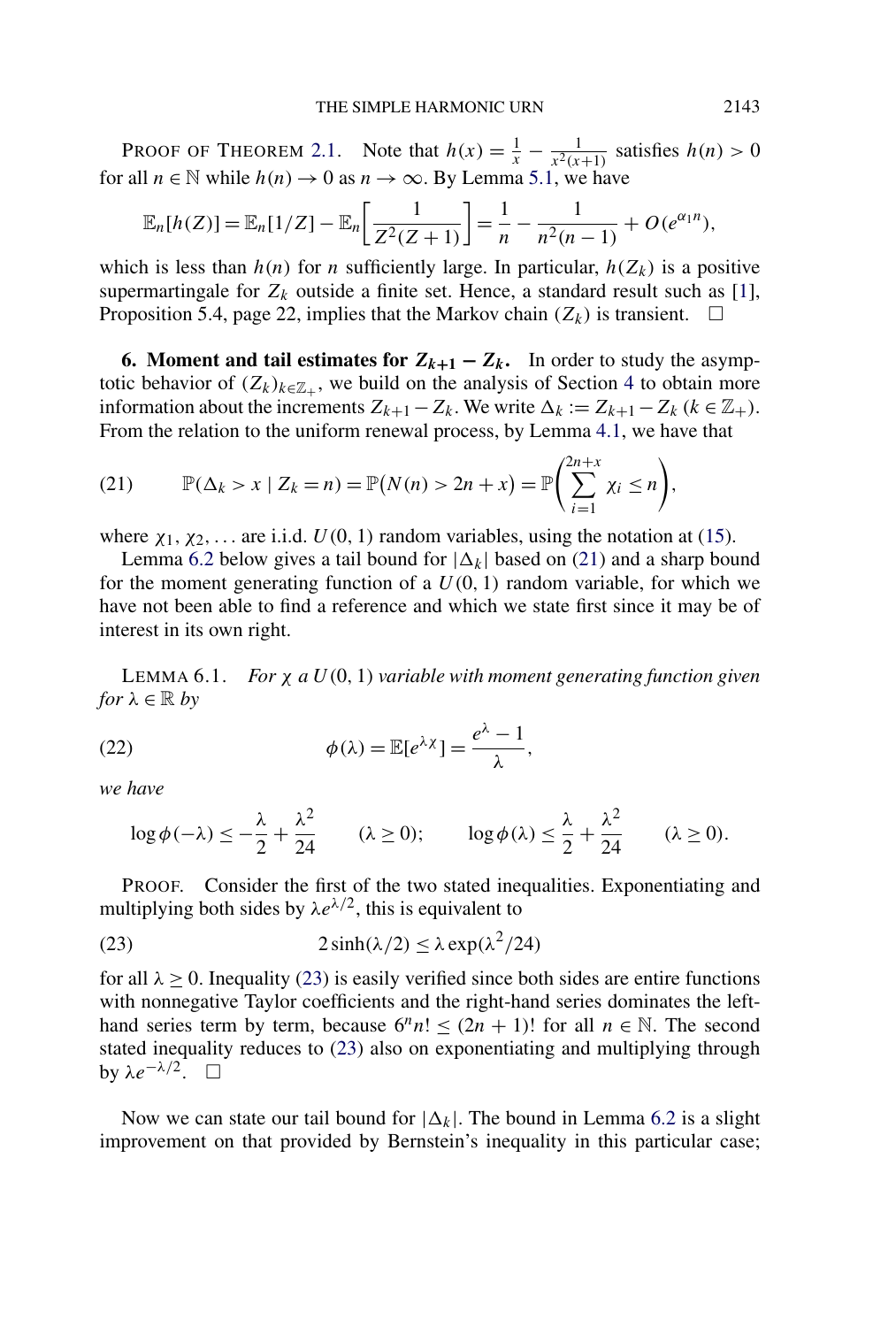PROOF OF THEOREM 2.1. Note that $h(x) = \frac{1}{x} - \frac{1}{x^2(x+1)}$ satisfies $h(n) > 0$ for all $n \in \mathbb{N}$ while $h(n) \to 0$ as $n \to \infty$. By Lemma 5.1, we have

$$\mathbb{E}_n[h(Z)] = \mathbb{E}_n[1/Z] - \mathbb{E}_n\left[\frac{1}{Z^2(Z+1)}\right] = \frac{1}{n} - \frac{1}{n^2(n-1)} + O(e^{\alpha_1 n}),$$

which is less than $h(n)$ for $n$ sufficiently large. In particular, $h(Z_k)$ is a positive supermartingale for $Z_k$ outside a finite set. Hence, a standard result such as [1], Proposition 5.4, page 22, implies that the Markov chain $(Z_k)$ is transient. $\square$

## 6. Moment and tail estimates for $Z_{k+1} - Z_k$.

In order to study the asymptotic behavior of $(Z_k)_{k\in\mathbb{Z}_+}$, we build on the analysis of Section 4 to obtain more information about the increments $Z_{k+1} - Z_k$. We write $\Delta_k := Z_{k+1} - Z_k$ ($k \in \mathbb{Z}_+$). From the relation to the uniform renewal process, by Lemma 4.1, we have that

$$\mathbb{P}(\Delta_k > x \mid Z_k = n) = \mathbb{P}(N(n) > 2n + x) = \mathbb{P}\left(\sum_{i=1}^{2n+x} \chi_i \le n\right), \tag{21}$$

where $\chi_1, \chi_2, \ldots$ are i.i.d. $U(0,1)$ random variables, using the notation at (15).

Lemma 6.2 below gives a tail bound for $|\Delta_k|$ based on (21) and a sharp bound for the moment generating function of a $U(0,1)$ random variable, for which we have not been able to find a reference and which we state first since it may be of interest in its own right.

LEMMA 6.1. *For $\chi$ a $U(0,1)$ variable with moment generating function given for $\lambda \in \mathbb{R}$ by*

$$\phi(\lambda) = \mathbb{E}[e^{\lambda\chi}] = \frac{e^{\lambda} - 1}{\lambda}, \tag{22}$$

*we have*

$$\log\phi(-\lambda) \le -\frac{\lambda}{2} + \frac{\lambda^2}{24} \qquad (\lambda \ge 0); \qquad \log\phi(\lambda) \le \frac{\lambda}{2} + \frac{\lambda^2}{24} \qquad (\lambda \ge 0).$$

PROOF. Consider the first of the two stated inequalities. Exponentiating and multiplying both sides by $\lambda e^{\lambda/2}$, this is equivalent to

$$2\sinh(\lambda/2) \le \lambda \exp(\lambda^2/24) \tag{23}$$

for all $\lambda \ge 0$. Inequality (23) is easily verified since both sides are entire functions with nonnegative Taylor coefficients and the right-hand series dominates the left-hand series term by term, because $6^n n! \le (2n+1)!$ for all $n \in \mathbb{N}$. The second stated inequality reduces to (23) also on exponentiating and multiplying through by $\lambda e^{-\lambda/2}$. $\square$

Now we can state our tail bound for $|\Delta_k|$. The bound in Lemma 6.2 is a slight improvement on that provided by Bernstein's inequality in this particular case;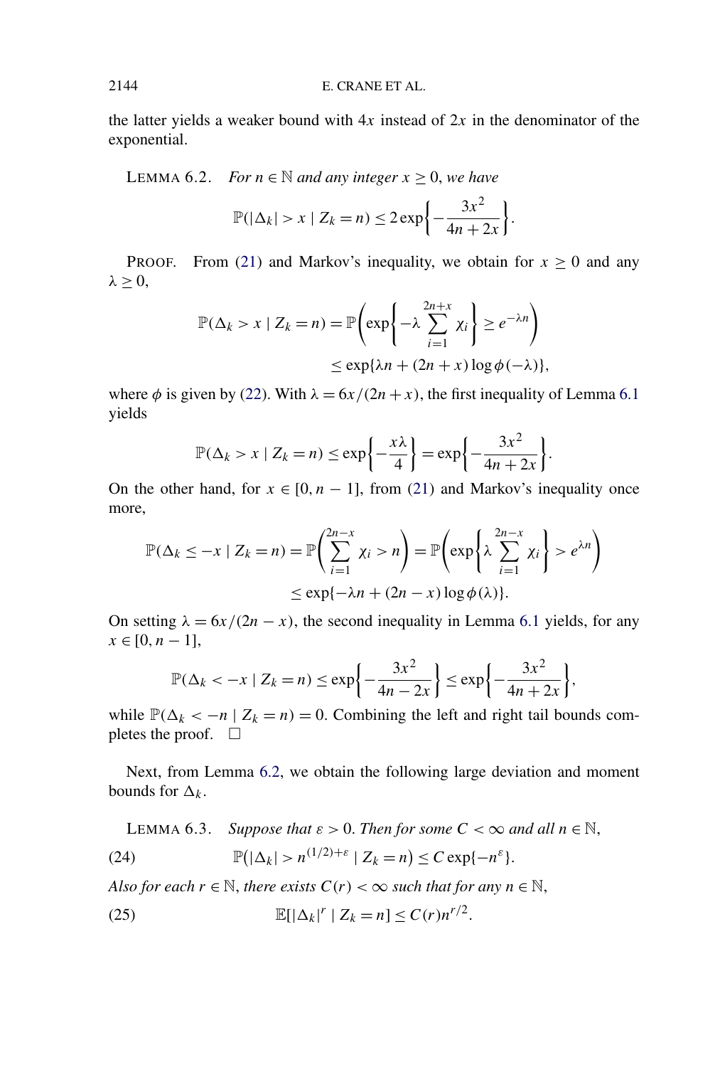the latter yields a weaker bound with $4x$ instead of $2x$ in the denominator of the exponential.

LEMMA 6.2. *For $n \in \mathbb{N}$ and any integer $x \geq 0$, we have*

$$\mathbb{P}(|\Delta_k| > x \mid Z_k = n) \leq 2 \exp\left\{-\frac{3x^2}{4n + 2x}\right\}.$$

PROOF. From (21) and Markov's inequality, we obtain for $x \geq 0$ and any $\lambda \geq 0$,

$$\begin{aligned}\mathbb{P}(\Delta_k > x \mid Z_k = n) &= \mathbb{P}\left(\exp\left\{-\lambda \sum_{i=1}^{2n+x} \chi_i\right\} \geq e^{-\lambda n}\right) \\ &\leq \exp\{\lambda n + (2n + x) \log \phi(-\lambda)\},\end{aligned}$$

where $\phi$ is given by (22). With $\lambda = 6x/(2n + x)$, the first inequality of Lemma 6.1 yields

$$\mathbb{P}(\Delta_k > x \mid Z_k = n) \leq \exp\left\{-\frac{x\lambda}{4}\right\} = \exp\left\{-\frac{3x^2}{4n + 2x}\right\}.$$

On the other hand, for $x \in [0, n - 1]$, from (21) and Markov's inequality once more,

$$\begin{aligned}\mathbb{P}(\Delta_k \leq -x \mid Z_k = n) = \mathbb{P}\left(\sum_{i=1}^{2n-x} \chi_i > n\right) &= \mathbb{P}\left(\exp\left\{\lambda \sum_{i=1}^{2n-x} \chi_i\right\} > e^{\lambda n}\right) \\ &\leq \exp\{-\lambda n + (2n - x) \log \phi(\lambda)\}.\end{aligned}$$

On setting $\lambda = 6x/(2n - x)$, the second inequality in Lemma 6.1 yields, for any $x \in [0, n - 1]$,

$$\mathbb{P}(\Delta_k < -x \mid Z_k = n) \leq \exp\left\{-\frac{3x^2}{4n - 2x}\right\} \leq \exp\left\{-\frac{3x^2}{4n + 2x}\right\},$$

while $\mathbb{P}(\Delta_k < -n \mid Z_k = n) = 0$. Combining the left and right tail bounds completes the proof. $\square$

Next, from Lemma 6.2, we obtain the following large deviation and moment bounds for $\Delta_k$.

LEMMA 6.3. *Suppose that $\varepsilon > 0$. Then for some $C < \infty$ and all $n \in \mathbb{N}$,*

$$\mathbb{P}\left(|\Delta_k| > n^{(1/2)+\varepsilon} \mid Z_k = n\right) \leq C \exp\{-n^{\varepsilon}\}. \tag{24}$$

*Also for each $r \in \mathbb{N}$, there exists $C(r) < \infty$ such that for any $n \in \mathbb{N}$,*

$$\mathbb{E}[|\Delta_k|^r \mid Z_k = n] \leq C(r) n^{r/2}. \tag{25}$$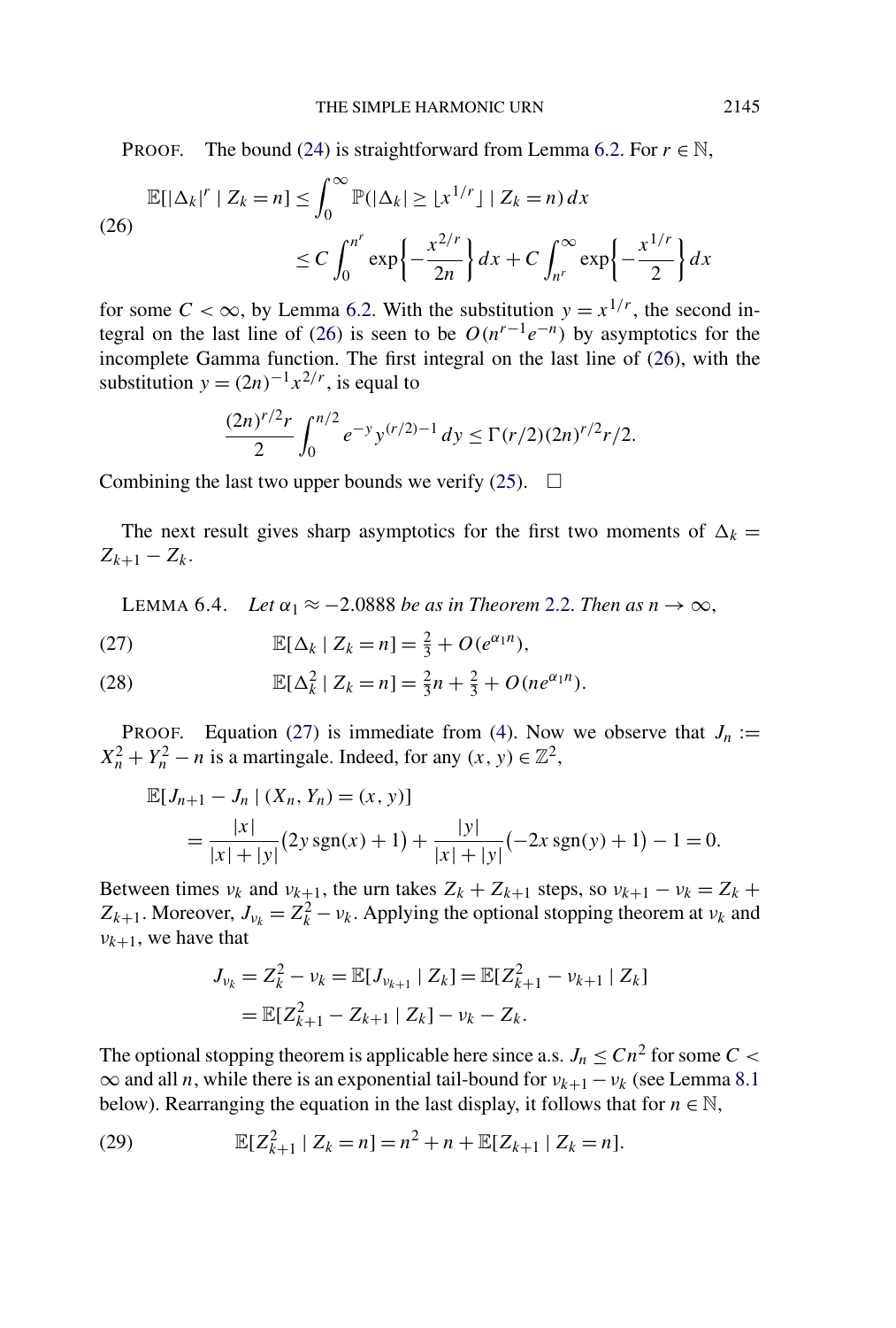PROOF. The bound (24) is straightforward from Lemma 6.2. For $r \in \mathbb{N}$,

$$
\begin{aligned}
\mathbb{E}[|\Delta_k|^r \mid Z_k = n] &\le \int_0^\infty \mathbb{P}(|\Delta_k| \ge \lfloor x^{1/r} \rfloor \mid Z_k = n)\, dx \\
&\le C \int_0^{n^r} \exp\left\{-\frac{x^{2/r}}{2n}\right\} dx + C \int_{n^r}^\infty \exp\left\{-\frac{x^{1/r}}{2}\right\} dx
\end{aligned}
\tag{26}
$$

for some $C < \infty$, by Lemma 6.2. With the substitution $y = x^{1/r}$, the second integral on the last line of (26) is seen to be $O(n^{r-1}e^{-n})$ by asymptotics for the incomplete Gamma function. The first integral on the last line of (26), with the substitution $y = (2n)^{-1}x^{2/r}$, is equal to

$$
\frac{(2n)^{r/2} r}{2} \int_0^{n/2} e^{-y} y^{(r/2)-1}\, dy \le \Gamma(r/2)(2n)^{r/2} r/2.
$$

Combining the last two upper bounds we verify (25). $\square$

The next result gives sharp asymptotics for the first two moments of $\Delta_k = Z_{k+1} - Z_k$.

LEMMA 6.4. *Let $\alpha_1 \approx -2.0888$ be as in Theorem 2.2. Then as $n \to \infty$,*

$$
\mathbb{E}[\Delta_k \mid Z_k = n] = \tfrac{2}{3} + O(e^{\alpha_1 n}), \tag{27}
$$

$$
\mathbb{E}[\Delta_k^2 \mid Z_k = n] = \tfrac{2}{3}n + \tfrac{2}{3} + O(ne^{\alpha_1 n}). \tag{28}
$$

PROOF. Equation (27) is immediate from (4). Now we observe that $J_n := X_n^2 + Y_n^2 - n$ is a martingale. Indeed, for any $(x, y) \in \mathbb{Z}^2$,

$$
\begin{aligned}
&\mathbb{E}[J_{n+1} - J_n \mid (X_n, Y_n) = (x, y)] \\
&\qquad = \frac{|x|}{|x| + |y|}\big(2y \operatorname{sgn}(x) + 1\big) + \frac{|y|}{|x| + |y|}\big(-2x \operatorname{sgn}(y) + 1\big) - 1 = 0.
\end{aligned}
$$

Between times $\nu_k$ and $\nu_{k+1}$, the urn takes $Z_k + Z_{k+1}$ steps, so $\nu_{k+1} - \nu_k = Z_k + Z_{k+1}$. Moreover, $J_{\nu_k} = Z_k^2 - \nu_k$. Applying the optional stopping theorem at $\nu_k$ and $\nu_{k+1}$, we have that

$$
\begin{aligned}
J_{\nu_k} = Z_k^2 - \nu_k &= \mathbb{E}[J_{\nu_{k+1}} \mid Z_k] = \mathbb{E}[Z_{k+1}^2 - \nu_{k+1} \mid Z_k] \\
&= \mathbb{E}[Z_{k+1}^2 - Z_{k+1} \mid Z_k] - \nu_k - Z_k.
\end{aligned}
$$

The optional stopping theorem is applicable here since a.s. $J_n \le Cn^2$ for some $C < \infty$ and all $n$, while there is an exponential tail-bound for $\nu_{k+1} - \nu_k$ (see Lemma 8.1 below). Rearranging the equation in the last display, it follows that for $n \in \mathbb{N}$,

$$
\mathbb{E}[Z_{k+1}^2 \mid Z_k = n] = n^2 + n + \mathbb{E}[Z_{k+1} \mid Z_k = n]. \tag{29}
$$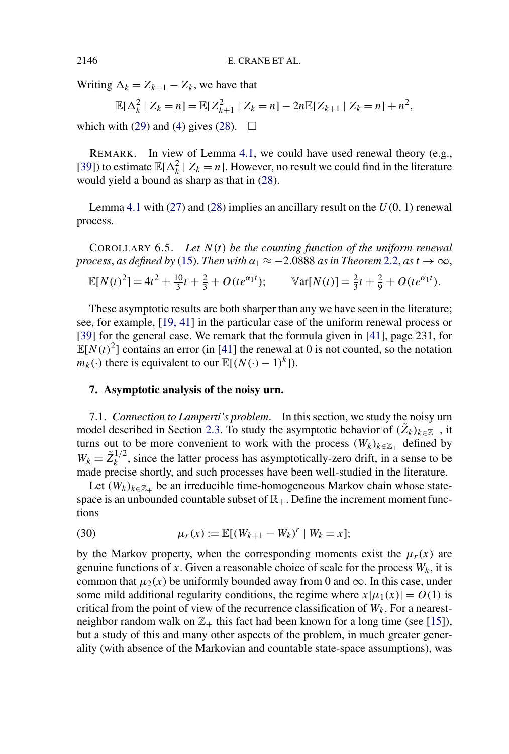Writing $\Delta_k = Z_{k+1} - Z_k$, we have that

$$\mathbb{E}[\Delta_k^2 \mid Z_k = n] = \mathbb{E}[Z_{k+1}^2 \mid Z_k = n] - 2n\mathbb{E}[Z_{k+1} \mid Z_k = n] + n^2,$$

which with (29) and (4) gives (28). $\square$

REMARK. In view of Lemma 4.1, we could have used renewal theory (e.g., [39]) to estimate $\mathbb{E}[\Delta_k^2 \mid Z_k = n]$. However, no result we could find in the literature would yield a bound as sharp as that in (28).

Lemma 4.1 with (27) and (28) implies an ancillary result on the $U(0, 1)$ renewal process.

COROLLARY 6.5. *Let $N(t)$ be the counting function of the uniform renewal process, as defined by (15). Then with $\alpha_1 \approx -2.0888$ as in Theorem 2.2, as $t \to \infty$,*

$$\mathbb{E}[N(t)^2] = 4t^2 + \tfrac{10}{3}t + \tfrac{2}{3} + O(te^{\alpha_1 t}); \qquad \mathbb{V}\mathrm{ar}[N(t)] = \tfrac{2}{3}t + \tfrac{2}{9} + O(te^{\alpha_1 t}).$$

These asymptotic results are both sharper than any we have seen in the literature; see, for example, [19, 41] in the particular case of the uniform renewal process or [39] for the general case. We remark that the formula given in [41], page 231, for $\mathbb{E}[N(t)^2]$ contains an error (in [41] the renewal at 0 is not counted, so the notation $m_k(\cdot)$ there is equivalent to our $\mathbb{E}[(N(\cdot) - 1)^k]$).

## 7. Asymptotic analysis of the noisy urn.

7.1. *Connection to Lamperti's problem.* In this section, we study the noisy urn model described in Section 2.3. To study the asymptotic behavior of $(\tilde{Z}_k)_{k \in \mathbb{Z}_+}$, it turns out to be more convenient to work with the process $(W_k)_{k \in \mathbb{Z}_+}$ defined by $W_k = \tilde{Z}_k^{1/2}$, since the latter process has asymptotically-zero drift, in a sense to be made precise shortly, and such processes have been well-studied in the literature.

Let $(W_k)_{k \in \mathbb{Z}_+}$ be an irreducible time-homogeneous Markov chain whose state-space is an unbounded countable subset of $\mathbb{R}_+$. Define the increment moment functions

$$\mu_r(x) := \mathbb{E}[(W_{k+1} - W_k)^r \mid W_k = x]; \tag{30}$$

by the Markov property, when the corresponding moments exist the $\mu_r(x)$ are genuine functions of $x$. Given a reasonable choice of scale for the process $W_k$, it is common that $\mu_2(x)$ be uniformly bounded away from 0 and $\infty$. In this case, under some mild additional regularity conditions, the regime where $x|\mu_1(x)| = O(1)$ is critical from the point of view of the recurrence classification of $W_k$. For a nearest-neighbor random walk on $\mathbb{Z}_+$ this fact had been known for a long time (see [15]), but a study of this and many other aspects of the problem, in much greater generality (with absence of the Markovian and countable state-space assumptions), was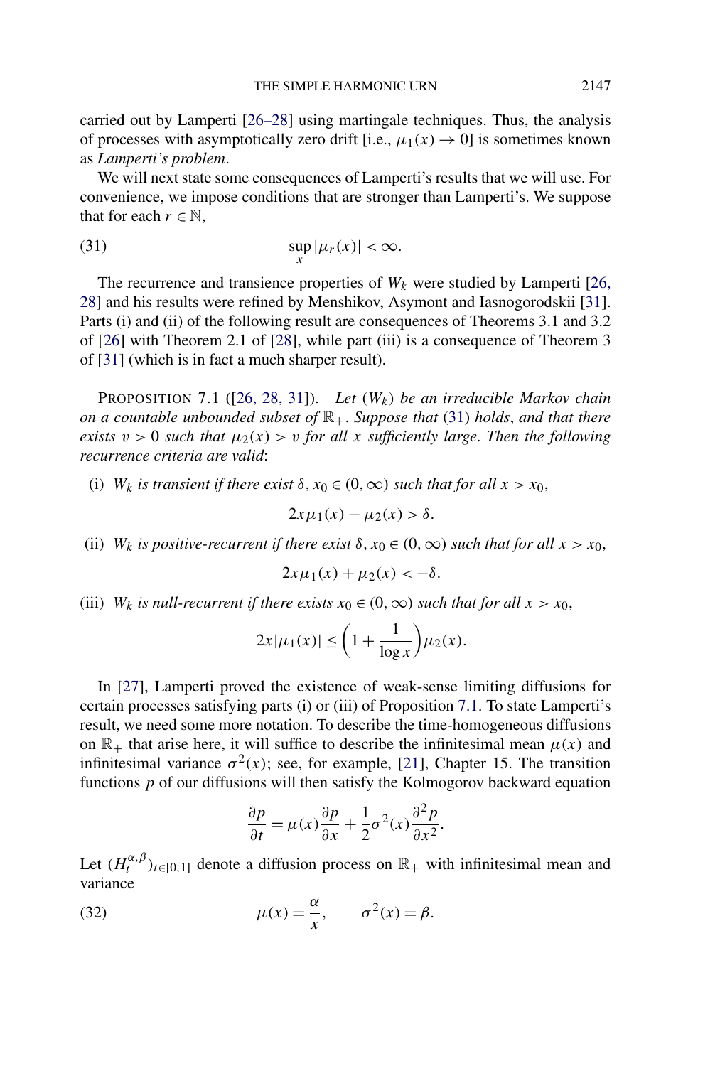carried out by Lamperti [26–28] using martingale techniques. Thus, the analysis of processes with asymptotically zero drift [i.e., $\mu_1(x) \to 0$] is sometimes known as *Lamperti's problem*.

We will next state some consequences of Lamperti's results that we will use. For convenience, we impose conditions that are stronger than Lamperti's. We suppose that for each $r \in \mathbb{N}$,

$$\sup_x |\mu_r(x)| < \infty. \tag{31}$$

The recurrence and transience properties of $W_k$ were studied by Lamperti [26, 28] and his results were refined by Menshikov, Asymont and Iasnogorodskii [31]. Parts (i) and (ii) of the following result are consequences of Theorems 3.1 and 3.2 of [26] with Theorem 2.1 of [28], while part (iii) is a consequence of Theorem 3 of [31] (which is in fact a much sharper result).

PROPOSITION 7.1 ([26, 28, 31]). *Let $(W_k)$ be an irreducible Markov chain on a countable unbounded subset of $\mathbb{R}_+$. Suppose that (31) holds, and that there exists $v > 0$ such that $\mu_2(x) > v$ for all $x$ sufficiently large. Then the following recurrence criteria are valid*:

(i) *$W_k$ is transient if there exist $\delta, x_0 \in (0, \infty)$ such that for all $x > x_0$,*

$$2x\mu_1(x) - \mu_2(x) > \delta.$$

(ii) *$W_k$ is positive-recurrent if there exist $\delta, x_0 \in (0, \infty)$ such that for all $x > x_0$,*

$$2x\mu_1(x) + \mu_2(x) < -\delta.$$

(iii) *$W_k$ is null-recurrent if there exists $x_0 \in (0, \infty)$ such that for all $x > x_0$,*

$$2x|\mu_1(x)| \le \left(1 + \frac{1}{\log x}\right)\mu_2(x).$$

In [27], Lamperti proved the existence of weak-sense limiting diffusions for certain processes satisfying parts (i) or (iii) of Proposition 7.1. To state Lamperti's result, we need some more notation. To describe the time-homogeneous diffusions on $\mathbb{R}_+$ that arise here, it will suffice to describe the infinitesimal mean $\mu(x)$ and infinitesimal variance $\sigma^2(x)$; see, for example, [21], Chapter 15. The transition functions $p$ of our diffusions will then satisfy the Kolmogorov backward equation

$$\frac{\partial p}{\partial t} = \mu(x)\frac{\partial p}{\partial x} + \frac{1}{2}\sigma^2(x)\frac{\partial^2 p}{\partial x^2}.$$

Let $(H_t^{\alpha,\beta})_{t\in[0,1]}$ denote a diffusion process on $\mathbb{R}_+$ with infinitesimal mean and variance

$$\mu(x) = \frac{\alpha}{x}, \qquad \sigma^2(x) = \beta. \tag{32}$$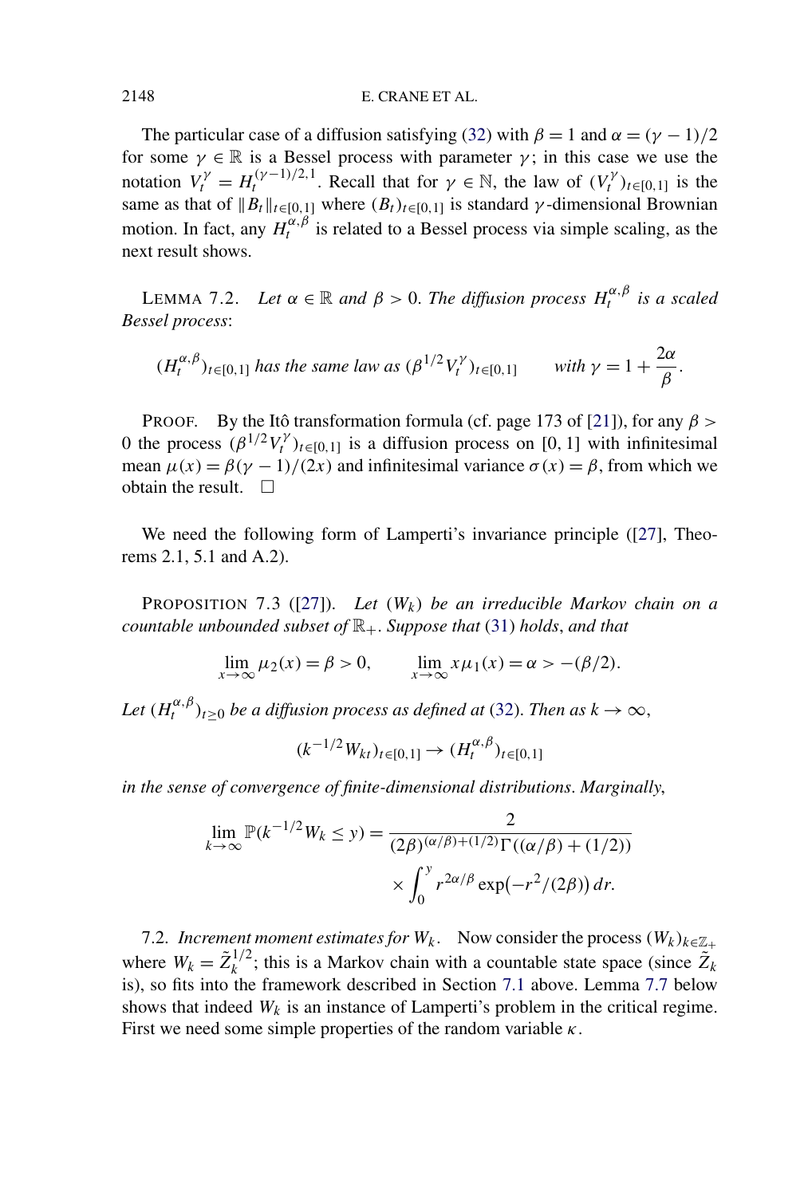The particular case of a diffusion satisfying (32) with $\beta = 1$ and $\alpha = (\gamma - 1)/2$ for some $\gamma \in \mathbb{R}$ is a Bessel process with parameter $\gamma$; in this case we use the notation $V_t^\gamma = H_t^{(\gamma-1)/2,1}$. Recall that for $\gamma \in \mathbb{N}$, the law of $(V_t^\gamma)_{t\in[0,1]}$ is the same as that of $\|B_t\|_{t\in[0,1]}$ where $(B_t)_{t\in[0,1]}$ is standard $\gamma$-dimensional Brownian motion. In fact, any $H_t^{\alpha,\beta}$ is related to a Bessel process via simple scaling, as the next result shows.

LEMMA 7.2. *Let $\alpha \in \mathbb{R}$ and $\beta > 0$. The diffusion process $H_t^{\alpha,\beta}$ is a scaled Bessel process*:

$$(H_t^{\alpha,\beta})_{t\in[0,1]} \text{ has the same law as } (\beta^{1/2} V_t^\gamma)_{t\in[0,1]} \qquad \text{with } \gamma = 1 + \frac{2\alpha}{\beta}.$$

PROOF. By the Itô transformation formula (cf. page 173 of [21]), for any $\beta > 0$ the process $(\beta^{1/2} V_t^\gamma)_{t\in[0,1]}$ is a diffusion process on $[0,1]$ with infinitesimal mean $\mu(x) = \beta(\gamma - 1)/(2x)$ and infinitesimal variance $\sigma(x) = \beta$, from which we obtain the result. $\square$

We need the following form of Lamperti's invariance principle ([27], Theorems 2.1, 5.1 and A.2).

PROPOSITION 7.3 ([27]). *Let $(W_k)$ be an irreducible Markov chain on a countable unbounded subset of $\mathbb{R}_+$. Suppose that (31) holds, and that*

$$\lim_{x\to\infty} \mu_2(x) = \beta > 0, \qquad \lim_{x\to\infty} x\mu_1(x) = \alpha > -(\beta/2).$$

*Let $(H_t^{\alpha,\beta})_{t\geq 0}$ be a diffusion process as defined at (32). Then as $k \to \infty$,*

$$(k^{-1/2} W_{kt})_{t\in[0,1]} \to (H_t^{\alpha,\beta})_{t\in[0,1]}$$

*in the sense of convergence of finite-dimensional distributions. Marginally,*

$$\lim_{k\to\infty} \mathbb{P}(k^{-1/2} W_k \leq y) = \frac{2}{(2\beta)^{(\alpha/\beta)+(1/2)}\Gamma((\alpha/\beta) + (1/2))} \times \int_0^y r^{2\alpha/\beta} \exp(-r^2/(2\beta))\, dr.$$

7.2. *Increment moment estimates for $W_k$.* Now consider the process $(W_k)_{k\in\mathbb{Z}_+}$ where $W_k = \tilde{Z}_k^{1/2}$; this is a Markov chain with a countable state space (since $\tilde{Z}_k$ is), so fits into the framework described in Section 7.1 above. Lemma 7.7 below shows that indeed $W_k$ is an instance of Lamperti's problem in the critical regime. First we need some simple properties of the random variable $\kappa$.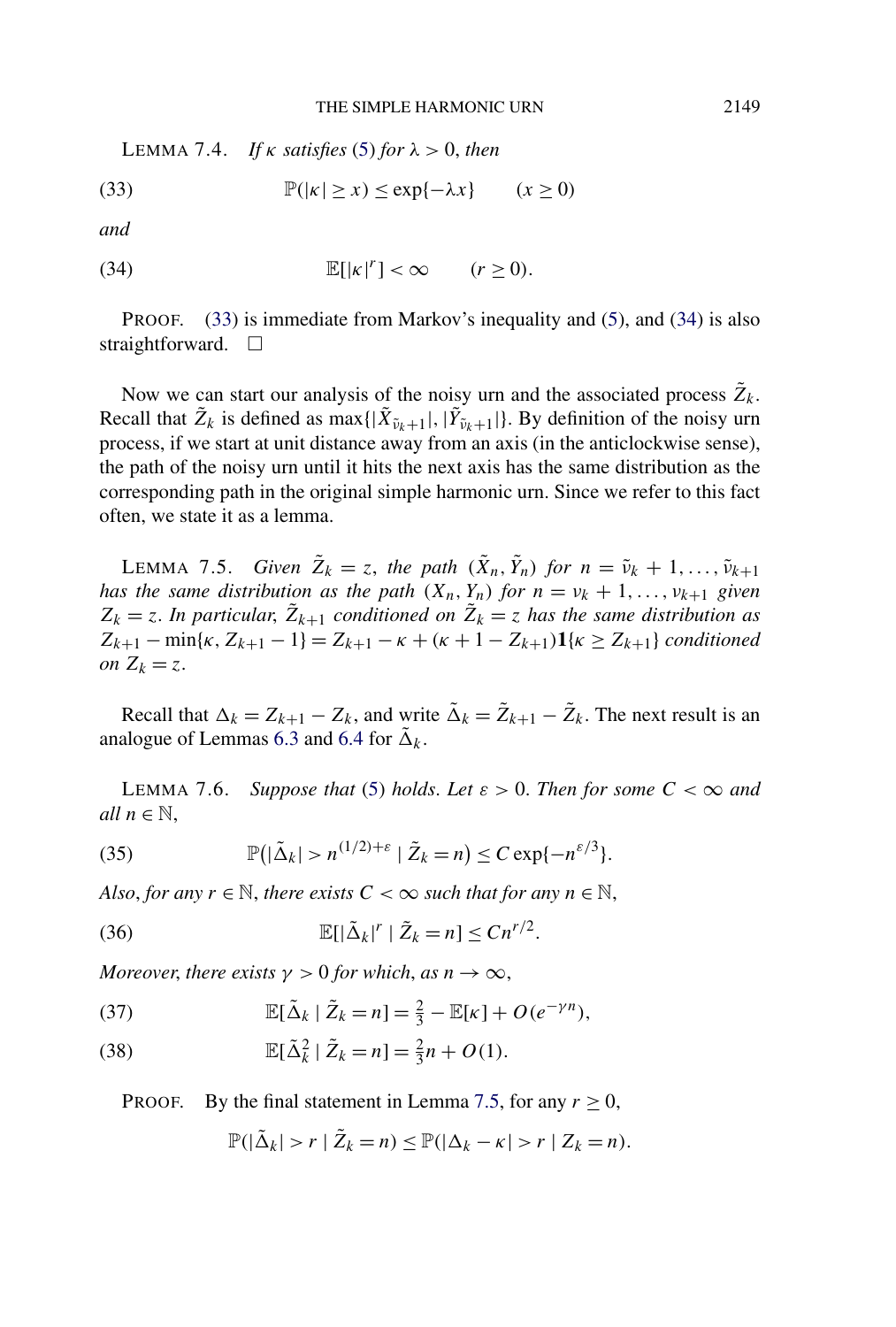LEMMA 7.4. *If $\kappa$ satisfies* (5) *for $\lambda > 0$, then*

$$\mathbb{P}(|\kappa| \geq x) \leq \exp\{-\lambda x\} \qquad (x \geq 0) \tag{33}$$

*and*

$$\mathbb{E}[|\kappa|^r] < \infty \qquad (r \geq 0). \tag{34}$$

PROOF. (33) is immediate from Markov's inequality and (5), and (34) is also straightforward. $\square$

Now we can start our analysis of the noisy urn and the associated process $\tilde{Z}_k$. Recall that $\tilde{Z}_k$ is defined as $\max\{|\tilde{X}_{\tilde{\nu}_k+1}|, |\tilde{Y}_{\tilde{\nu}_k+1}|\}$. By definition of the noisy urn process, if we start at unit distance away from an axis (in the anticlockwise sense), the path of the noisy urn until it hits the next axis has the same distribution as the corresponding path in the original simple harmonic urn. Since we refer to this fact often, we state it as a lemma.

LEMMA 7.5. *Given $\tilde{Z}_k = z$, the path $(\tilde{X}_n, \tilde{Y}_n)$ for $n = \tilde{\nu}_k + 1, \dots, \tilde{\nu}_{k+1}$ has the same distribution as the path $(X_n, Y_n)$ for $n = \nu_k + 1, \dots, \nu_{k+1}$ given $Z_k = z$. In particular, $\tilde{Z}_{k+1}$ conditioned on $\tilde{Z}_k = z$ has the same distribution as $Z_{k+1} - \min\{\kappa, Z_{k+1} - 1\} = Z_{k+1} - \kappa + (\kappa + 1 - Z_{k+1})\mathbf{1}\{\kappa \geq Z_{k+1}\}$ conditioned on $Z_k = z$.*

Recall that $\Delta_k = Z_{k+1} - Z_k$, and write $\tilde{\Delta}_k = \tilde{Z}_{k+1} - \tilde{Z}_k$. The next result is an analogue of Lemmas 6.3 and 6.4 for $\tilde{\Delta}_k$.

LEMMA 7.6. *Suppose that* (5) *holds. Let $\varepsilon > 0$. Then for some $C < \infty$ and all $n \in \mathbb{N}$,*

$$\mathbb{P}(|\tilde{\Delta}_k| > n^{(1/2)+\varepsilon} \mid \tilde{Z}_k = n) \leq C \exp\{-n^{\varepsilon/3}\}. \tag{35}$$

*Also, for any $r \in \mathbb{N}$, there exists $C < \infty$ such that for any $n \in \mathbb{N}$,*

$$\mathbb{E}[|\tilde{\Delta}_k|^r \mid \tilde{Z}_k = n] \leq C n^{r/2}. \tag{36}$$

*Moreover, there exists $\gamma > 0$ for which, as $n \to \infty$,*

$$\mathbb{E}[\tilde{\Delta}_k \mid \tilde{Z}_k = n] = \tfrac{2}{3} - \mathbb{E}[\kappa] + O(e^{-\gamma n}), \tag{37}$$

$$\mathbb{E}[\tilde{\Delta}_k^2 \mid \tilde{Z}_k = n] = \tfrac{2}{3} n + O(1). \tag{38}$$

PROOF. By the final statement in Lemma 7.5, for any $r \geq 0$,

$$\mathbb{P}(|\tilde{\Delta}_k| > r \mid \tilde{Z}_k = n) \leq \mathbb{P}(|\Delta_k - \kappa| > r \mid Z_k = n).$$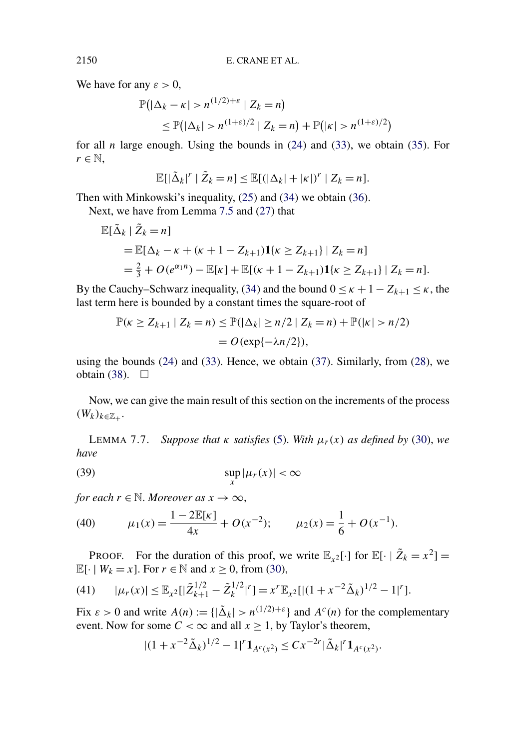We have for any $\varepsilon > 0$,

$$\mathbb{P}(|\Delta_k - \kappa| > n^{(1/2)+\varepsilon} \mid Z_k = n)$$
$$\leq \mathbb{P}(|\Delta_k| > n^{(1+\varepsilon)/2} \mid Z_k = n) + \mathbb{P}(|\kappa| > n^{(1+\varepsilon)/2})$$

for all $n$ large enough. Using the bounds in (24) and (33), we obtain (35). For $r \in \mathbb{N}$,

$$\mathbb{E}[|\tilde{\Delta}_k|^r \mid \tilde{Z}_k = n] \leq \mathbb{E}[(|\Delta_k| + |\kappa|)^r \mid Z_k = n].$$

Then with Minkowski's inequality, (25) and (34) we obtain (36).

Next, we have from Lemma 7.5 and (27) that

$$\begin{aligned}
&\mathbb{E}[\tilde{\Delta}_k \mid \tilde{Z}_k = n] \\
&\quad = \mathbb{E}[\Delta_k - \kappa + (\kappa + 1 - Z_{k+1})\mathbf{1}\{\kappa \geq Z_{k+1}\} \mid Z_k = n] \\
&\quad = \tfrac{2}{3} + O(e^{\alpha_1 n}) - \mathbb{E}[\kappa] + \mathbb{E}[(\kappa + 1 - Z_{k+1})\mathbf{1}\{\kappa \geq Z_{k+1}\} \mid Z_k = n].
\end{aligned}$$

By the Cauchy–Schwarz inequality, (34) and the bound $0 \leq \kappa + 1 - Z_{k+1} \leq \kappa$, the last term here is bounded by a constant times the square-root of

$$\begin{aligned}
\mathbb{P}(\kappa \geq Z_{k+1} \mid Z_k = n) &\leq \mathbb{P}(|\Delta_k| \geq n/2 \mid Z_k = n) + \mathbb{P}(|\kappa| > n/2) \\
&= O(\exp\{-\lambda n/2\}),
\end{aligned}$$

using the bounds (24) and (33). Hence, we obtain (37). Similarly, from (28), we obtain (38). □

Now, we can give the main result of this section on the increments of the process $(W_k)_{k \in \mathbb{Z}_+}$.

LEMMA 7.7. *Suppose that $\kappa$ satisfies (5). With $\mu_r(x)$ as defined by (30), we have*

$$\sup_x |\mu_r(x)| < \infty \tag{39}$$

*for each $r \in \mathbb{N}$. Moreover as $x \to \infty$,*

$$\mu_1(x) = \frac{1 - 2\mathbb{E}[\kappa]}{4x} + O(x^{-2}); \qquad \mu_2(x) = \frac{1}{6} + O(x^{-1}). \tag{40}$$

PROOF. For the duration of this proof, we write $\mathbb{E}_{x^2}[\cdot]$ for $\mathbb{E}[\cdot \mid \tilde{Z}_k = x^2] = \mathbb{E}[\cdot \mid W_k = x]$. For $r \in \mathbb{N}$ and $x \geq 0$, from (30),

$$|\mu_r(x)| \leq \mathbb{E}_{x^2}[|\tilde{Z}_{k+1}^{1/2} - \tilde{Z}_k^{1/2}|^r] = x^r \mathbb{E}_{x^2}[|(1 + x^{-2}\tilde{\Delta}_k)^{1/2} - 1|^r]. \tag{41}$$

Fix $\varepsilon > 0$ and write $A(n) := \{|\tilde{\Delta}_k| > n^{(1/2)+\varepsilon}\}$ and $A^c(n)$ for the complementary event. Now for some $C < \infty$ and all $x \geq 1$, by Taylor's theorem,

$$|(1 + x^{-2}\tilde{\Delta}_k)^{1/2} - 1|^r \mathbf{1}_{A^c(x^2)} \leq C x^{-2r} |\tilde{\Delta}_k|^r \mathbf{1}_{A^c(x^2)}.$$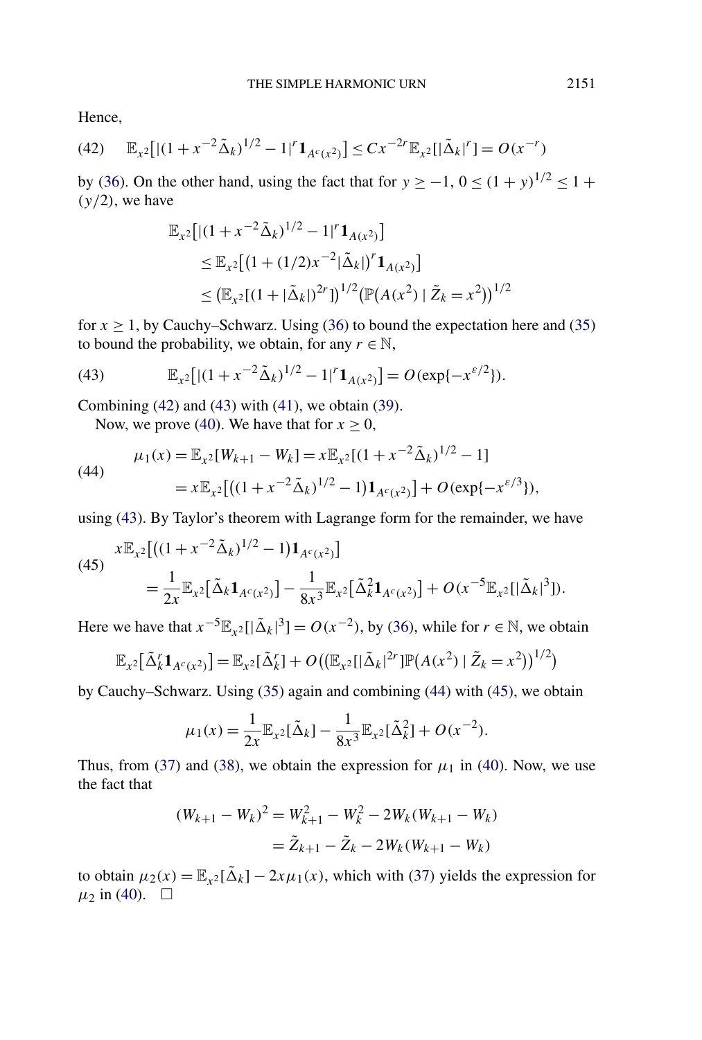Hence,

$$\mathbb{E}_{x^2}\big[|(1 + x^{-2}\tilde{\Delta}_k)^{1/2} - 1|^r \mathbf{1}_{A^c(x^2)}\big] \le C x^{-2r} \mathbb{E}_{x^2}[|\tilde{\Delta}_k|^r] = O(x^{-r}) \tag{42}$$

by (36). On the other hand, using the fact that for $y \ge -1$, $0 \le (1+y)^{1/2} \le 1 + (y/2)$, we have

$$\begin{aligned}
&\mathbb{E}_{x^2}\big[|(1 + x^{-2}\tilde{\Delta}_k)^{1/2} - 1|^r \mathbf{1}_{A(x^2)}\big] \\
&\quad \le \mathbb{E}_{x^2}\big[\big(1 + (1/2)x^{-2}|\tilde{\Delta}_k|\big)^r \mathbf{1}_{A(x^2)}\big] \\
&\quad \le \big(\mathbb{E}_{x^2}[(1 + |\tilde{\Delta}_k|)^{2r}]\big)^{1/2} \big(\mathbb{P}\big(A(x^2) \mid \tilde{Z}_k = x^2\big)\big)^{1/2}
\end{aligned}$$

for $x \ge 1$, by Cauchy–Schwarz. Using (36) to bound the expectation here and (35) to bound the probability, we obtain, for any $r \in \mathbb{N}$,

$$\mathbb{E}_{x^2}\big[|(1 + x^{-2}\tilde{\Delta}_k)^{1/2} - 1|^r \mathbf{1}_{A(x^2)}\big] = O(\exp\{-x^{\varepsilon/2}\}). \tag{43}$$

Combining (42) and (43) with (41), we obtain (39).

Now, we prove (40). We have that for $x \ge 0$,

$$\begin{aligned}
\mu_1(x) &= \mathbb{E}_{x^2}[W_{k+1} - W_k] = x\mathbb{E}_{x^2}[(1 + x^{-2}\tilde{\Delta}_k)^{1/2} - 1] \\
&= x\mathbb{E}_{x^2}\big[\big((1 + x^{-2}\tilde{\Delta}_k)^{1/2} - 1\big)\mathbf{1}_{A^c(x^2)}\big] + O(\exp\{-x^{\varepsilon/3}\}),
\end{aligned} \tag{44}$$

using (43). By Taylor's theorem with Lagrange form for the remainder, we have

$$\begin{aligned}
&x\mathbb{E}_{x^2}\big[\big((1 + x^{-2}\tilde{\Delta}_k)^{1/2} - 1\big)\mathbf{1}_{A^c(x^2)}\big] \\
&\quad = \frac{1}{2x}\mathbb{E}_{x^2}\big[\tilde{\Delta}_k \mathbf{1}_{A^c(x^2)}\big] - \frac{1}{8x^3}\mathbb{E}_{x^2}\big[\tilde{\Delta}_k^2 \mathbf{1}_{A^c(x^2)}\big] + O(x^{-5}\mathbb{E}_{x^2}[|\tilde{\Delta}_k|^3]).
\end{aligned} \tag{45}$$

Here we have that $x^{-5}\mathbb{E}_{x^2}[|\tilde{\Delta}_k|^3] = O(x^{-2})$, by (36), while for $r \in \mathbb{N}$, we obtain

$$\mathbb{E}_{x^2}\big[\tilde{\Delta}_k^r \mathbf{1}_{A^c(x^2)}\big] = \mathbb{E}_{x^2}[\tilde{\Delta}_k^r] + O\big(\big(\mathbb{E}_{x^2}[|\tilde{\Delta}_k|^{2r}]\mathbb{P}\big(A(x^2) \mid \tilde{Z}_k = x^2\big)\big)^{1/2}\big)$$

by Cauchy–Schwarz. Using (35) again and combining (44) with (45), we obtain

$$\mu_1(x) = \frac{1}{2x}\mathbb{E}_{x^2}[\tilde{\Delta}_k] - \frac{1}{8x^3}\mathbb{E}_{x^2}[\tilde{\Delta}_k^2] + O(x^{-2}).$$

Thus, from (37) and (38), we obtain the expression for $\mu_1$ in (40). Now, we use the fact that

$$\begin{aligned}
(W_{k+1} - W_k)^2 &= W_{k+1}^2 - W_k^2 - 2W_k(W_{k+1} - W_k) \\
&= \tilde{Z}_{k+1} - \tilde{Z}_k - 2W_k(W_{k+1} - W_k)
\end{aligned}$$

to obtain $\mu_2(x) = \mathbb{E}_{x^2}[\tilde{\Delta}_k] - 2x\mu_1(x)$, which with (37) yields the expression for $\mu_2$ in (40). $\square$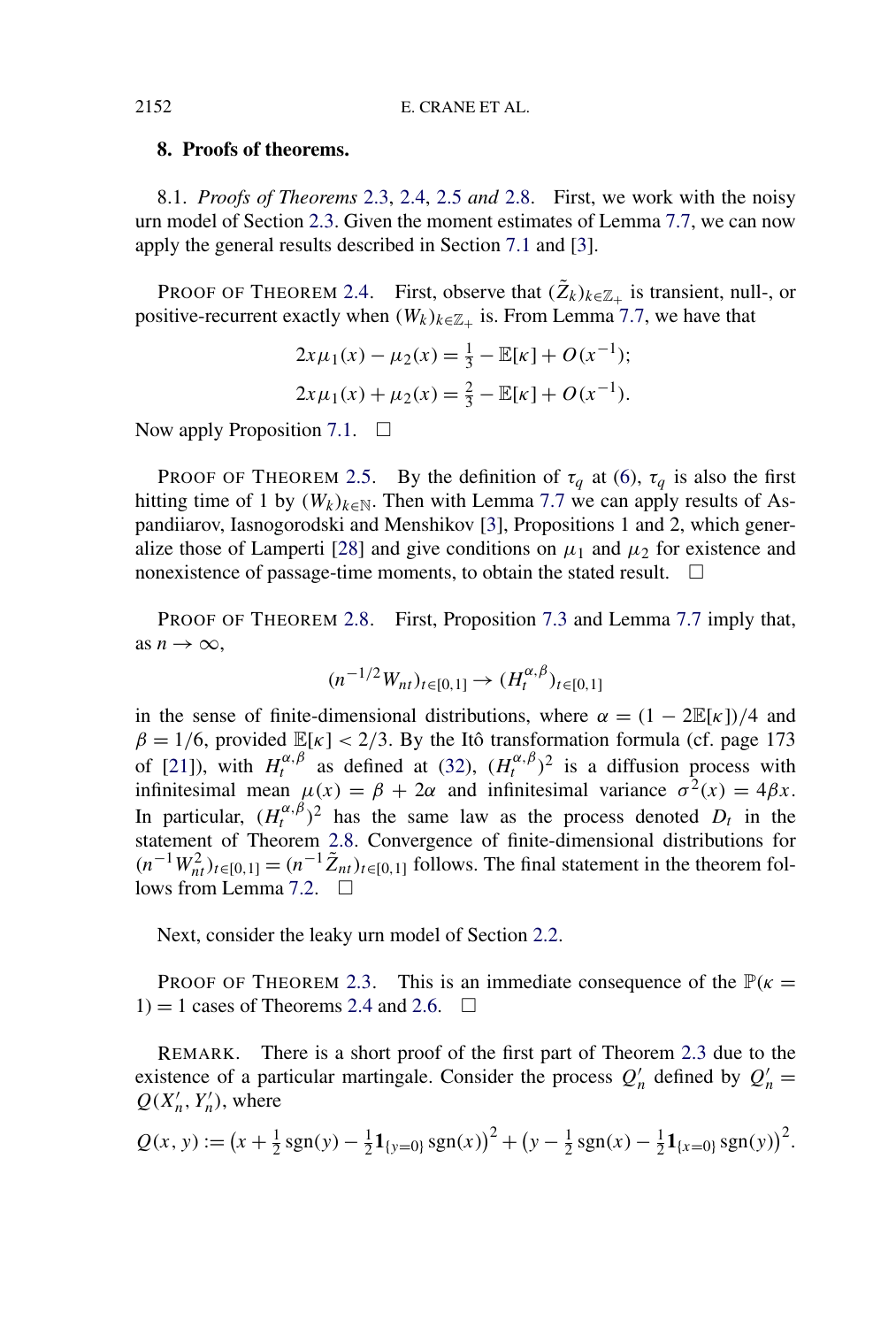## 8. Proofs of theorems.

8.1. *Proofs of Theorems 2.3, 2.4, 2.5 and 2.8.* First, we work with the noisy urn model of Section 2.3. Given the moment estimates of Lemma 7.7, we can now apply the general results described in Section 7.1 and [3].

PROOF OF THEOREM 2.4. First, observe that $(\tilde{Z}_k)_{k\in\mathbb{Z}_+}$ is transient, null-, or positive-recurrent exactly when $(W_k)_{k\in\mathbb{Z}_+}$ is. From Lemma 7.7, we have that

$$2x\mu_1(x) - \mu_2(x) = \tfrac{1}{3} - \mathbb{E}[\kappa] + O(x^{-1});$$

$$2x\mu_1(x) + \mu_2(x) = \tfrac{2}{3} - \mathbb{E}[\kappa] + O(x^{-1}).$$

Now apply Proposition 7.1. $\square$

PROOF OF THEOREM 2.5. By the definition of $\tau_q$ at (6), $\tau_q$ is also the first hitting time of 1 by $(W_k)_{k\in\mathbb{N}}$. Then with Lemma 7.7 we can apply results of Aspandiiarov, Iasnogorodski and Menshikov [3], Propositions 1 and 2, which generalize those of Lamperti [28] and give conditions on $\mu_1$ and $\mu_2$ for existence and nonexistence of passage-time moments, to obtain the stated result. $\square$

PROOF OF THEOREM 2.8. First, Proposition 7.3 and Lemma 7.7 imply that, as $n\to\infty$,

$$(n^{-1/2}W_{nt})_{t\in[0,1]} \to (H_t^{\alpha,\beta})_{t\in[0,1]}$$

in the sense of finite-dimensional distributions, where $\alpha = (1-2\mathbb{E}[\kappa])/4$ and $\beta = 1/6$, provided $\mathbb{E}[\kappa] < 2/3$. By the Itô transformation formula (cf. page 173 of [21]), with $H_t^{\alpha,\beta}$ as defined at (32), $(H_t^{\alpha,\beta})^2$ is a diffusion process with infinitesimal mean $\mu(x) = \beta + 2\alpha$ and infinitesimal variance $\sigma^2(x) = 4\beta x$. In particular, $(H_t^{\alpha,\beta})^2$ has the same law as the process denoted $D_t$ in the statement of Theorem 2.8. Convergence of finite-dimensional distributions for $(n^{-1}W_{nt}^2)_{t\in[0,1]} = (n^{-1}\tilde{Z}_{nt})_{t\in[0,1]}$ follows. The final statement in the theorem follows from Lemma 7.2. $\square$

Next, consider the leaky urn model of Section 2.2.

PROOF OF THEOREM 2.3. This is an immediate consequence of the $\mathbb{P}(\kappa = 1) = 1$ cases of Theorems 2.4 and 2.6. $\square$

REMARK. There is a short proof of the first part of Theorem 2.3 due to the existence of a particular martingale. Consider the process $Q_n'$ defined by $Q_n' = Q(X_n', Y_n')$, where

$$Q(x,y) := \big(x + \tfrac{1}{2}\operatorname{sgn}(y) - \tfrac{1}{2}\mathbf{1}_{\{y=0\}}\operatorname{sgn}(x)\big)^2 + \big(y - \tfrac{1}{2}\operatorname{sgn}(x) - \tfrac{1}{2}\mathbf{1}_{\{x=0\}}\operatorname{sgn}(y)\big)^2.$$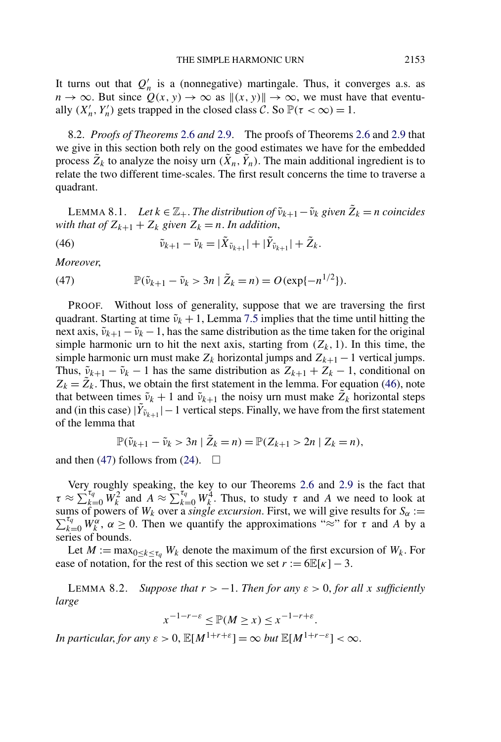It turns out that $Q'_n$ is a (nonnegative) martingale. Thus, it converges a.s. as $n \to \infty$. But since $Q(x, y) \to \infty$ as $\|(x, y)\| \to \infty$, we must have that eventually $(X'_n, Y'_n)$ gets trapped in the closed class $\mathcal{C}$. So $\mathbb{P}(\tau < \infty) = 1$.

8.2. *Proofs of Theorems* 2.6 *and* 2.9. The proofs of Theorems 2.6 and 2.9 that we give in this section both rely on the good estimates we have for the embedded process $\tilde{Z}_k$ to analyze the noisy urn $(\tilde{X}_n, \tilde{Y}_n)$. The main additional ingredient is to relate the two different time-scales. The first result concerns the time to traverse a quadrant.

LEMMA 8.1. *Let $k \in \mathbb{Z}_+$. The distribution of $\tilde{\nu}_{k+1} - \tilde{\nu}_k$ given $\tilde{Z}_k = n$ coincides with that of $Z_{k+1} + Z_k$ given $Z_k = n$. In addition,*

$$\tilde{\nu}_{k+1} - \tilde{\nu}_k = |\tilde{X}_{\tilde{\nu}_{k+1}}| + |\tilde{Y}_{\tilde{\nu}_{k+1}}| + \tilde{Z}_k. \tag{46}$$

*Moreover,*

$$\mathbb{P}(\tilde{\nu}_{k+1} - \tilde{\nu}_k > 3n \mid \tilde{Z}_k = n) = O(\exp\{-n^{1/2}\}). \tag{47}$$

PROOF. Without loss of generality, suppose that we are traversing the first quadrant. Starting at time $\tilde{\nu}_k + 1$, Lemma 7.5 implies that the time until hitting the next axis, $\tilde{\nu}_{k+1} - \tilde{\nu}_k - 1$, has the same distribution as the time taken for the original simple harmonic urn to hit the next axis, starting from $(Z_k, 1)$. In this time, the simple harmonic urn must make $Z_k$ horizontal jumps and $Z_{k+1} - 1$ vertical jumps. Thus, $\tilde{\nu}_{k+1} - \tilde{\nu}_k - 1$ has the same distribution as $Z_{k+1} + Z_k - 1$, conditional on $Z_k = \tilde{Z}_k$. Thus, we obtain the first statement in the lemma. For equation (46), note that between times $\tilde{\nu}_k + 1$ and $\tilde{\nu}_{k+1}$ the noisy urn must make $\tilde{Z}_k$ horizontal steps and (in this case) $|\tilde{Y}_{\tilde{\nu}_{k+1}}| - 1$ vertical steps. Finally, we have from the first statement of the lemma that

$$\mathbb{P}(\tilde{\nu}_{k+1} - \tilde{\nu}_k > 3n \mid \tilde{Z}_k = n) = \mathbb{P}(Z_{k+1} > 2n \mid Z_k = n),$$

and then (47) follows from (24). $\square$

Very roughly speaking, the key to our Theorems 2.6 and 2.9 is the fact that $\tau \approx \sum_{k=0}^{\tau_q} W_k^2$ and $A \approx \sum_{k=0}^{\tau_q} W_k^4$. Thus, to study $\tau$ and $A$ we need to look at sums of powers of $W_k$ over a *single excursion*. First, we will give results for $S_\alpha := \sum_{k=0}^{\tau_q} W_k^\alpha$, $\alpha \geq 0$. Then we quantify the approximations "$\approx$" for $\tau$ and $A$ by a series of bounds.

Let $M := \max_{0 \leq k \leq \tau_q} W_k$ denote the maximum of the first excursion of $W_k$. For ease of notation, for the rest of this section we set $r := 6\mathbb{E}[\kappa] - 3$.

LEMMA 8.2. *Suppose that $r > -1$. Then for any $\varepsilon > 0$, for all $x$ sufficiently large*

$$x^{-1-r-\varepsilon} \leq \mathbb{P}(M \geq x) \leq x^{-1-r+\varepsilon}.$$

*In particular, for any $\varepsilon > 0$, $\mathbb{E}[M^{1+r+\varepsilon}] = \infty$ but $\mathbb{E}[M^{1+r-\varepsilon}] < \infty$.*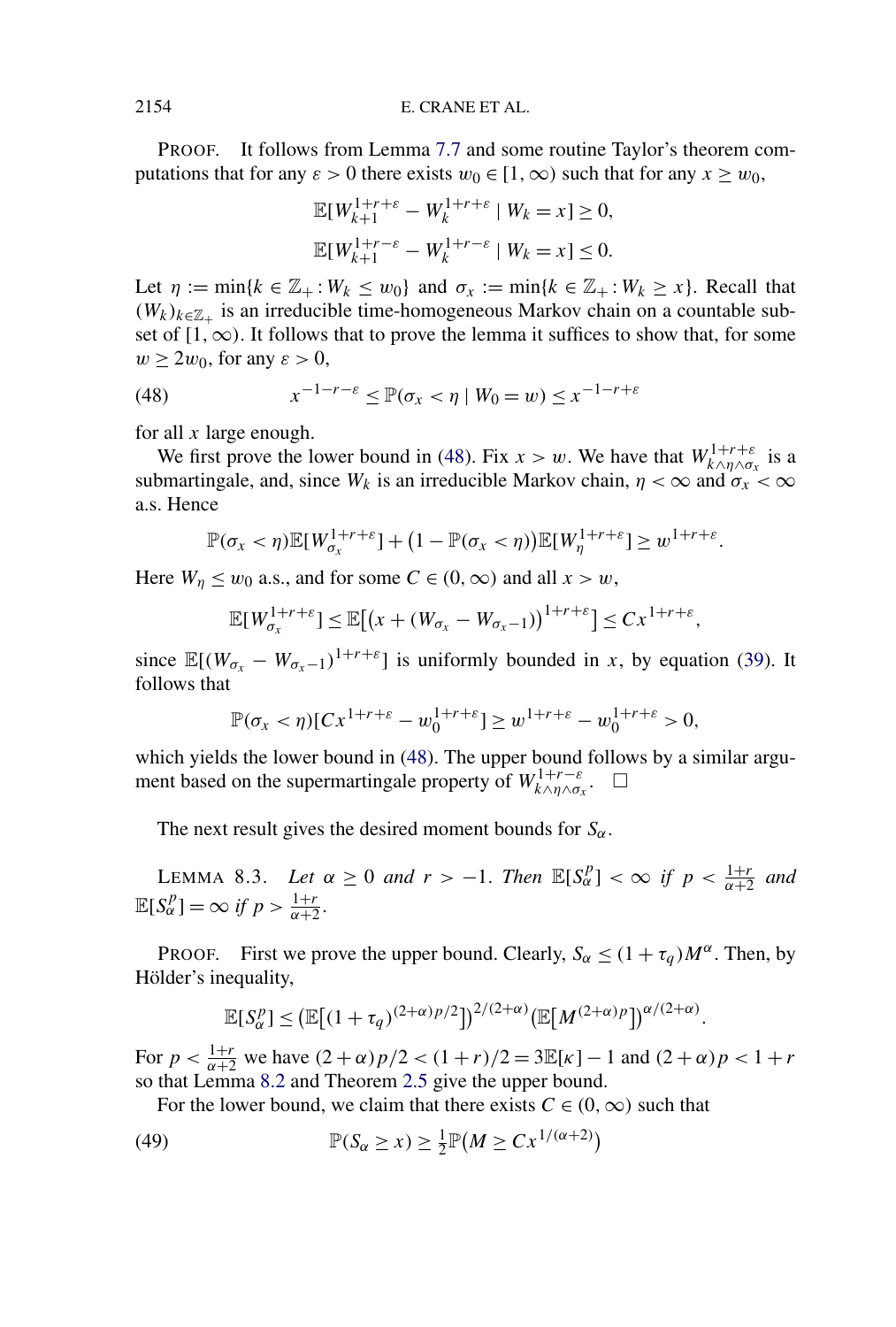PROOF. It follows from Lemma 7.7 and some routine Taylor's theorem computations that for any $\varepsilon > 0$ there exists $w_0 \in [1, \infty)$ such that for any $x \geq w_0$,

$$\mathbb{E}[W_{k+1}^{1+r+\varepsilon} - W_k^{1+r+\varepsilon} \mid W_k = x] \geq 0,$$

$$\mathbb{E}[W_{k+1}^{1+r-\varepsilon} - W_k^{1+r-\varepsilon} \mid W_k = x] \leq 0.$$

Let $\eta := \min\{k \in \mathbb{Z}_+ : W_k \leq w_0\}$ and $\sigma_x := \min\{k \in \mathbb{Z}_+ : W_k \geq x\}$. Recall that $(W_k)_{k \in \mathbb{Z}_+}$ is an irreducible time-homogeneous Markov chain on a countable subset of $[1, \infty)$. It follows that to prove the lemma it suffices to show that, for some $w \geq 2w_0$, for any $\varepsilon > 0$,

$$x^{-1-r-\varepsilon} \leq \mathbb{P}(\sigma_x < \eta \mid W_0 = w) \leq x^{-1-r+\varepsilon} \tag{48}$$

for all $x$ large enough.

We first prove the lower bound in (48). Fix $x > w$. We have that $W_{k \wedge \eta \wedge \sigma_x}^{1+r+\varepsilon}$ is a submartingale, and, since $W_k$ is an irreducible Markov chain, $\eta < \infty$ and $\sigma_x < \infty$ a.s. Hence

$$\mathbb{P}(\sigma_x < \eta)\mathbb{E}[W_{\sigma_x}^{1+r+\varepsilon}] + (1 - \mathbb{P}(\sigma_x < \eta))\mathbb{E}[W_\eta^{1+r+\varepsilon}] \geq w^{1+r+\varepsilon}.$$

Here $W_\eta \leq w_0$ a.s., and for some $C \in (0, \infty)$ and all $x > w$,

$$\mathbb{E}[W_{\sigma_x}^{1+r+\varepsilon}] \leq \mathbb{E}[(x + (W_{\sigma_x} - W_{\sigma_x - 1}))^{1+r+\varepsilon}] \leq Cx^{1+r+\varepsilon},$$

since $\mathbb{E}[(W_{\sigma_x} - W_{\sigma_x - 1})^{1+r+\varepsilon}]$ is uniformly bounded in $x$, by equation (39). It follows that

$$\mathbb{P}(\sigma_x < \eta)[Cx^{1+r+\varepsilon} - w_0^{1+r+\varepsilon}] \geq w^{1+r+\varepsilon} - w_0^{1+r+\varepsilon} > 0,$$

which yields the lower bound in (48). The upper bound follows by a similar argument based on the supermartingale property of $W_{k \wedge \eta \wedge \sigma_x}^{1+r-\varepsilon}$. $\square$

The next result gives the desired moment bounds for $S_\alpha$.

LEMMA 8.3. *Let* $\alpha \geq 0$ *and* $r > -1$. *Then* $\mathbb{E}[S_\alpha^p] < \infty$ *if* $p < \frac{1+r}{\alpha+2}$ *and* $\mathbb{E}[S_\alpha^p] = \infty$ *if* $p > \frac{1+r}{\alpha+2}$.

PROOF. First we prove the upper bound. Clearly, $S_\alpha \leq (1 + \tau_q)M^\alpha$. Then, by Hölder's inequality,

$$\mathbb{E}[S_\alpha^p] \leq (\mathbb{E}[(1 + \tau_q)^{(2+\alpha)p/2}])^{2/(2+\alpha)}(\mathbb{E}[M^{(2+\alpha)p}])^{\alpha/(2+\alpha)}.$$

For $p < \frac{1+r}{\alpha+2}$ we have $(2+\alpha)p/2 < (1+r)/2 = 3\mathbb{E}[\kappa] - 1$ and $(2+\alpha)p < 1+r$ so that Lemma 8.2 and Theorem 2.5 give the upper bound.

For the lower bound, we claim that there exists $C \in (0, \infty)$ such that

$$\mathbb{P}(S_\alpha \geq x) \geq \tfrac{1}{2}\mathbb{P}(M \geq Cx^{1/(\alpha+2)}) \tag{49}$$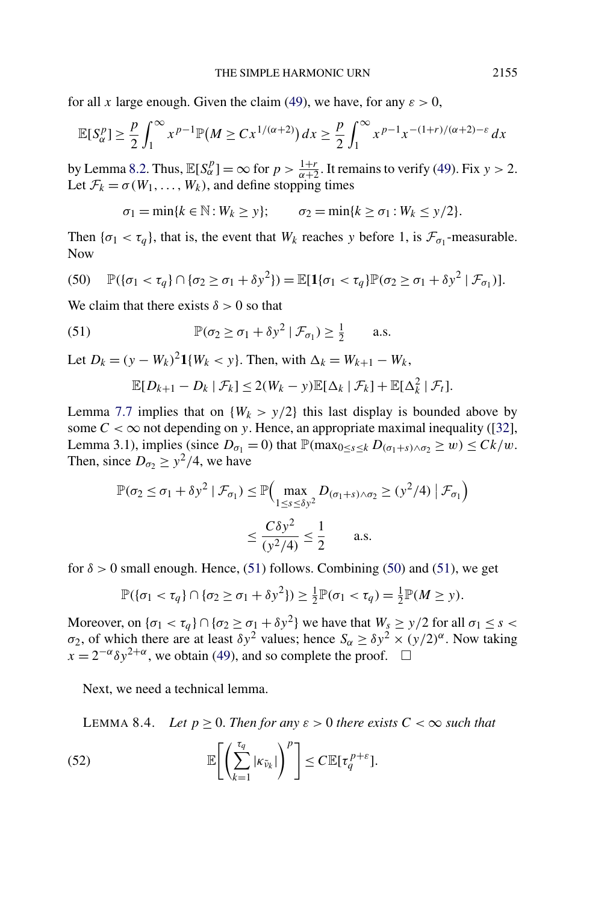for all $x$ large enough. Given the claim (49), we have, for any $\varepsilon > 0$,

$$\mathbb{E}[S_\alpha^p] \geq \frac{p}{2}\int_1^\infty x^{p-1}\mathbb{P}(M \geq Cx^{1/(\alpha+2)})\,dx \geq \frac{p}{2}\int_1^\infty x^{p-1}x^{-(1+r)/(\alpha+2)-\varepsilon}\,dx$$

by Lemma 8.2. Thus, $\mathbb{E}[S_\alpha^p] = \infty$ for $p > \frac{1+r}{\alpha+2}$. It remains to verify (49). Fix $y > 2$. Let $\mathcal{F}_k = \sigma(W_1, \dots, W_k)$, and define stopping times

$$\sigma_1 = \min\{k \in \mathbb{N} : W_k \geq y\}; \qquad \sigma_2 = \min\{k \geq \sigma_1 : W_k \leq y/2\}.$$

Then $\{\sigma_1 < \tau_q\}$, that is, the event that $W_k$ reaches $y$ before 1, is $\mathcal{F}_{\sigma_1}$-measurable. Now

$$\mathbb{P}(\{\sigma_1 < \tau_q\} \cap \{\sigma_2 \geq \sigma_1 + \delta y^2\}) = \mathbb{E}[\mathbf{1}\{\sigma_1 < \tau_q\}\mathbb{P}(\sigma_2 \geq \sigma_1 + \delta y^2 \mid \mathcal{F}_{\sigma_1})]. \tag{50}$$

We claim that there exists $\delta > 0$ so that

$$\mathbb{P}(\sigma_2 \geq \sigma_1 + \delta y^2 \mid \mathcal{F}_{\sigma_1}) \geq \tfrac{1}{2} \qquad \text{a.s.} \tag{51}$$

Let $D_k = (y - W_k)^2\mathbf{1}\{W_k < y\}$. Then, with $\Delta_k = W_{k+1} - W_k$,

$$\mathbb{E}[D_{k+1} - D_k \mid \mathcal{F}_k] \leq 2(W_k - y)\mathbb{E}[\Delta_k \mid \mathcal{F}_k] + \mathbb{E}[\Delta_k^2 \mid \mathcal{F}_t].$$

Lemma 7.7 implies that on $\{W_k > y/2\}$ this last display is bounded above by some $C < \infty$ not depending on $y$. Hence, an appropriate maximal inequality ([32], Lemma 3.1), implies (since $D_{\sigma_1} = 0$) that $\mathbb{P}(\max_{0\leq s\leq k} D_{(\sigma_1+s)\wedge\sigma_2} \geq w) \leq Ck/w$. Then, since $D_{\sigma_2} \geq y^2/4$, we have

$$\begin{aligned}\mathbb{P}(\sigma_2 \leq \sigma_1 + \delta y^2 \mid \mathcal{F}_{\sigma_1}) &\leq \mathbb{P}\Big(\max_{1\leq s\leq\delta y^2} D_{(\sigma_1+s)\wedge\sigma_2} \geq (y^2/4) \,\Big|\, \mathcal{F}_{\sigma_1}\Big)\\ &\leq \frac{C\delta y^2}{(y^2/4)} \leq \frac{1}{2} \qquad \text{a.s.}\end{aligned}$$

for $\delta > 0$ small enough. Hence, (51) follows. Combining (50) and (51), we get

$$\mathbb{P}(\{\sigma_1 < \tau_q\} \cap \{\sigma_2 \geq \sigma_1 + \delta y^2\}) \geq \tfrac{1}{2}\mathbb{P}(\sigma_1 < \tau_q) = \tfrac{1}{2}\mathbb{P}(M \geq y).$$

Moreover, on $\{\sigma_1 < \tau_q\} \cap \{\sigma_2 \geq \sigma_1 + \delta y^2\}$ we have that $W_s \geq y/2$ for all $\sigma_1 \leq s < \sigma_2$, of which there are at least $\delta y^2$ values; hence $S_\alpha \geq \delta y^2 \times (y/2)^\alpha$. Now taking $x = 2^{-\alpha}\delta y^{2+\alpha}$, we obtain (49), and so complete the proof. $\square$

Next, we need a technical lemma.

LEMMA 8.4. *Let $p \geq 0$. Then for any $\varepsilon > 0$ there exists $C < \infty$ such that*

$$\mathbb{E}\left[\left(\sum_{k=1}^{\tau_q} |\kappa_{\tilde{\nu}_k}|\right)^p\right] \leq C\mathbb{E}[\tau_q^{p+\varepsilon}]. \tag{52}$$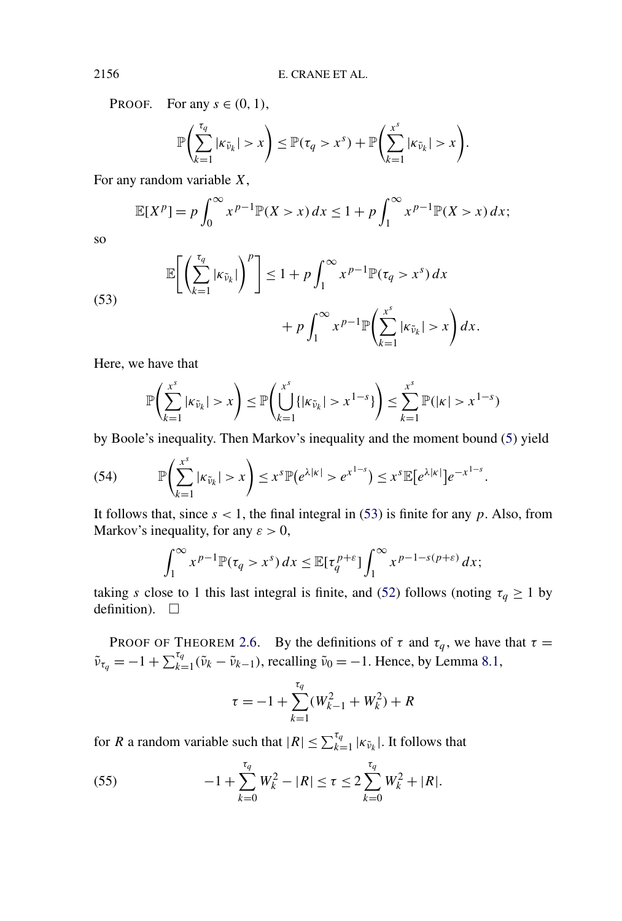PROOF. For any $s \in (0, 1)$,

$$\mathbb{P}\left(\sum_{k=1}^{\tau_q} |\kappa_{\tilde{\nu}_k}| > x\right) \le \mathbb{P}(\tau_q > x^s) + \mathbb{P}\left(\sum_{k=1}^{x^s} |\kappa_{\tilde{\nu}_k}| > x\right).$$

For any random variable $X$,

$$\mathbb{E}[X^p] = p \int_0^\infty x^{p-1} \mathbb{P}(X > x)\, dx \le 1 + p \int_1^\infty x^{p-1} \mathbb{P}(X > x)\, dx;$$

so

$$\tag{53} \begin{aligned} \mathbb{E}\left[\left(\sum_{k=1}^{\tau_q} |\kappa_{\tilde{\nu}_k}|\right)^p\right] \le 1 &+ p \int_1^\infty x^{p-1} \mathbb{P}(\tau_q > x^s)\, dx \\ &+ p \int_1^\infty x^{p-1} \mathbb{P}\left(\sum_{k=1}^{x^s} |\kappa_{\tilde{\nu}_k}| > x\right) dx. \end{aligned}$$

Here, we have that

$$\mathbb{P}\left(\sum_{k=1}^{x^s} |\kappa_{\tilde{\nu}_k}| > x\right) \le \mathbb{P}\left(\bigcup_{k=1}^{x^s} \{|\kappa_{\tilde{\nu}_k}| > x^{1-s}\}\right) \le \sum_{k=1}^{x^s} \mathbb{P}(|\kappa| > x^{1-s})$$

by Boole's inequality. Then Markov's inequality and the moment bound (5) yield

$$\tag{54} \mathbb{P}\left(\sum_{k=1}^{x^s} |\kappa_{\tilde{\nu}_k}| > x\right) \le x^s \mathbb{P}\big(e^{\lambda|\kappa|} > e^{x^{1-s}}\big) \le x^s \mathbb{E}\big[e^{\lambda|\kappa|}\big] e^{-x^{1-s}}.$$

It follows that, since $s < 1$, the final integral in (53) is finite for any $p$. Also, from Markov's inequality, for any $\varepsilon > 0$,

$$\int_1^\infty x^{p-1} \mathbb{P}(\tau_q > x^s)\, dx \le \mathbb{E}[\tau_q^{p+\varepsilon}] \int_1^\infty x^{p-1-s(p+\varepsilon)}\, dx;$$

taking $s$ close to 1 this last integral is finite, and (52) follows (noting $\tau_q \ge 1$ by definition). $\square$

PROOF OF THEOREM 2.6. By the definitions of $\tau$ and $\tau_q$, we have that $\tau = \tilde{\nu}_{\tau_q} = -1 + \sum_{k=1}^{\tau_q} (\tilde{\nu}_k - \tilde{\nu}_{k-1})$, recalling $\tilde{\nu}_0 = -1$. Hence, by Lemma 8.1,

$$\tau = -1 + \sum_{k=1}^{\tau_q} (W_{k-1}^2 + W_k^2) + R$$

for $R$ a random variable such that $|R| \le \sum_{k=1}^{\tau_q} |\kappa_{\tilde{\nu}_k}|$. It follows that

$$\tag{55} -1 + \sum_{k=0}^{\tau_q} W_k^2 - |R| \le \tau \le 2 \sum_{k=0}^{\tau_q} W_k^2 + |R|.$$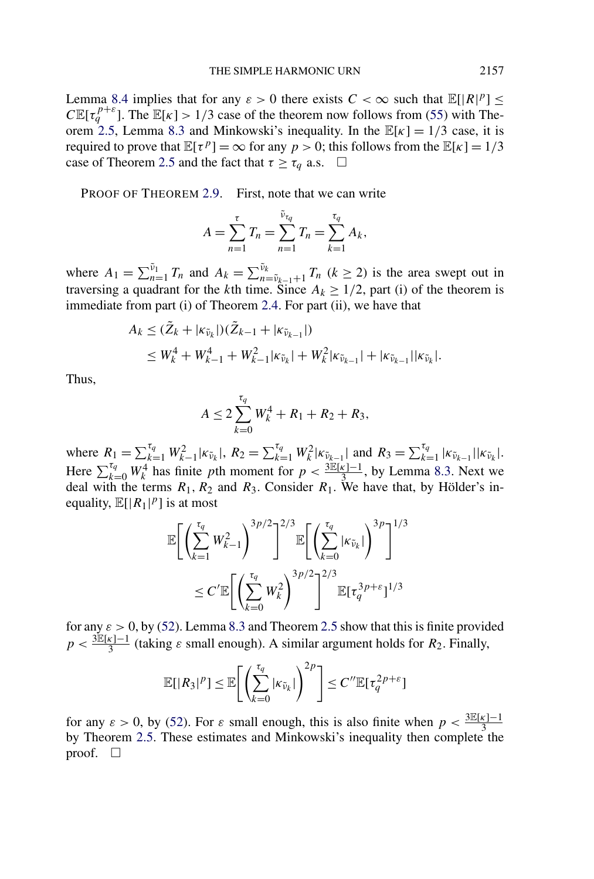Lemma 8.4 implies that for any $\varepsilon > 0$ there exists $C < \infty$ such that $\mathbb{E}[|R|^p] \leq C\mathbb{E}[\tau_q^{p+\varepsilon}]$. The $\mathbb{E}[\kappa] > 1/3$ case of the theorem now follows from (55) with Theorem 2.5, Lemma 8.3 and Minkowski's inequality. In the $\mathbb{E}[\kappa] = 1/3$ case, it is required to prove that $\mathbb{E}[\tau^p] = \infty$ for any $p > 0$; this follows from the $\mathbb{E}[\kappa] = 1/3$ case of Theorem 2.5 and the fact that $\tau \geq \tau_q$ a.s. □

PROOF OF THEOREM 2.9. First, note that we can write

$$A = \sum_{n=1}^{\tau} T_n = \sum_{n=1}^{\tilde{\nu}_{\tau_q}} T_n = \sum_{k=1}^{\tau_q} A_k,$$

where $A_1 = \sum_{n=1}^{\tilde{\nu}_1} T_n$ and $A_k = \sum_{n=\tilde{\nu}_{k-1}+1}^{\tilde{\nu}_k} T_n$ ($k \geq 2$) is the area swept out in traversing a quadrant for the $k$th time. Since $A_k \geq 1/2$, part (i) of the theorem is immediate from part (i) of Theorem 2.4. For part (ii), we have that

$$\begin{aligned}
A_k &\leq (\tilde{Z}_k + |\kappa_{\tilde{\nu}_k}|)(\tilde{Z}_{k-1} + |\kappa_{\tilde{\nu}_{k-1}}|) \\
&\leq W_k^4 + W_{k-1}^4 + W_{k-1}^2|\kappa_{\tilde{\nu}_k}| + W_k^2|\kappa_{\tilde{\nu}_{k-1}}| + |\kappa_{\tilde{\nu}_{k-1}}||\kappa_{\tilde{\nu}_k}|.
\end{aligned}$$

Thus,

$$A \leq 2\sum_{k=0}^{\tau_q} W_k^4 + R_1 + R_2 + R_3,$$

where $R_1 = \sum_{k=1}^{\tau_q} W_{k-1}^2|\kappa_{\tilde{\nu}_k}|$, $R_2 = \sum_{k=1}^{\tau_q} W_k^2|\kappa_{\tilde{\nu}_{k-1}}|$ and $R_3 = \sum_{k=1}^{\tau_q} |\kappa_{\tilde{\nu}_{k-1}}||\kappa_{\tilde{\nu}_k}|$. Here $\sum_{k=0}^{\tau_q} W_k^4$ has finite $p$th moment for $p < \frac{3\mathbb{E}[\kappa]-1}{3}$, by Lemma 8.3. Next we deal with the terms $R_1$, $R_2$ and $R_3$. Consider $R_1$. We have that, by Hölder's inequality, $\mathbb{E}[|R_1|^p]$ is at most

$$\begin{aligned}
&\mathbb{E}\left[\left(\sum_{k=1}^{\tau_q} W_{k-1}^2\right)^{3p/2}\right]^{2/3} \mathbb{E}\left[\left(\sum_{k=0}^{\tau_q} |\kappa_{\tilde{\nu}_k}|\right)^{3p}\right]^{1/3} \\
&\qquad \leq C'\mathbb{E}\left[\left(\sum_{k=0}^{\tau_q} W_k^2\right)^{3p/2}\right]^{2/3} \mathbb{E}[\tau_q^{3p+\varepsilon}]^{1/3}
\end{aligned}$$

for any $\varepsilon > 0$, by (52). Lemma 8.3 and Theorem 2.5 show that this is finite provided $p < \frac{3\mathbb{E}[\kappa]-1}{3}$ (taking $\varepsilon$ small enough). A similar argument holds for $R_2$. Finally,

$$\mathbb{E}[|R_3|^p] \leq \mathbb{E}\left[\left(\sum_{k=0}^{\tau_q} |\kappa_{\tilde{\nu}_k}|\right)^{2p}\right] \leq C''\mathbb{E}[\tau_q^{2p+\varepsilon}]$$

for any $\varepsilon > 0$, by (52). For $\varepsilon$ small enough, this is also finite when $p < \frac{3\mathbb{E}[\kappa]-1}{3}$ by Theorem 2.5. These estimates and Minkowski's inequality then complete the proof. □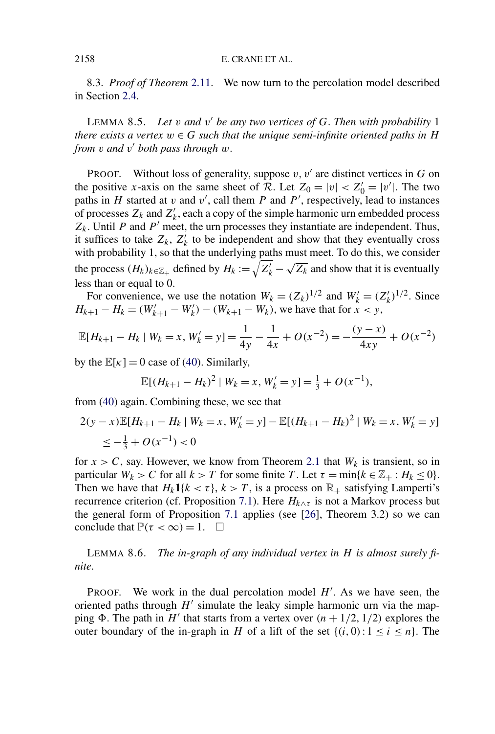8.3. *Proof of Theorem* 2.11. We now turn to the percolation model described in Section 2.4.

LEMMA 8.5. *Let $v$ and $v'$ be any two vertices of $G$. Then with probability* 1 *there exists a vertex $w \in G$ such that the unique semi-infinite oriented paths in $H$ from $v$ and $v'$ both pass through $w$.*

PROOF. Without loss of generality, suppose $v, v'$ are distinct vertices in $G$ on the positive $x$-axis on the same sheet of $\mathcal{R}$. Let $Z_0 = |v| < Z_0' = |v'|$. The two paths in $H$ started at $v$ and $v'$, call them $P$ and $P'$, respectively, lead to instances of processes $Z_k$ and $Z_k'$, each a copy of the simple harmonic urn embedded process $Z_k$. Until $P$ and $P'$ meet, the urn processes they instantiate are independent. Thus, it suffices to take $Z_k$, $Z_k'$ to be independent and show that they eventually cross with probability 1, so that the underlying paths must meet. To do this, we consider the process $(H_k)_{k \in \mathbb{Z}_+}$ defined by $H_k := \sqrt{Z_k'} - \sqrt{Z_k}$ and show that it is eventually less than or equal to 0.

For convenience, we use the notation $W_k = (Z_k)^{1/2}$ and $W_k' = (Z_k')^{1/2}$. Since $H_{k+1} - H_k = (W_{k+1}' - W_k') - (W_{k+1} - W_k)$, we have that for $x < y$,

$$\mathbb{E}[H_{k+1} - H_k \mid W_k = x, W_k' = y] = \frac{1}{4y} - \frac{1}{4x} + O(x^{-2}) = -\frac{(y-x)}{4xy} + O(x^{-2})$$

by the $\mathbb{E}[\kappa] = 0$ case of (40). Similarly,

$$\mathbb{E}[(H_{k+1} - H_k)^2 \mid W_k = x, W_k' = y] = \tfrac{1}{3} + O(x^{-1}),$$

from (40) again. Combining these, we see that

$$\begin{aligned}
&2(y-x)\mathbb{E}[H_{k+1} - H_k \mid W_k = x, W_k' = y] - \mathbb{E}[(H_{k+1} - H_k)^2 \mid W_k = x, W_k' = y] \\
&\quad \le -\tfrac{1}{3} + O(x^{-1}) < 0
\end{aligned}$$

for $x > C$, say. However, we know from Theorem 2.1 that $W_k$ is transient, so in particular $W_k > C$ for all $k > T$ for some finite $T$. Let $\tau = \min\{k \in \mathbb{Z}_+ : H_k \le 0\}$. Then we have that $H_k \mathbf{1}\{k < \tau\}$, $k > T$, is a process on $\mathbb{R}_+$ satisfying Lamperti's recurrence criterion (cf. Proposition 7.1). Here $H_{k \wedge \tau}$ is not a Markov process but the general form of Proposition 7.1 applies (see [26], Theorem 3.2) so we can conclude that $\mathbb{P}(\tau < \infty) = 1$. $\square$

LEMMA 8.6. *The in-graph of any individual vertex in $H$ is almost surely finite.*

PROOF. We work in the dual percolation model $H'$. As we have seen, the oriented paths through $H'$ simulate the leaky simple harmonic urn via the mapping $\Phi$. The path in $H'$ that starts from a vertex over $(n + 1/2, 1/2)$ explores the outer boundary of the in-graph in $H$ of a lift of the set $\{(i, 0) : 1 \le i \le n\}$. The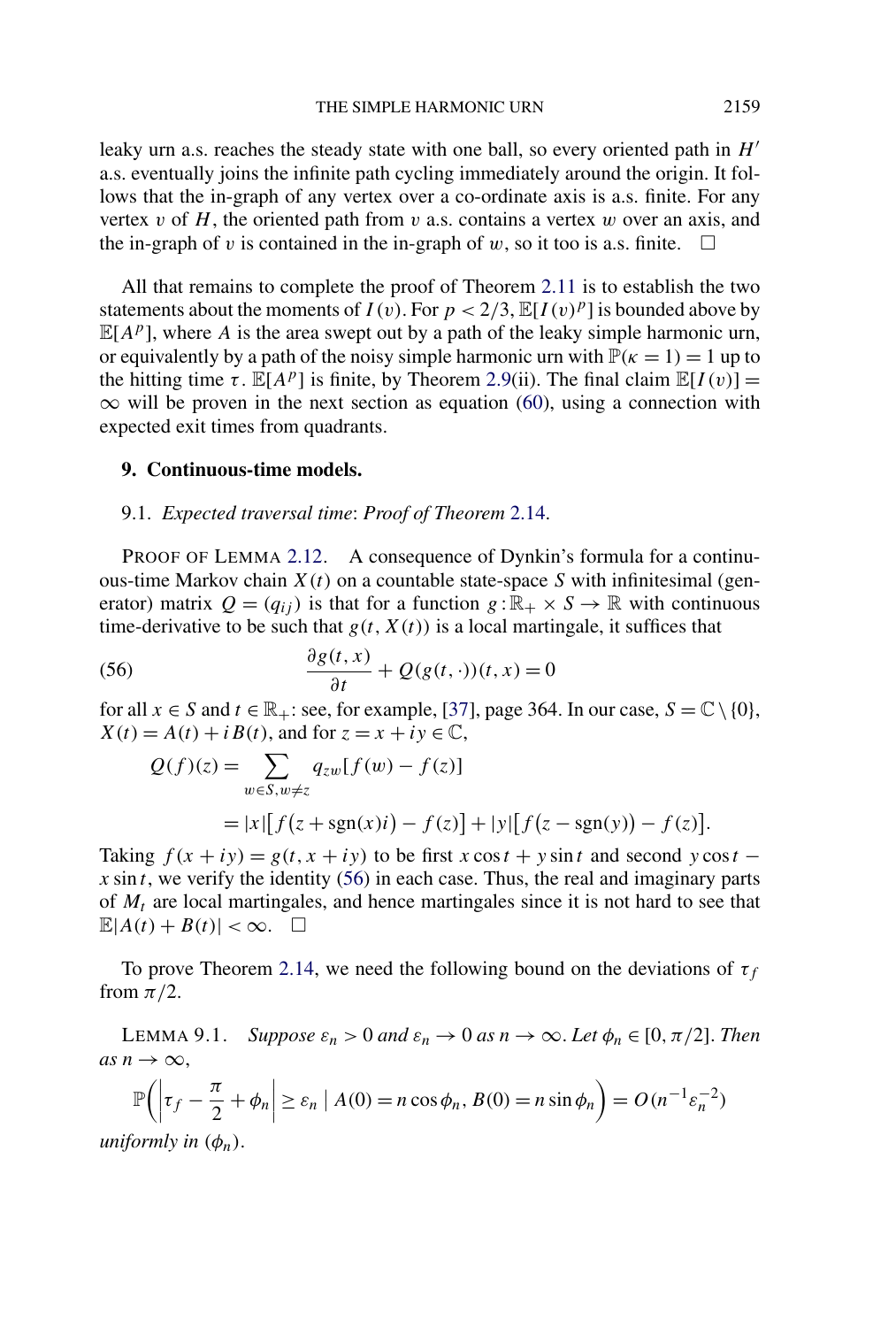leaky urn a.s. reaches the steady state with one ball, so every oriented path in $H'$ a.s. eventually joins the infinite path cycling immediately around the origin. It follows that the in-graph of any vertex over a co-ordinate axis is a.s. finite. For any vertex $v$ of $H$, the oriented path from $v$ a.s. contains a vertex $w$ over an axis, and the in-graph of $v$ is contained in the in-graph of $w$, so it too is a.s. finite. $\square$

All that remains to complete the proof of Theorem 2.11 is to establish the two statements about the moments of $I(v)$. For $p < 2/3$, $\mathbb{E}[I(v)^p]$ is bounded above by $\mathbb{E}[A^p]$, where $A$ is the area swept out by a path of the leaky simple harmonic urn, or equivalently by a path of the noisy simple harmonic urn with $\mathbb{P}(\kappa = 1) = 1$ up to the hitting time $\tau$. $\mathbb{E}[A^p]$ is finite, by Theorem 2.9(ii). The final claim $\mathbb{E}[I(v)] = \infty$ will be proven in the next section as equation (60), using a connection with expected exit times from quadrants.

## 9. Continuous-time models.

### 9.1. *Expected traversal time*: *Proof of Theorem* 2.14.

PROOF OF LEMMA 2.12. A consequence of Dynkin's formula for a continuous-time Markov chain $X(t)$ on a countable state-space $S$ with infinitesimal (generator) matrix $Q = (q_{ij})$ is that for a function $g : \mathbb{R}_+ \times S \to \mathbb{R}$ with continuous time-derivative to be such that $g(t, X(t))$ is a local martingale, it suffices that

$$\frac{\partial g(t,x)}{\partial t} + Q(g(t,\cdot))(t,x) = 0 \tag{56}$$

for all $x \in S$ and $t \in \mathbb{R}_+$: see, for example, [37], page 364. In our case, $S = \mathbb{C} \setminus \{0\}$, $X(t) = A(t) + iB(t)$, and for $z = x + iy \in \mathbb{C}$,

$$\begin{aligned}
Q(f)(z) &= \sum_{w \in S, w \neq z} q_{zw}[f(w) - f(z)] \\
&= |x|\big[f\big(z + \operatorname{sgn}(x)i\big) - f(z)\big] + |y|\big[f\big(z - \operatorname{sgn}(y)\big) - f(z)\big].
\end{aligned}$$

Taking $f(x + iy) = g(t, x + iy)$ to be first $x \cos t + y \sin t$ and second $y \cos t - x \sin t$, we verify the identity (56) in each case. Thus, the real and imaginary parts of $M_t$ are local martingales, and hence martingales since it is not hard to see that $\mathbb{E}|A(t) + B(t)| < \infty$. $\square$

To prove Theorem 2.14, we need the following bound on the deviations of $\tau_f$ from $\pi/2$.

LEMMA 9.1. *Suppose $\varepsilon_n > 0$ and $\varepsilon_n \to 0$ as $n \to \infty$. Let $\phi_n \in [0, \pi/2]$. Then as $n \to \infty$,*

$$\mathbb{P}\left(\left|\tau_f - \frac{\pi}{2} + \phi_n\right| \geq \varepsilon_n \mid A(0) = n\cos\phi_n, B(0) = n\sin\phi_n\right) = O(n^{-1}\varepsilon_n^{-2})$$

*uniformly in $(\phi_n)$.*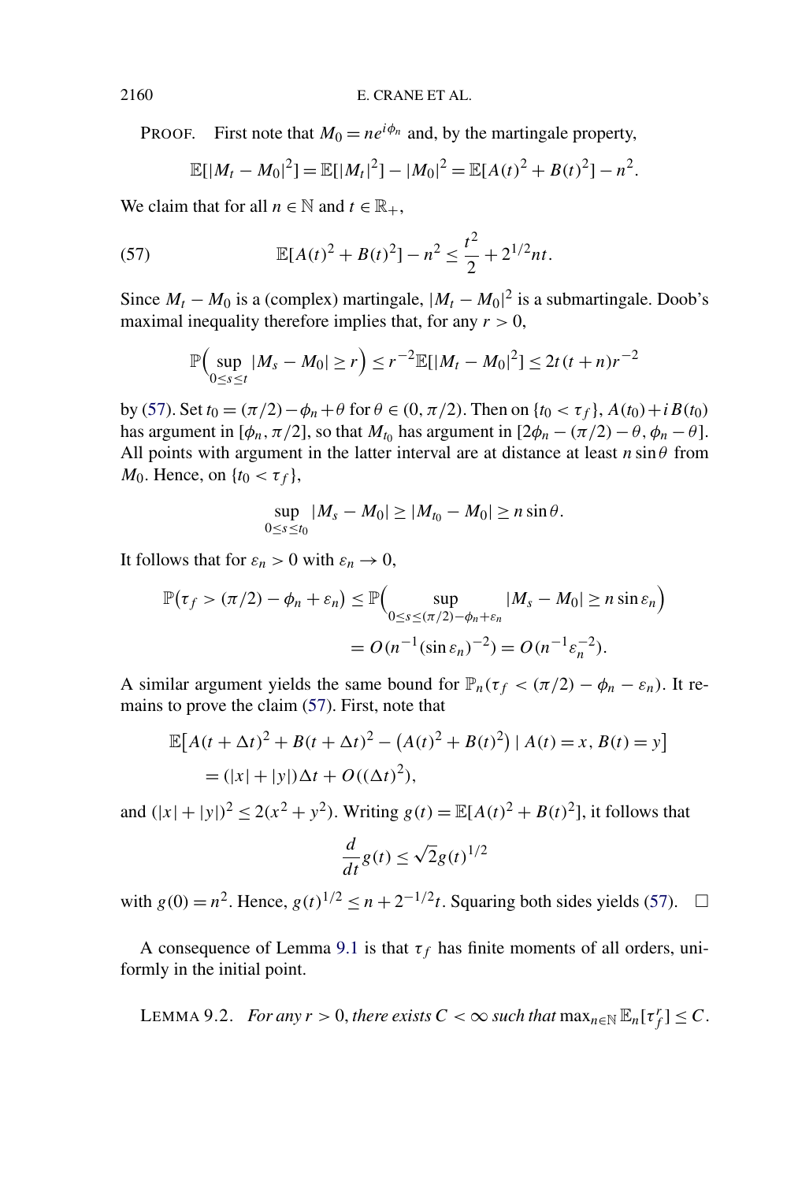PROOF. First note that $M_0 = ne^{i\phi_n}$ and, by the martingale property,

$$\mathbb{E}[|M_t - M_0|^2] = \mathbb{E}[|M_t|^2] - |M_0|^2 = \mathbb{E}[A(t)^2 + B(t)^2] - n^2.$$

We claim that for all $n \in \mathbb{N}$ and $t \in \mathbb{R}_+$,

$$\mathbb{E}[A(t)^2 + B(t)^2] - n^2 \leq \frac{t^2}{2} + 2^{1/2} nt. \tag{57}$$

Since $M_t - M_0$ is a (complex) martingale, $|M_t - M_0|^2$ is a submartingale. Doob's maximal inequality therefore implies that, for any $r > 0$,

$$\mathbb{P}\Big(\sup_{0 \leq s \leq t} |M_s - M_0| \geq r\Big) \leq r^{-2} \mathbb{E}[|M_t - M_0|^2] \leq 2t(t+n) r^{-2}$$

by (57). Set $t_0 = (\pi/2) - \phi_n + \theta$ for $\theta \in (0, \pi/2)$. Then on $\{t_0 < \tau_f\}$, $A(t_0) + iB(t_0)$ has argument in $[\phi_n, \pi/2]$, so that $M_{t_0}$ has argument in $[2\phi_n - (\pi/2) - \theta, \phi_n - \theta]$. All points with argument in the latter interval are at distance at least $n \sin\theta$ from $M_0$. Hence, on $\{t_0 < \tau_f\}$,

$$\sup_{0 \leq s \leq t_0} |M_s - M_0| \geq |M_{t_0} - M_0| \geq n \sin\theta.$$

It follows that for $\varepsilon_n > 0$ with $\varepsilon_n \to 0$,

$$\begin{aligned}
\mathbb{P}\big(\tau_f > (\pi/2) - \phi_n + \varepsilon_n\big) &\leq \mathbb{P}\Big(\sup_{0 \leq s \leq (\pi/2) - \phi_n + \varepsilon_n} |M_s - M_0| \geq n \sin\varepsilon_n\Big) \\
&= O(n^{-1} (\sin\varepsilon_n)^{-2}) = O(n^{-1} \varepsilon_n^{-2}).
\end{aligned}$$

A similar argument yields the same bound for $\mathbb{P}_n(\tau_f < (\pi/2) - \phi_n - \varepsilon_n)$. It remains to prove the claim (57). First, note that

$$\begin{aligned}
&\mathbb{E}\big[A(t+\Delta t)^2 + B(t+\Delta t)^2 - \big(A(t)^2 + B(t)^2\big) \mid A(t) = x, B(t) = y\big] \\
&\quad = (|x| + |y|)\Delta t + O((\Delta t)^2),
\end{aligned}$$

and $(|x| + |y|)^2 \leq 2(x^2 + y^2)$. Writing $g(t) = \mathbb{E}[A(t)^2 + B(t)^2]$, it follows that

$$\frac{d}{dt} g(t) \leq \sqrt{2} g(t)^{1/2}$$

with $g(0) = n^2$. Hence, $g(t)^{1/2} \leq n + 2^{-1/2} t$. Squaring both sides yields (57). $\square$

A consequence of Lemma 9.1 is that $\tau_f$ has finite moments of all orders, uniformly in the initial point.

LEMMA 9.2. *For any $r > 0$, there exists $C < \infty$ such that $\max_{n \in \mathbb{N}} \mathbb{E}_n[\tau_f^r] \leq C$.*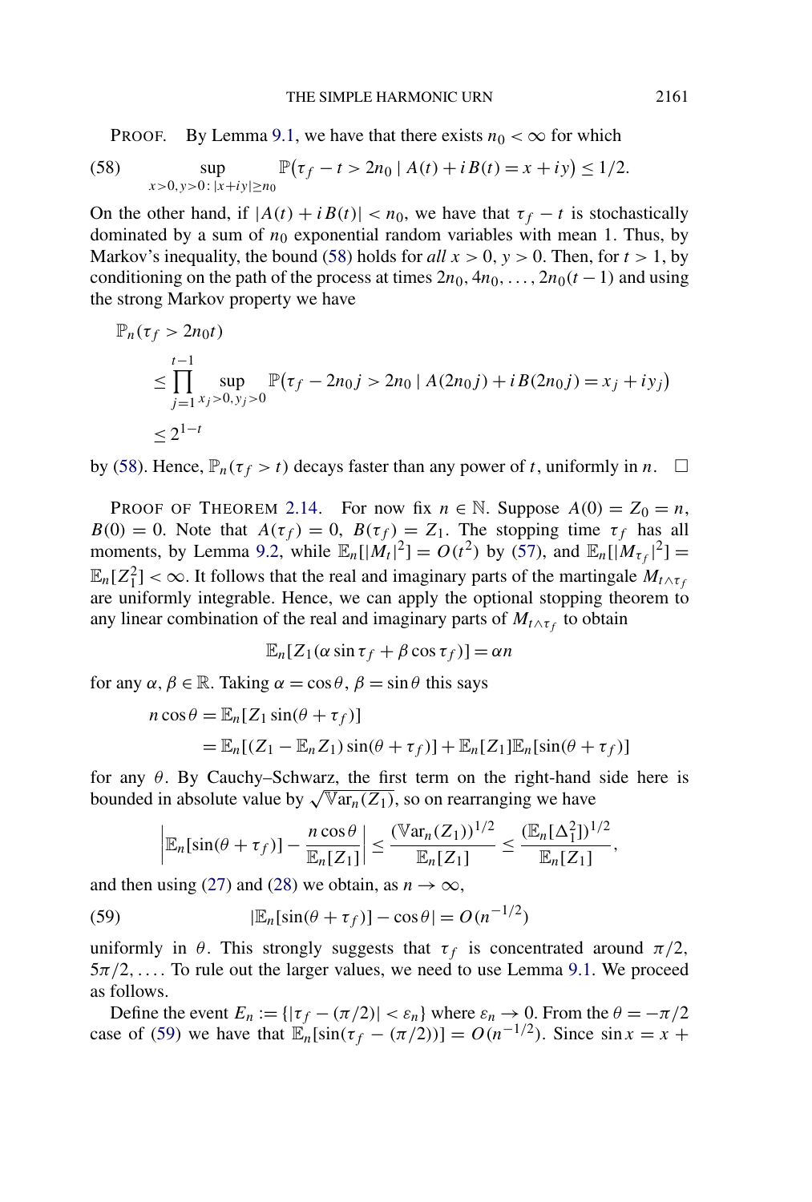PROOF. By Lemma 9.1, we have that there exists $n_0 < \infty$ for which

$$\sup_{x>0,y>0:|x+iy|\geq n_0} \mathbb{P}\big(\tau_f - t > 2n_0 \mid A(t) + iB(t) = x + iy\big) \leq 1/2. \tag{58}$$

On the other hand, if $|A(t) + iB(t)| < n_0$, we have that $\tau_f - t$ is stochastically dominated by a sum of $n_0$ exponential random variables with mean 1. Thus, by Markov's inequality, the bound (58) holds for *all* $x > 0$, $y > 0$. Then, for $t > 1$, by conditioning on the path of the process at times $2n_0, 4n_0, \dots, 2n_0(t-1)$ and using the strong Markov property we have

$$\begin{aligned}
&\mathbb{P}_n(\tau_f > 2n_0 t) \\
&\quad\leq \prod_{j=1}^{t-1} \sup_{x_j>0,y_j>0} \mathbb{P}\big(\tau_f - 2n_0 j > 2n_0 \mid A(2n_0 j) + iB(2n_0 j) = x_j + iy_j\big) \\
&\quad\leq 2^{1-t}
\end{aligned}$$

by (58). Hence, $\mathbb{P}_n(\tau_f > t)$ decays faster than any power of $t$, uniformly in $n$. $\square$

PROOF OF THEOREM 2.14. For now fix $n \in \mathbb{N}$. Suppose $A(0) = Z_0 = n$, $B(0) = 0$. Note that $A(\tau_f) = 0$, $B(\tau_f) = Z_1$. The stopping time $\tau_f$ has all moments, by Lemma 9.2, while $\mathbb{E}_n[|M_t|^2] = O(t^2)$ by (57), and $\mathbb{E}_n[|M_{\tau_f}|^2] = \mathbb{E}_n[Z_1^2] < \infty$. It follows that the real and imaginary parts of the martingale $M_{t\wedge\tau_f}$ are uniformly integrable. Hence, we can apply the optional stopping theorem to any linear combination of the real and imaginary parts of $M_{t\wedge\tau_f}$ to obtain

$$\mathbb{E}_n[Z_1(\alpha \sin\tau_f + \beta\cos\tau_f)] = \alpha n$$

for any $\alpha, \beta \in \mathbb{R}$. Taking $\alpha = \cos\theta$, $\beta = \sin\theta$ this says

$$\begin{aligned}
n\cos\theta &= \mathbb{E}_n[Z_1 \sin(\theta + \tau_f)] \\
&= \mathbb{E}_n[(Z_1 - \mathbb{E}_n Z_1)\sin(\theta + \tau_f)] + \mathbb{E}_n[Z_1]\mathbb{E}_n[\sin(\theta + \tau_f)]
\end{aligned}$$

for any $\theta$. By Cauchy–Schwarz, the first term on the right-hand side here is bounded in absolute value by $\sqrt{\mathbb{V}\mathrm{ar}_n(Z_1)}$, so on rearranging we have

$$\left|\mathbb{E}_n[\sin(\theta + \tau_f)] - \frac{n\cos\theta}{\mathbb{E}_n[Z_1]}\right| \leq \frac{(\mathbb{V}\mathrm{ar}_n(Z_1))^{1/2}}{\mathbb{E}_n[Z_1]} \leq \frac{(\mathbb{E}_n[\Delta_1^2])^{1/2}}{\mathbb{E}_n[Z_1]},$$

and then using (27) and (28) we obtain, as $n \to \infty$,

$$|\mathbb{E}_n[\sin(\theta + \tau_f)] - \cos\theta| = O(n^{-1/2}) \tag{59}$$

uniformly in $\theta$. This strongly suggests that $\tau_f$ is concentrated around $\pi/2$, $5\pi/2, \dots$. To rule out the larger values, we need to use Lemma 9.1. We proceed as follows.

Define the event $E_n := \{|\tau_f - (\pi/2)| < \varepsilon_n\}$ where $\varepsilon_n \to 0$. From the $\theta = -\pi/2$ case of (59) we have that $\mathbb{E}_n[\sin(\tau_f - (\pi/2))] = O(n^{-1/2})$. Since $\sin x = x +$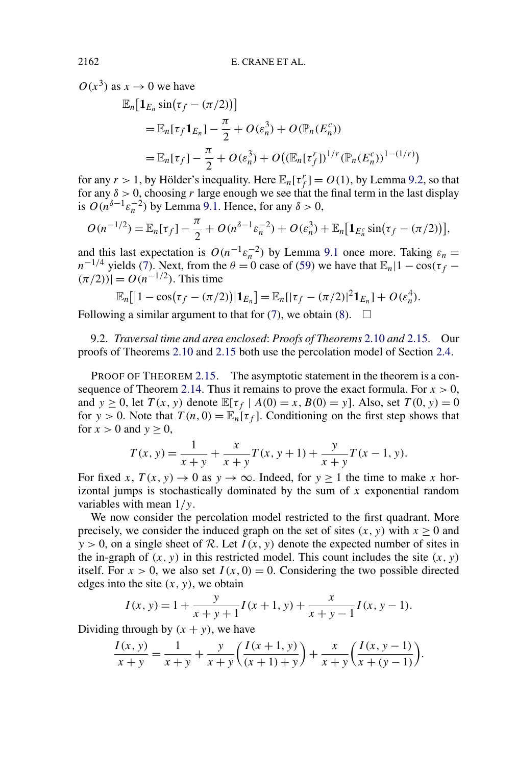$O(x^3)$ as $x \to 0$ we have

$$
\begin{aligned}
&\mathbb{E}_n\big[\mathbf{1}_{E_n}\sin\big(\tau_f - (\pi/2)\big)\big] \\
&\quad = \mathbb{E}_n[\tau_f \mathbf{1}_{E_n}] - \frac{\pi}{2} + O(\varepsilon_n^3) + O(\mathbb{P}_n(E_n^c)) \\
&\quad = \mathbb{E}_n[\tau_f] - \frac{\pi}{2} + O(\varepsilon_n^3) + O\big((\mathbb{E}_n[\tau_f^r])^{1/r}(\mathbb{P}_n(E_n^c))^{1-(1/r)}\big)
\end{aligned}
$$

for any $r > 1$, by Hölder's inequality. Here $\mathbb{E}_n[\tau_f^r] = O(1)$, by Lemma 9.2, so that for any $\delta > 0$, choosing $r$ large enough we see that the final term in the last display is $O(n^{\delta-1}\varepsilon_n^{-2})$ by Lemma 9.1. Hence, for any $\delta > 0$,

$$
O(n^{-1/2}) = \mathbb{E}_n[\tau_f] - \frac{\pi}{2} + O(n^{\delta-1}\varepsilon_n^{-2}) + O(\varepsilon_n^3) + \mathbb{E}_n\big[\mathbf{1}_{E_n^c}\sin\big(\tau_f - (\pi/2)\big)\big],
$$

and this last expectation is $O(n^{-1}\varepsilon_n^{-2})$ by Lemma 9.1 once more. Taking $\varepsilon_n = n^{-1/4}$ yields (7). Next, from the $\theta = 0$ case of (59) we have that $\mathbb{E}_n|1 - \cos(\tau_f - (\pi/2))| = O(n^{-1/2})$. This time

$$
\mathbb{E}_n\big[\big|1 - \cos\big(\tau_f - (\pi/2)\big)\big|\mathbf{1}_{E_n}\big] = \mathbb{E}_n[|\tau_f - (\pi/2)|^2 \mathbf{1}_{E_n}] + O(\varepsilon_n^4).
$$

Following a similar argument to that for (7), we obtain (8). $\square$

9.2. *Traversal time and area enclosed*: *Proofs of Theorems* 2.10 *and* 2.15. Our proofs of Theorems 2.10 and 2.15 both use the percolation model of Section 2.4.

PROOF OF THEOREM 2.15. The asymptotic statement in the theorem is a consequence of Theorem 2.14. Thus it remains to prove the exact formula. For $x > 0$, and $y \ge 0$, let $T(x, y)$ denote $\mathbb{E}[\tau_f \mid A(0) = x, B(0) = y]$. Also, set $T(0, y) = 0$ for $y > 0$. Note that $T(n, 0) = \mathbb{E}_n[\tau_f]$. Conditioning on the first step shows that for $x > 0$ and $y \ge 0$,

$$
T(x, y) = \frac{1}{x + y} + \frac{x}{x + y}T(x, y + 1) + \frac{y}{x + y}T(x - 1, y).
$$

For fixed $x$, $T(x, y) \to 0$ as $y \to \infty$. Indeed, for $y \ge 1$ the time to make $x$ horizontal jumps is stochastically dominated by the sum of $x$ exponential random variables with mean $1/y$.

We now consider the percolation model restricted to the first quadrant. More precisely, we consider the induced graph on the set of sites $(x, y)$ with $x \ge 0$ and $y > 0$, on a single sheet of $\mathcal{R}$. Let $I(x, y)$ denote the expected number of sites in the in-graph of $(x, y)$ in this restricted model. This count includes the site $(x, y)$ itself. For $x > 0$, we also set $I(x, 0) = 0$. Considering the two possible directed edges into the site $(x, y)$, we obtain

$$
I(x, y) = 1 + \frac{y}{x + y + 1}I(x + 1, y) + \frac{x}{x + y - 1}I(x, y - 1).
$$

Dividing through by $(x + y)$, we have

$$
\frac{I(x, y)}{x + y} = \frac{1}{x + y} + \frac{y}{x + y}\left(\frac{I(x + 1, y)}{(x + 1) + y}\right) + \frac{x}{x + y}\left(\frac{I(x, y - 1)}{x + (y - 1)}\right).
$$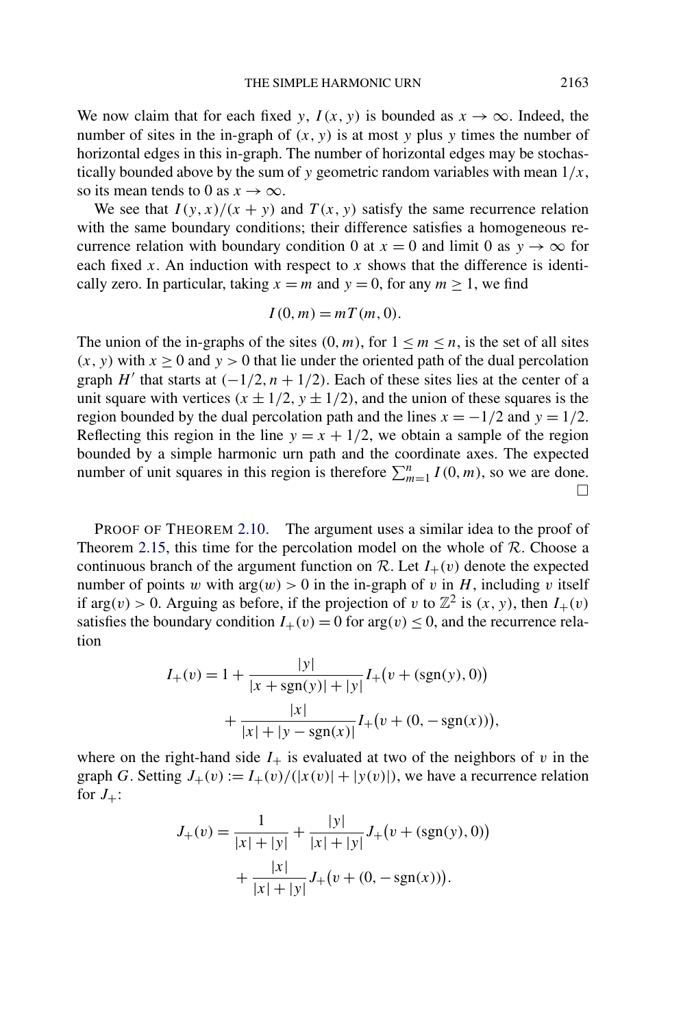We now claim that for each fixed $y$, $I(x, y)$ is bounded as $x \to \infty$. Indeed, the number of sites in the in-graph of $(x, y)$ is at most $y$ plus $y$ times the number of horizontal edges in this in-graph. The number of horizontal edges may be stochastically bounded above by the sum of $y$ geometric random variables with mean $1/x$, so its mean tends to 0 as $x \to \infty$.

We see that $I(y, x)/(x + y)$ and $T(x, y)$ satisfy the same recurrence relation with the same boundary conditions; their difference satisfies a homogeneous recurrence relation with boundary condition 0 at $x = 0$ and limit 0 as $y \to \infty$ for each fixed $x$. An induction with respect to $x$ shows that the difference is identically zero. In particular, taking $x = m$ and $y = 0$, for any $m \geq 1$, we find

$$I(0, m) = mT(m, 0).$$

The union of the in-graphs of the sites $(0, m)$, for $1 \leq m \leq n$, is the set of all sites $(x, y)$ with $x \geq 0$ and $y > 0$ that lie under the oriented path of the dual percolation graph $H'$ that starts at $(-1/2, n + 1/2)$. Each of these sites lies at the center of a unit square with vertices $(x \pm 1/2, y \pm 1/2)$, and the union of these squares is the region bounded by the dual percolation path and the lines $x = -1/2$ and $y = 1/2$. Reflecting this region in the line $y = x + 1/2$, we obtain a sample of the region bounded by a simple harmonic urn path and the coordinate axes. The expected number of unit squares in this region is therefore $\sum_{m=1}^{n} I(0, m)$, so we are done. $\square$

PROOF OF THEOREM 2.10. The argument uses a similar idea to the proof of Theorem 2.15, this time for the percolation model on the whole of $\mathcal{R}$. Choose a continuous branch of the argument function on $\mathcal{R}$. Let $I_+(v)$ denote the expected number of points $w$ with $\arg(w) > 0$ in the in-graph of $v$ in $H$, including $v$ itself if $\arg(v) > 0$. Arguing as before, if the projection of $v$ to $\mathbb{Z}^2$ is $(x, y)$, then $I_+(v)$ satisfies the boundary condition $I_+(v) = 0$ for $\arg(v) \leq 0$, and the recurrence relation

$$I_+(v) = 1 + \frac{|y|}{|x + \operatorname{sgn}(y)| + |y|} I_+\big(v + (\operatorname{sgn}(y), 0)\big) + \frac{|x|}{|x| + |y - \operatorname{sgn}(x)|} I_+\big(v + (0, -\operatorname{sgn}(x))\big),$$

where on the right-hand side $I_+$ is evaluated at two of the neighbors of $v$ in the graph $G$. Setting $J_+(v) := I_+(v)/(|x(v)| + |y(v)|)$, we have a recurrence relation for $J_+$:

$$J_+(v) = \frac{1}{|x| + |y|} + \frac{|y|}{|x| + |y|} J_+\big(v + (\operatorname{sgn}(y), 0)\big) + \frac{|x|}{|x| + |y|} J_+\big(v + (0, -\operatorname{sgn}(x))\big).$$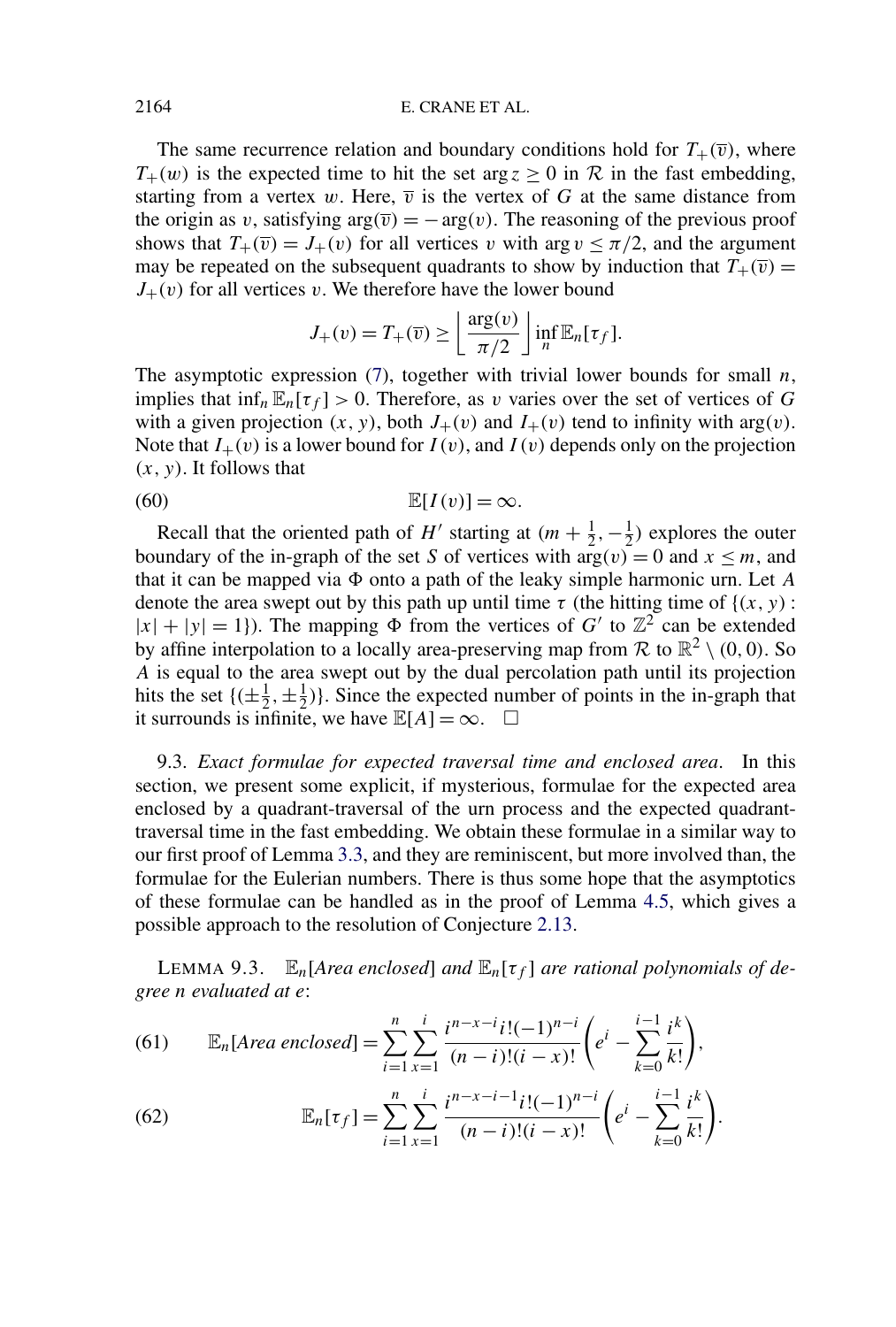The same recurrence relation and boundary conditions hold for $T_+(\overline{v})$, where $T_+(w)$ is the expected time to hit the set $\arg z \geq 0$ in $\mathcal{R}$ in the fast embedding, starting from a vertex $w$. Here, $\overline{v}$ is the vertex of $G$ at the same distance from the origin as $v$, satisfying $\arg(\overline{v}) = -\arg(v)$. The reasoning of the previous proof shows that $T_+(\overline{v}) = J_+(v)$ for all vertices $v$ with $\arg v \leq \pi/2$, and the argument may be repeated on the subsequent quadrants to show by induction that $T_+(\overline{v}) = J_+(v)$ for all vertices $v$. We therefore have the lower bound

$$J_+(v) = T_+(\overline{v}) \geq \left\lfloor \frac{\arg(v)}{\pi/2} \right\rfloor \inf_n \mathbb{E}_n[\tau_f].$$

The asymptotic expression (7), together with trivial lower bounds for small $n$, implies that $\inf_n \mathbb{E}_n[\tau_f] > 0$. Therefore, as $v$ varies over the set of vertices of $G$ with a given projection $(x, y)$, both $J_+(v)$ and $I_+(v)$ tend to infinity with $\arg(v)$. Note that $I_+(v)$ is a lower bound for $I(v)$, and $I(v)$ depends only on the projection $(x, y)$. It follows that

$$\mathbb{E}[I(v)] = \infty. \tag{60}$$

Recall that the oriented path of $H'$ starting at $(m + \frac{1}{2}, -\frac{1}{2})$ explores the outer boundary of the in-graph of the set $S$ of vertices with $\arg(v) = 0$ and $x \leq m$, and that it can be mapped via $\Phi$ onto a path of the leaky simple harmonic urn. Let $A$ denote the area swept out by this path up until time $\tau$ (the hitting time of $\{(x, y) : |x| + |y| = 1\}$). The mapping $\Phi$ from the vertices of $G'$ to $\mathbb{Z}^2$ can be extended by affine interpolation to a locally area-preserving map from $\mathcal{R}$ to $\mathbb{R}^2 \setminus (0, 0)$. So $A$ is equal to the area swept out by the dual percolation path until its projection hits the set $\{(\pm\frac{1}{2}, \pm\frac{1}{2})\}$. Since the expected number of points in the in-graph that it surrounds is infinite, we have $\mathbb{E}[A] = \infty$. $\square$

9.3. *Exact formulae for expected traversal time and enclosed area.* In this section, we present some explicit, if mysterious, formulae for the expected area enclosed by a quadrant-traversal of the urn process and the expected quadrant-traversal time in the fast embedding. We obtain these formulae in a similar way to our first proof of Lemma 3.3, and they are reminiscent, but more involved than, the formulae for the Eulerian numbers. There is thus some hope that the asymptotics of these formulae can be handled as in the proof of Lemma 4.5, which gives a possible approach to the resolution of Conjecture 2.13.

LEMMA 9.3. *$\mathbb{E}_n$[Area enclosed] and $\mathbb{E}_n[\tau_f]$ are rational polynomials of degree $n$ evaluated at $e$:*

$$\mathbb{E}_n[\text{Area enclosed}] = \sum_{i=1}^{n} \sum_{x=1}^{i} \frac{i^{n-x-i} i! (-1)^{n-i}}{(n-i)!(i-x)!} \left( e^i - \sum_{k=0}^{i-1} \frac{i^k}{k!} \right), \tag{61}$$

$$\mathbb{E}_n[\tau_f] = \sum_{i=1}^{n} \sum_{x=1}^{i} \frac{i^{n-x-i-1} i! (-1)^{n-i}}{(n-i)!(i-x)!} \left( e^i - \sum_{k=0}^{i-1} \frac{i^k}{k!} \right). \tag{62}$$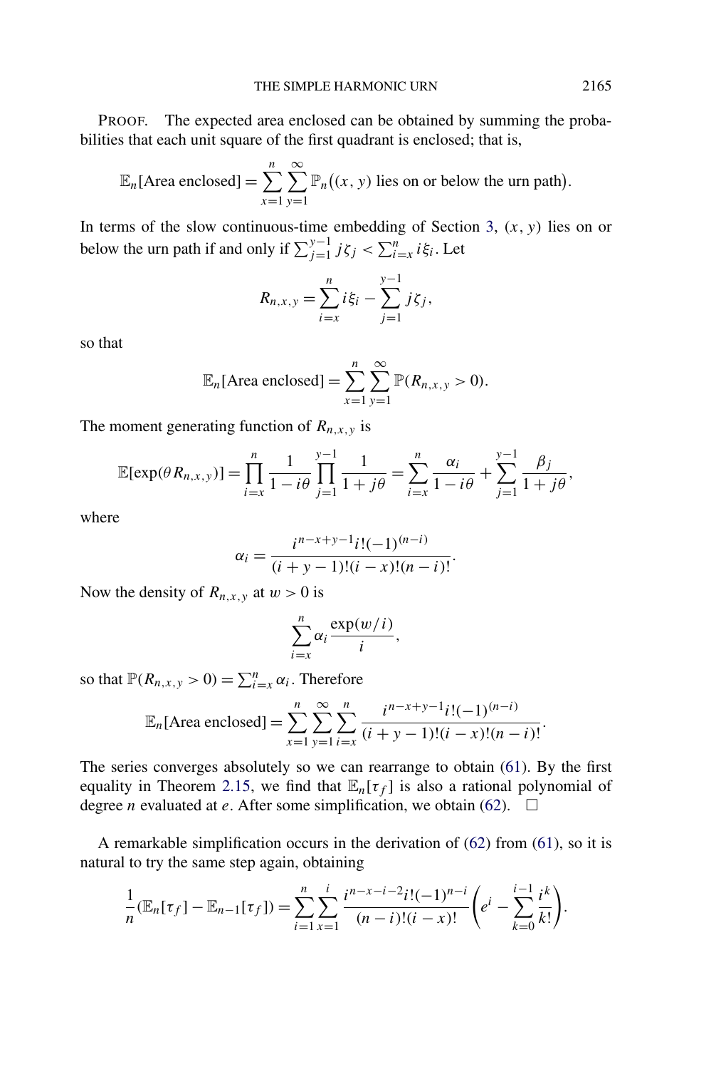PROOF. The expected area enclosed can be obtained by summing the probabilities that each unit square of the first quadrant is enclosed; that is,

$$\mathbb{E}_n[\text{Area enclosed}] = \sum_{x=1}^{n} \sum_{y=1}^{\infty} \mathbb{P}_n\big((x, y) \text{ lies on or below the urn path}\big).$$

In terms of the slow continuous-time embedding of Section 3, $(x, y)$ lies on or below the urn path if and only if $\sum_{j=1}^{y-1} j\zeta_j < \sum_{i=x}^{n} i\xi_i$. Let

$$R_{n,x,y} = \sum_{i=x}^{n} i\xi_i - \sum_{j=1}^{y-1} j\zeta_j,$$

so that

$$\mathbb{E}_n[\text{Area enclosed}] = \sum_{x=1}^{n} \sum_{y=1}^{\infty} \mathbb{P}(R_{n,x,y} > 0).$$

The moment generating function of $R_{n,x,y}$ is

$$\mathbb{E}[\exp(\theta R_{n,x,y})] = \prod_{i=x}^{n} \frac{1}{1 - i\theta} \prod_{j=1}^{y-1} \frac{1}{1 + j\theta} = \sum_{i=x}^{n} \frac{\alpha_i}{1 - i\theta} + \sum_{j=1}^{y-1} \frac{\beta_j}{1 + j\theta},$$

where

$$\alpha_i = \frac{i^{n-x+y-1} i!(-1)^{(n-i)}}{(i + y - 1)!(i - x)!(n - i)!}.$$

Now the density of $R_{n,x,y}$ at $w > 0$ is

$$\sum_{i=x}^{n} \alpha_i \frac{\exp(w/i)}{i},$$

so that $\mathbb{P}(R_{n,x,y} > 0) = \sum_{i=x}^{n} \alpha_i$. Therefore

$$\mathbb{E}_n[\text{Area enclosed}] = \sum_{x=1}^{n} \sum_{y=1}^{\infty} \sum_{i=x}^{n} \frac{i^{n-x+y-1} i!(-1)^{(n-i)}}{(i + y - 1)!(i - x)!(n - i)!}.$$

The series converges absolutely so we can rearrange to obtain (61). By the first equality in Theorem 2.15, we find that $\mathbb{E}_n[\tau_f]$ is also a rational polynomial of degree $n$ evaluated at $e$. After some simplification, we obtain (62). □

A remarkable simplification occurs in the derivation of (62) from (61), so it is natural to try the same step again, obtaining

$$\frac{1}{n}(\mathbb{E}_n[\tau_f] - \mathbb{E}_{n-1}[\tau_f]) = \sum_{i=1}^{n} \sum_{x=1}^{i} \frac{i^{n-x-i-2} i!(-1)^{n-i}}{(n - i)!(i - x)!} \left( e^i - \sum_{k=0}^{i-1} \frac{i^k}{k!} \right).$$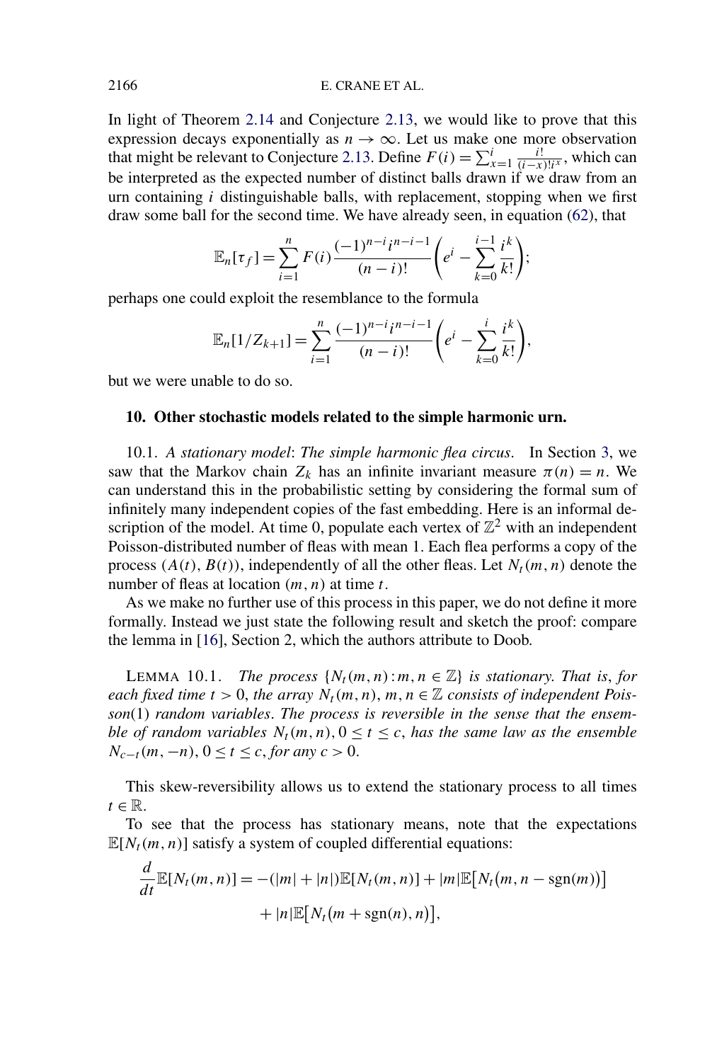In light of Theorem 2.14 and Conjecture 2.13, we would like to prove that this expression decays exponentially as $n \to \infty$. Let us make one more observation that might be relevant to Conjecture 2.13. Define $F(i) = \sum_{x=1}^{i} \frac{i!}{(i-x)! i^x}$, which can be interpreted as the expected number of distinct balls drawn if we draw from an urn containing $i$ distinguishable balls, with replacement, stopping when we first draw some ball for the second time. We have already seen, in equation (62), that

$$\mathbb{E}_n[\tau_f] = \sum_{i=1}^{n} F(i) \frac{(-1)^{n-i} i^{n-i-1}}{(n-i)!} \left( e^i - \sum_{k=0}^{i-1} \frac{i^k}{k!} \right);$$

perhaps one could exploit the resemblance to the formula

$$\mathbb{E}_n[1/Z_{k+1}] = \sum_{i=1}^{n} \frac{(-1)^{n-i} i^{n-i-1}}{(n-i)!} \left( e^i - \sum_{k=0}^{i} \frac{i^k}{k!} \right),$$

but we were unable to do so.

## 10. Other stochastic models related to the simple harmonic urn.

10.1. *A stationary model*: *The simple harmonic flea circus*. In Section 3, we saw that the Markov chain $Z_k$ has an infinite invariant measure $\pi(n) = n$. We can understand this in the probabilistic setting by considering the formal sum of infinitely many independent copies of the fast embedding. Here is an informal description of the model. At time 0, populate each vertex of $\mathbb{Z}^2$ with an independent Poisson-distributed number of fleas with mean 1. Each flea performs a copy of the process $(A(t), B(t))$, independently of all the other fleas. Let $N_t(m, n)$ denote the number of fleas at location $(m, n)$ at time $t$.

As we make no further use of this process in this paper, we do not define it more formally. Instead we just state the following result and sketch the proof: compare the lemma in [16], Section 2, which the authors attribute to Doob.

LEMMA 10.1. *The process $\{N_t(m, n) : m, n \in \mathbb{Z}\}$ is stationary. That is, for each fixed time $t > 0$, the array $N_t(m, n)$, $m, n \in \mathbb{Z}$ consists of independent Poisson(1) random variables. The process is reversible in the sense that the ensemble of random variables $N_t(m, n)$, $0 \le t \le c$, has the same law as the ensemble $N_{c-t}(m, -n)$, $0 \le t \le c$, for any $c > 0$.*

This skew-reversibility allows us to extend the stationary process to all times $t \in \mathbb{R}$.

To see that the process has stationary means, note that the expectations $\mathbb{E}[N_t(m, n)]$ satisfy a system of coupled differential equations:

$$\begin{aligned} \frac{d}{dt}\mathbb{E}[N_t(m, n)] = &-(|m| + |n|)\mathbb{E}[N_t(m, n)] + |m|\mathbb{E}\big[N_t\big(m, n - \operatorname{sgn}(m)\big)\big] \\ &+ |n|\mathbb{E}\big[N_t\big(m + \operatorname{sgn}(n), n\big)\big], \end{aligned}$$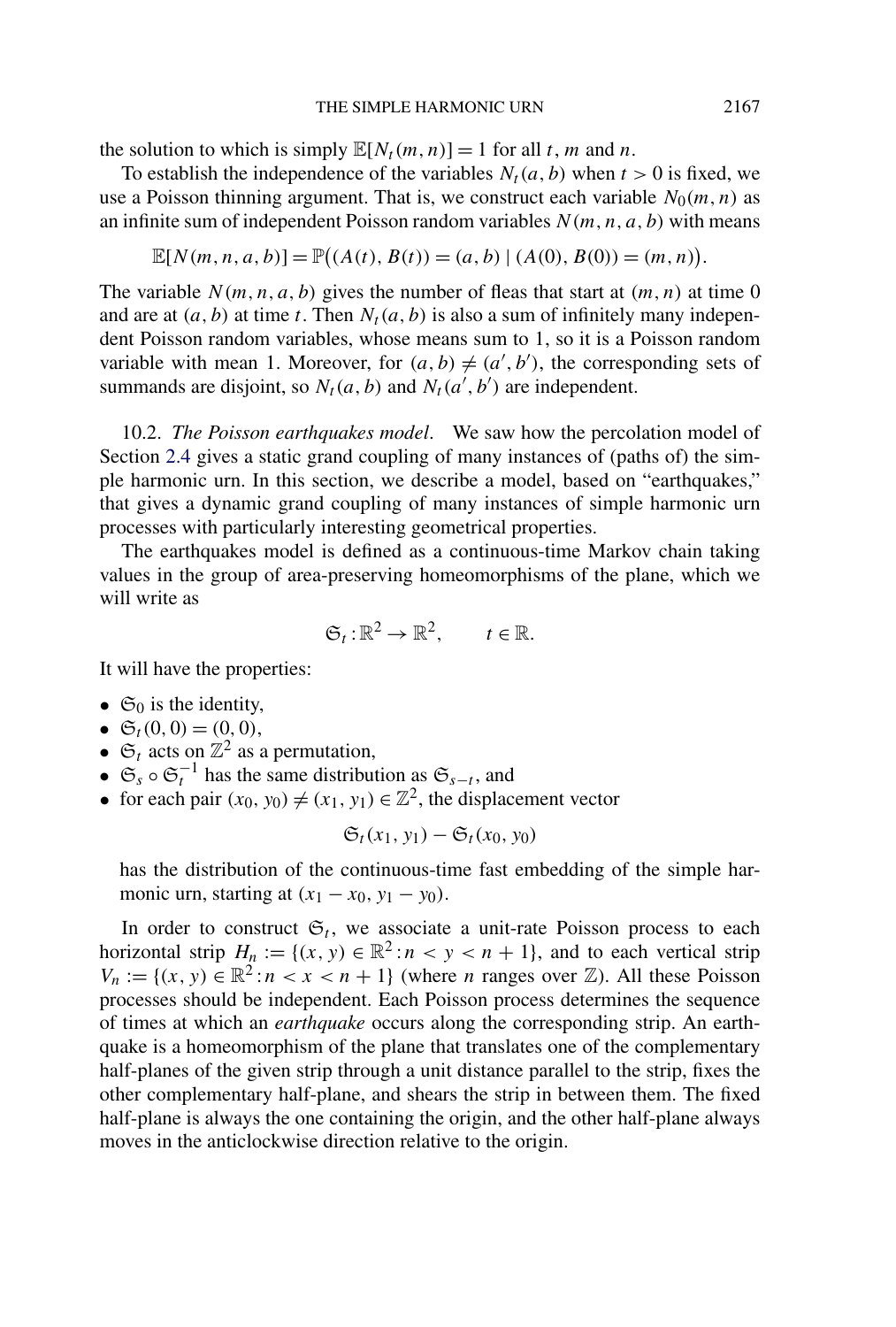the solution to which is simply $\mathbb{E}[N_t(m,n)] = 1$ for all $t$, $m$ and $n$.

To establish the independence of the variables $N_t(a,b)$ when $t > 0$ is fixed, we use a Poisson thinning argument. That is, we construct each variable $N_0(m,n)$ as an infinite sum of independent Poisson random variables $N(m,n,a,b)$ with means

$$\mathbb{E}[N(m,n,a,b)] = \mathbb{P}\big((A(t), B(t)) = (a,b) \mid (A(0), B(0)) = (m,n)\big).$$

The variable $N(m,n,a,b)$ gives the number of fleas that start at $(m,n)$ at time 0 and are at $(a,b)$ at time $t$. Then $N_t(a,b)$ is also a sum of infinitely many independent Poisson random variables, whose means sum to 1, so it is a Poisson random variable with mean 1. Moreover, for $(a,b) \neq (a',b')$, the corresponding sets of summands are disjoint, so $N_t(a,b)$ and $N_t(a',b')$ are independent.

10.2. *The Poisson earthquakes model*. We saw how the percolation model of Section 2.4 gives a static grand coupling of many instances of (paths of) the simple harmonic urn. In this section, we describe a model, based on "earthquakes," that gives a dynamic grand coupling of many instances of simple harmonic urn processes with particularly interesting geometrical properties.

The earthquakes model is defined as a continuous-time Markov chain taking values in the group of area-preserving homeomorphisms of the plane, which we will write as

$$\mathfrak{S}_t : \mathbb{R}^2 \to \mathbb{R}^2, \qquad t \in \mathbb{R}.$$

It will have the properties:

- $\mathfrak{S}_0$ is the identity,
- $\mathfrak{S}_t(0,0) = (0,0)$,
- $\mathfrak{S}_t$ acts on $\mathbb{Z}^2$ as a permutation,
- $\mathfrak{S}_s \circ \mathfrak{S}_t^{-1}$ has the same distribution as $\mathfrak{S}_{s-t}$, and
- for each pair $(x_0, y_0) \neq (x_1, y_1) \in \mathbb{Z}^2$, the displacement vector

  $$\mathfrak{S}_t(x_1, y_1) - \mathfrak{S}_t(x_0, y_0)$$

  has the distribution of the continuous-time fast embedding of the simple harmonic urn, starting at $(x_1 - x_0, y_1 - y_0)$.

In order to construct $\mathfrak{S}_t$, we associate a unit-rate Poisson process to each horizontal strip $H_n := \{(x,y) \in \mathbb{R}^2 : n < y < n+1\}$, and to each vertical strip $V_n := \{(x,y) \in \mathbb{R}^2 : n < x < n+1\}$ (where $n$ ranges over $\mathbb{Z}$). All these Poisson processes should be independent. Each Poisson process determines the sequence of times at which an *earthquake* occurs along the corresponding strip. An earthquake is a homeomorphism of the plane that translates one of the complementary half-planes of the given strip through a unit distance parallel to the strip, fixes the other complementary half-plane, and shears the strip in between them. The fixed half-plane is always the one containing the origin, and the other half-plane always moves in the anticlockwise direction relative to the origin.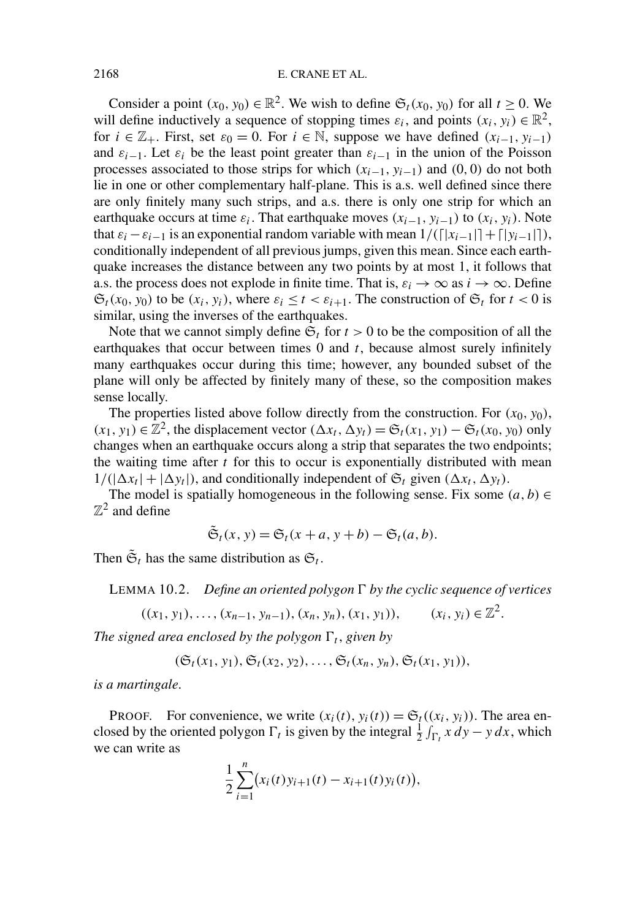Consider a point $(x_0, y_0) \in \mathbb{R}^2$. We wish to define $\mathfrak{S}_t(x_0, y_0)$ for all $t \geq 0$. We will define inductively a sequence of stopping times $\varepsilon_i$, and points $(x_i, y_i) \in \mathbb{R}^2$, for $i \in \mathbb{Z}_+$. First, set $\varepsilon_0 = 0$. For $i \in \mathbb{N}$, suppose we have defined $(x_{i-1}, y_{i-1})$ and $\varepsilon_{i-1}$. Let $\varepsilon_i$ be the least point greater than $\varepsilon_{i-1}$ in the union of the Poisson processes associated to those strips for which $(x_{i-1}, y_{i-1})$ and $(0, 0)$ do not both lie in one or other complementary half-plane. This is a.s. well defined since there are only finitely many such strips, and a.s. there is only one strip for which an earthquake occurs at time $\varepsilon_i$. That earthquake moves $(x_{i-1}, y_{i-1})$ to $(x_i, y_i)$. Note that $\varepsilon_i - \varepsilon_{i-1}$ is an exponential random variable with mean $1/(\lceil |x_{i-1}| \rceil + \lceil |y_{i-1}| \rceil)$, conditionally independent of all previous jumps, given this mean. Since each earthquake increases the distance between any two points by at most 1, it follows that a.s. the process does not explode in finite time. That is, $\varepsilon_i \to \infty$ as $i \to \infty$. Define $\mathfrak{S}_t(x_0, y_0)$ to be $(x_i, y_i)$, where $\varepsilon_i \leq t < \varepsilon_{i+1}$. The construction of $\mathfrak{S}_t$ for $t < 0$ is similar, using the inverses of the earthquakes.

Note that we cannot simply define $\mathfrak{S}_t$ for $t > 0$ to be the composition of all the earthquakes that occur between times 0 and $t$, because almost surely infinitely many earthquakes occur during this time; however, any bounded subset of the plane will only be affected by finitely many of these, so the composition makes sense locally.

The properties listed above follow directly from the construction. For $(x_0, y_0)$, $(x_1, y_1) \in \mathbb{Z}^2$, the displacement vector $(\Delta x_t, \Delta y_t) = \mathfrak{S}_t(x_1, y_1) - \mathfrak{S}_t(x_0, y_0)$ only changes when an earthquake occurs along a strip that separates the two endpoints; the waiting time after $t$ for this to occur is exponentially distributed with mean $1/(|\Delta x_t| + |\Delta y_t|)$, and conditionally independent of $\mathfrak{S}_t$ given $(\Delta x_t, \Delta y_t)$.

The model is spatially homogeneous in the following sense. Fix some $(a, b) \in \mathbb{Z}^2$ and define

$$\tilde{\mathfrak{S}}_t(x, y) = \mathfrak{S}_t(x + a, y + b) - \mathfrak{S}_t(a, b).$$

Then $\tilde{\mathfrak{S}}_t$ has the same distribution as $\mathfrak{S}_t$.

LEMMA 10.2. *Define an oriented polygon $\Gamma$ by the cyclic sequence of vertices*

$$((x_1, y_1), \ldots, (x_{n-1}, y_{n-1}), (x_n, y_n), (x_1, y_1)), \qquad (x_i, y_i) \in \mathbb{Z}^2.$$

*The signed area enclosed by the polygon $\Gamma_t$, given by*

$$(\mathfrak{S}_t(x_1, y_1), \mathfrak{S}_t(x_2, y_2), \ldots, \mathfrak{S}_t(x_n, y_n), \mathfrak{S}_t(x_1, y_1)),$$

*is a martingale.*

PROOF. For convenience, we write $(x_i(t), y_i(t)) = \mathfrak{S}_t((x_i, y_i))$. The area enclosed by the oriented polygon $\Gamma_t$ is given by the integral $\frac{1}{2}\int_{\Gamma_t} x\,dy - y\,dx$, which we can write as

$$\frac{1}{2}\sum_{i=1}^{n}\bigl(x_i(t)y_{i+1}(t) - x_{i+1}(t)y_i(t)\bigr),$$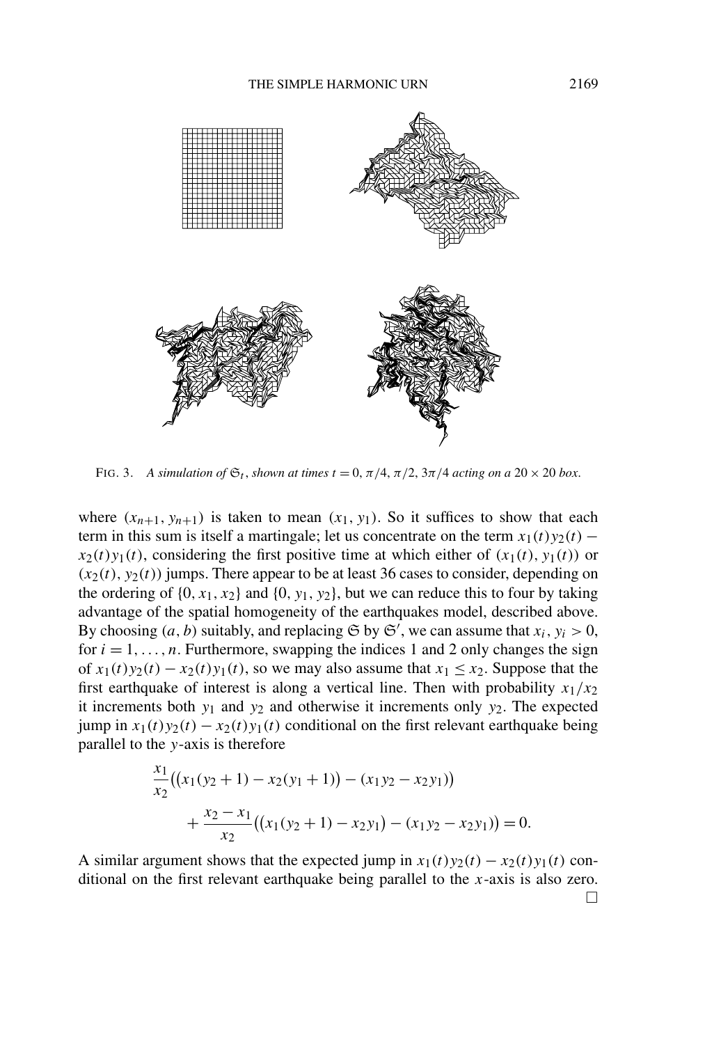FIG. 3. *A simulation of $\mathfrak{S}_t$, shown at times $t = 0, \pi/4, \pi/2, 3\pi/4$ acting on a $20 \times 20$ box.*

where $(x_{n+1}, y_{n+1})$ is taken to mean $(x_1, y_1)$. So it suffices to show that each term in this sum is itself a martingale; let us concentrate on the term $x_1(t)y_2(t) - x_2(t)y_1(t)$, considering the first positive time at which either of $(x_1(t), y_1(t))$ or $(x_2(t), y_2(t))$ jumps. There appear to be at least 36 cases to consider, depending on the ordering of $\{0, x_1, x_2\}$ and $\{0, y_1, y_2\}$, but we can reduce this to four by taking advantage of the spatial homogeneity of the earthquakes model, described above. By choosing $(a, b)$ suitably, and replacing $\mathfrak{S}$ by $\mathfrak{S}'$, we can assume that $x_i, y_i > 0$, for $i = 1, \dots, n$. Furthermore, swapping the indices 1 and 2 only changes the sign of $x_1(t)y_2(t) - x_2(t)y_1(t)$, so we may also assume that $x_1 \le x_2$. Suppose that the first earthquake of interest is along a vertical line. Then with probability $x_1/x_2$ it increments both $y_1$ and $y_2$ and otherwise it increments only $y_2$. The expected jump in $x_1(t)y_2(t) - x_2(t)y_1(t)$ conditional on the first relevant earthquake being parallel to the $y$-axis is therefore

$$
\begin{aligned}
&\frac{x_1}{x_2}\big(\big(x_1(y_2+1) - x_2(y_1+1)\big) - (x_1y_2 - x_2y_1)\big) \\
&\qquad + \frac{x_2 - x_1}{x_2}\big(\big(x_1(y_2+1) - x_2y_1\big) - (x_1y_2 - x_2y_1)\big) = 0.
\end{aligned}
$$

A similar argument shows that the expected jump in $x_1(t)y_2(t) - x_2(t)y_1(t)$ conditional on the first relevant earthquake being parallel to the $x$-axis is also zero. $\square$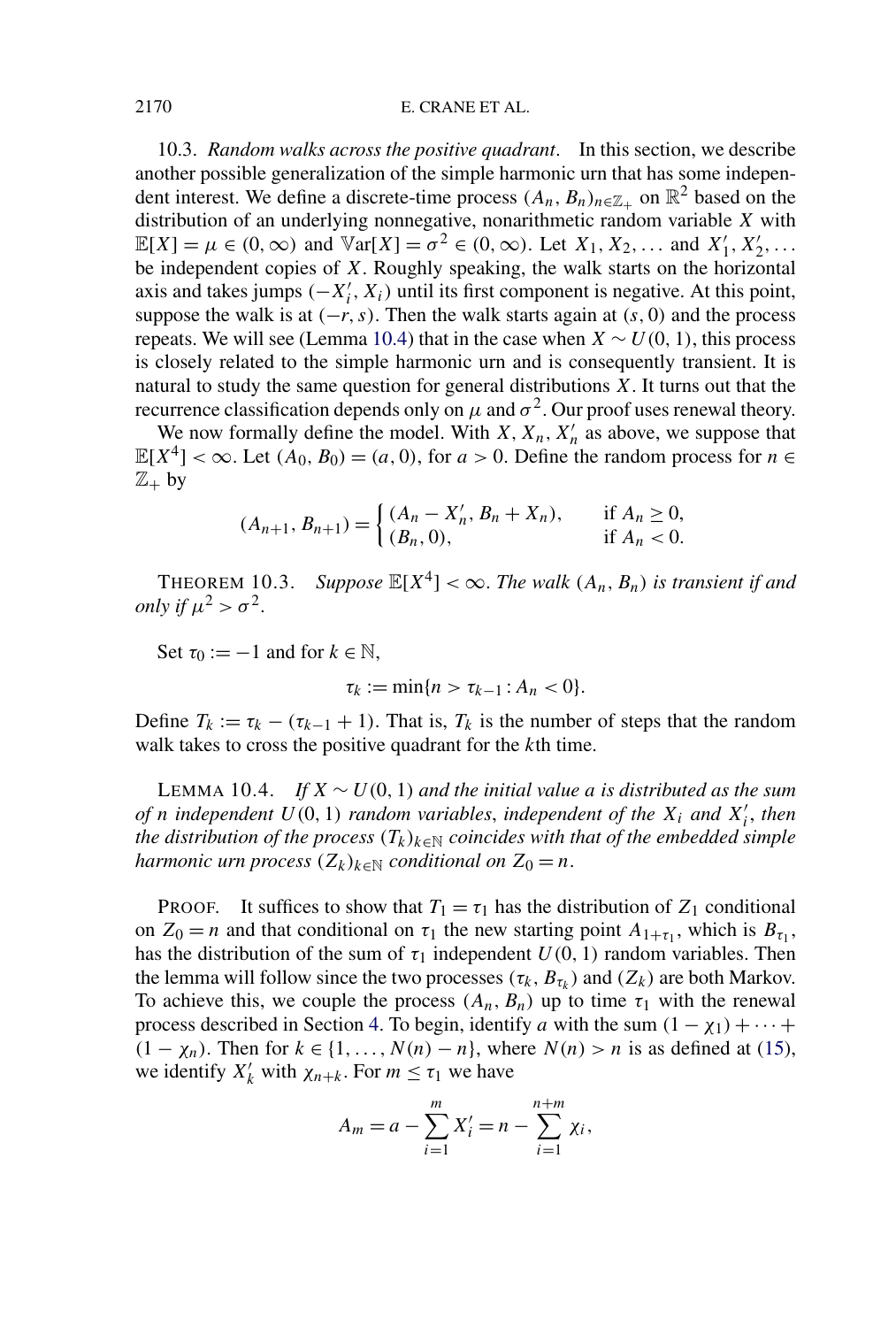10.3. *Random walks across the positive quadrant*. In this section, we describe another possible generalization of the simple harmonic urn that has some independent interest. We define a discrete-time process $(A_n, B_n)_{n \in \mathbb{Z}_+}$ on $\mathbb{R}^2$ based on the distribution of an underlying nonnegative, nonarithmetic random variable $X$ with $\mathbb{E}[X] = \mu \in (0, \infty)$ and $\mathbb{V}\text{ar}[X] = \sigma^2 \in (0, \infty)$. Let $X_1, X_2, \dots$ and $X_1', X_2', \dots$ be independent copies of $X$. Roughly speaking, the walk starts on the horizontal axis and takes jumps $(-X_i', X_i)$ until its first component is negative. At this point, suppose the walk is at $(-r, s)$. Then the walk starts again at $(s, 0)$ and the process repeats. We will see (Lemma 10.4) that in the case when $X \sim U(0, 1)$, this process is closely related to the simple harmonic urn and is consequently transient. It is natural to study the same question for general distributions $X$. It turns out that the recurrence classification depends only on $\mu$ and $\sigma^2$. Our proof uses renewal theory.

We now formally define the model. With $X, X_n, X_n'$ as above, we suppose that $\mathbb{E}[X^4] < \infty$. Let $(A_0, B_0) = (a, 0)$, for $a > 0$. Define the random process for $n \in \mathbb{Z}_+$ by

$$(A_{n+1}, B_{n+1}) = \begin{cases} (A_n - X_n', B_n + X_n), & \text{if } A_n \geq 0, \\ (B_n, 0), & \text{if } A_n < 0. \end{cases}$$

THEOREM 10.3. *Suppose $\mathbb{E}[X^4] < \infty$. The walk $(A_n, B_n)$ is transient if and only if $\mu^2 > \sigma^2$.*

Set $\tau_0 := -1$ and for $k \in \mathbb{N}$,

$$\tau_k := \min\{n > \tau_{k-1} : A_n < 0\}.$$

Define $T_k := \tau_k - (\tau_{k-1} + 1)$. That is, $T_k$ is the number of steps that the random walk takes to cross the positive quadrant for the $k$th time.

LEMMA 10.4. *If $X \sim U(0, 1)$ and the initial value $a$ is distributed as the sum of $n$ independent $U(0, 1)$ random variables, independent of the $X_i$ and $X_i'$, then the distribution of the process $(T_k)_{k \in \mathbb{N}}$ coincides with that of the embedded simple harmonic urn process $(Z_k)_{k \in \mathbb{N}}$ conditional on $Z_0 = n$.*

PROOF. It suffices to show that $T_1 = \tau_1$ has the distribution of $Z_1$ conditional on $Z_0 = n$ and that conditional on $\tau_1$ the new starting point $A_{1+\tau_1}$, which is $B_{\tau_1}$, has the distribution of the sum of $\tau_1$ independent $U(0, 1)$ random variables. Then the lemma will follow since the two processes $(\tau_k, B_{\tau_k})$ and $(Z_k)$ are both Markov. To achieve this, we couple the process $(A_n, B_n)$ up to time $\tau_1$ with the renewal process described in Section 4. To begin, identify $a$ with the sum $(1 - \chi_1) + \cdots + (1 - \chi_n)$. Then for $k \in \{1, \dots, N(n) - n\}$, where $N(n) > n$ is as defined at (15), we identify $X_k'$ with $\chi_{n+k}$. For $m \leq \tau_1$ we have

$$A_m = a - \sum_{i=1}^{m} X_i' = n - \sum_{i=1}^{n+m} \chi_i,$$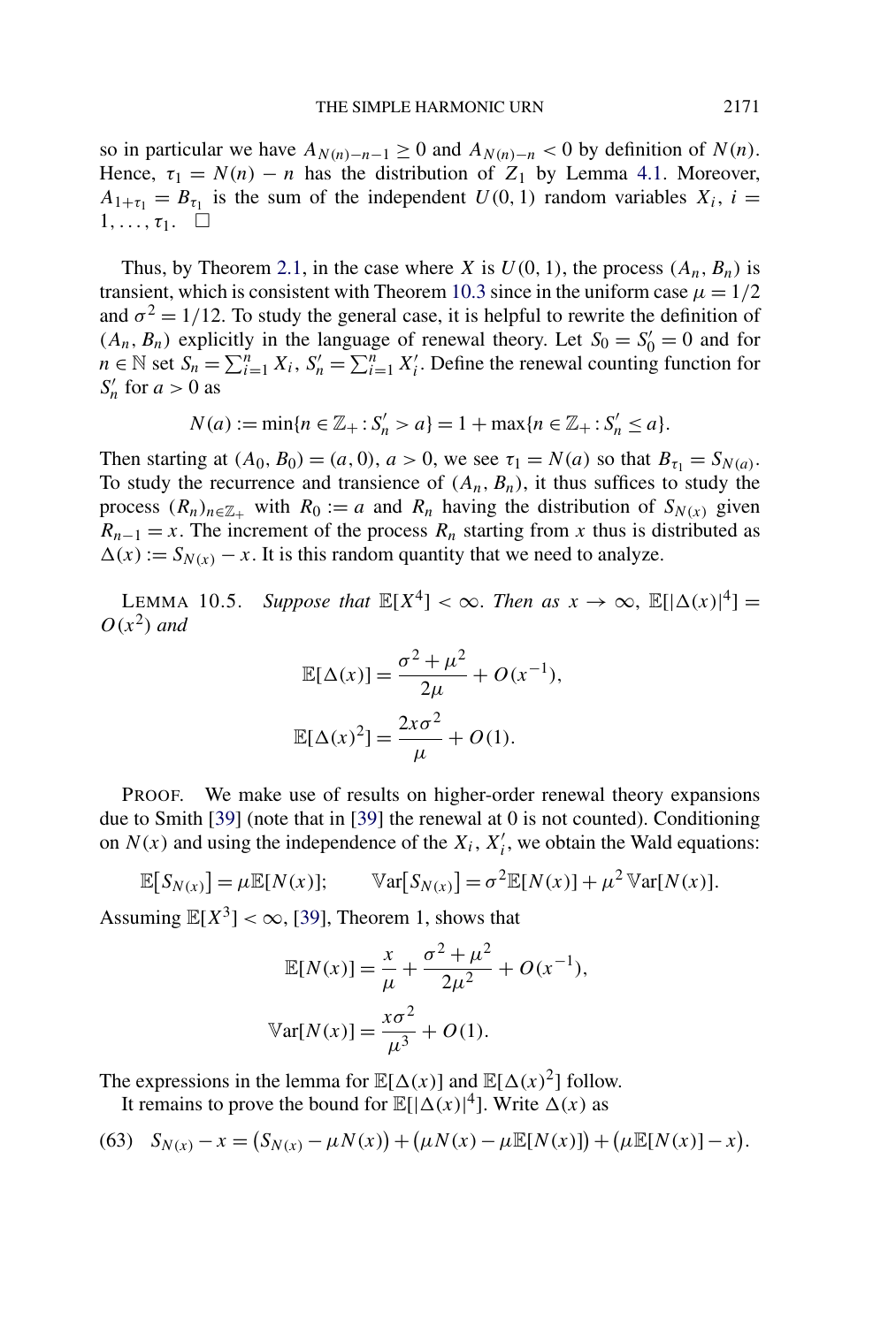so in particular we have $A_{N(n)-n-1} \geq 0$ and $A_{N(n)-n} < 0$ by definition of $N(n)$. Hence, $\tau_1 = N(n) - n$ has the distribution of $Z_1$ by Lemma 4.1. Moreover, $A_{1+\tau_1} = B_{\tau_1}$ is the sum of the independent $U(0,1)$ random variables $X_i$, $i = 1, \ldots, \tau_1$. $\square$

Thus, by Theorem 2.1, in the case where $X$ is $U(0,1)$, the process $(A_n, B_n)$ is transient, which is consistent with Theorem 10.3 since in the uniform case $\mu = 1/2$ and $\sigma^2 = 1/12$. To study the general case, it is helpful to rewrite the definition of $(A_n, B_n)$ explicitly in the language of renewal theory. Let $S_0 = S'_0 = 0$ and for $n \in \mathbb{N}$ set $S_n = \sum_{i=1}^n X_i$, $S'_n = \sum_{i=1}^n X'_i$. Define the renewal counting function for $S'_n$ for $a > 0$ as

$$N(a) := \min\{n \in \mathbb{Z}_+ : S'_n > a\} = 1 + \max\{n \in \mathbb{Z}_+ : S'_n \leq a\}.$$

Then starting at $(A_0, B_0) = (a, 0)$, $a > 0$, we see $\tau_1 = N(a)$ so that $B_{\tau_1} = S_{N(a)}$. To study the recurrence and transience of $(A_n, B_n)$, it thus suffices to study the process $(R_n)_{n \in \mathbb{Z}_+}$ with $R_0 := a$ and $R_n$ having the distribution of $S_{N(x)}$ given $R_{n-1} = x$. The increment of the process $R_n$ starting from $x$ thus is distributed as $\Delta(x) := S_{N(x)} - x$. It is this random quantity that we need to analyze.

LEMMA 10.5. *Suppose that $\mathbb{E}[X^4] < \infty$. Then as $x \to \infty$, $\mathbb{E}[|\Delta(x)|^4] = O(x^2)$ and*

$$\mathbb{E}[\Delta(x)] = \frac{\sigma^2 + \mu^2}{2\mu} + O(x^{-1}),$$

$$\mathbb{E}[\Delta(x)^2] = \frac{2x\sigma^2}{\mu} + O(1).$$

PROOF. We make use of results on higher-order renewal theory expansions due to Smith [39] (note that in [39] the renewal at 0 is not counted). Conditioning on $N(x)$ and using the independence of the $X_i$, $X'_i$, we obtain the Wald equations:

$$\mathbb{E}[S_{N(x)}] = \mu \mathbb{E}[N(x)]; \qquad \mathbb{V}\mathrm{ar}[S_{N(x)}] = \sigma^2 \mathbb{E}[N(x)] + \mu^2 \mathbb{V}\mathrm{ar}[N(x)].$$

Assuming $\mathbb{E}[X^3] < \infty$, [39], Theorem 1, shows that

$$\mathbb{E}[N(x)] = \frac{x}{\mu} + \frac{\sigma^2 + \mu^2}{2\mu^2} + O(x^{-1}),$$

$$\mathbb{V}\mathrm{ar}[N(x)] = \frac{x\sigma^2}{\mu^3} + O(1).$$

The expressions in the lemma for $\mathbb{E}[\Delta(x)]$ and $\mathbb{E}[\Delta(x)^2]$ follow.

It remains to prove the bound for $\mathbb{E}[|\Delta(x)|^4]$. Write $\Delta(x)$ as

$$S_{N(x)} - x = \big(S_{N(x)} - \mu N(x)\big) + \big(\mu N(x) - \mu \mathbb{E}[N(x)]\big) + \big(\mu \mathbb{E}[N(x)] - x\big). \tag{63}$$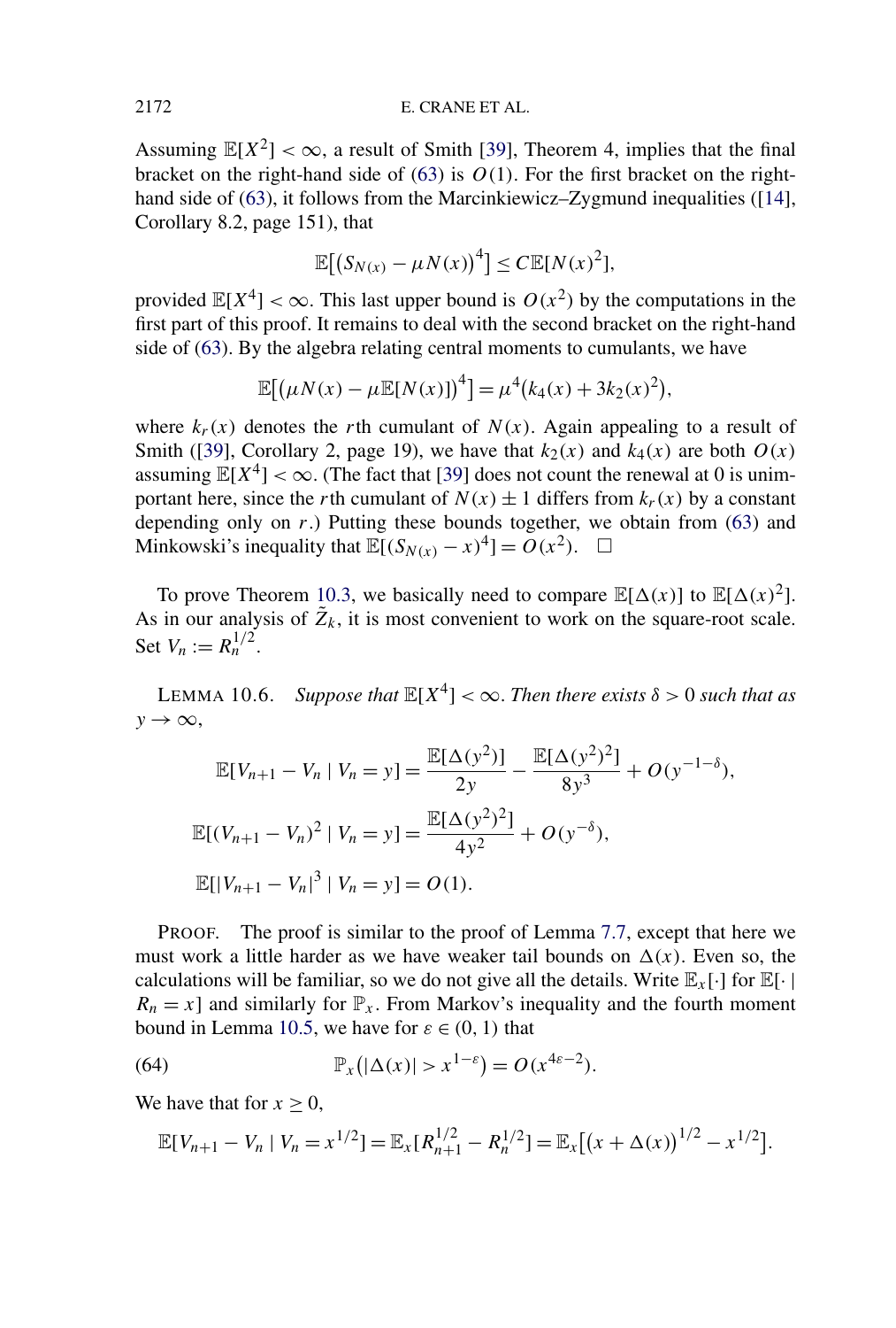Assuming $\mathbb{E}[X^2] < \infty$, a result of Smith [39], Theorem 4, implies that the final bracket on the right-hand side of (63) is $O(1)$. For the first bracket on the right-hand side of (63), it follows from the Marcinkiewicz–Zygmund inequalities ([14], Corollary 8.2, page 151), that

$$\mathbb{E}\big[\big(S_{N(x)} - \mu N(x)\big)^4\big] \le C\mathbb{E}[N(x)^2],$$

provided $\mathbb{E}[X^4] < \infty$. This last upper bound is $O(x^2)$ by the computations in the first part of this proof. It remains to deal with the second bracket on the right-hand side of (63). By the algebra relating central moments to cumulants, we have

$$\mathbb{E}\big[\big(\mu N(x) - \mu\mathbb{E}[N(x)]\big)^4\big] = \mu^4\big(k_4(x) + 3k_2(x)^2\big),$$

where $k_r(x)$ denotes the $r$th cumulant of $N(x)$. Again appealing to a result of Smith ([39], Corollary 2, page 19), we have that $k_2(x)$ and $k_4(x)$ are both $O(x)$ assuming $\mathbb{E}[X^4] < \infty$. (The fact that [39] does not count the renewal at 0 is unimportant here, since the $r$th cumulant of $N(x) \pm 1$ differs from $k_r(x)$ by a constant depending only on $r$.) Putting these bounds together, we obtain from (63) and Minkowski's inequality that $\mathbb{E}[(S_{N(x)} - x)^4] = O(x^2)$. $\square$

To prove Theorem 10.3, we basically need to compare $\mathbb{E}[\Delta(x)]$ to $\mathbb{E}[\Delta(x)^2]$. As in our analysis of $\tilde{Z}_k$, it is most convenient to work on the square-root scale. Set $V_n := R_n^{1/2}$.

LEMMA 10.6. *Suppose that $\mathbb{E}[X^4] < \infty$. Then there exists $\delta > 0$ such that as $y \to \infty$,*

$$\mathbb{E}[V_{n+1} - V_n \mid V_n = y] = \frac{\mathbb{E}[\Delta(y^2)]}{2y} - \frac{\mathbb{E}[\Delta(y^2)^2]}{8y^3} + O(y^{-1-\delta}),$$

$$\mathbb{E}[(V_{n+1} - V_n)^2 \mid V_n = y] = \frac{\mathbb{E}[\Delta(y^2)^2]}{4y^2} + O(y^{-\delta}),$$

$$\mathbb{E}[|V_{n+1} - V_n|^3 \mid V_n = y] = O(1).$$

PROOF. The proof is similar to the proof of Lemma 7.7, except that here we must work a little harder as we have weaker tail bounds on $\Delta(x)$. Even so, the calculations will be familiar, so we do not give all the details. Write $\mathbb{E}_x[\cdot]$ for $\mathbb{E}[\cdot \mid R_n = x]$ and similarly for $\mathbb{P}_x$. From Markov's inequality and the fourth moment bound in Lemma 10.5, we have for $\varepsilon \in (0, 1)$ that

$$\mathbb{P}_x\big(|\Delta(x)| > x^{1-\varepsilon}\big) = O(x^{4\varepsilon-2}). \tag{64}$$

We have that for $x \ge 0$,

$$\mathbb{E}[V_{n+1} - V_n \mid V_n = x^{1/2}] = \mathbb{E}_x[R_{n+1}^{1/2} - R_n^{1/2}] = \mathbb{E}_x\big[\big(x + \Delta(x)\big)^{1/2} - x^{1/2}\big].$$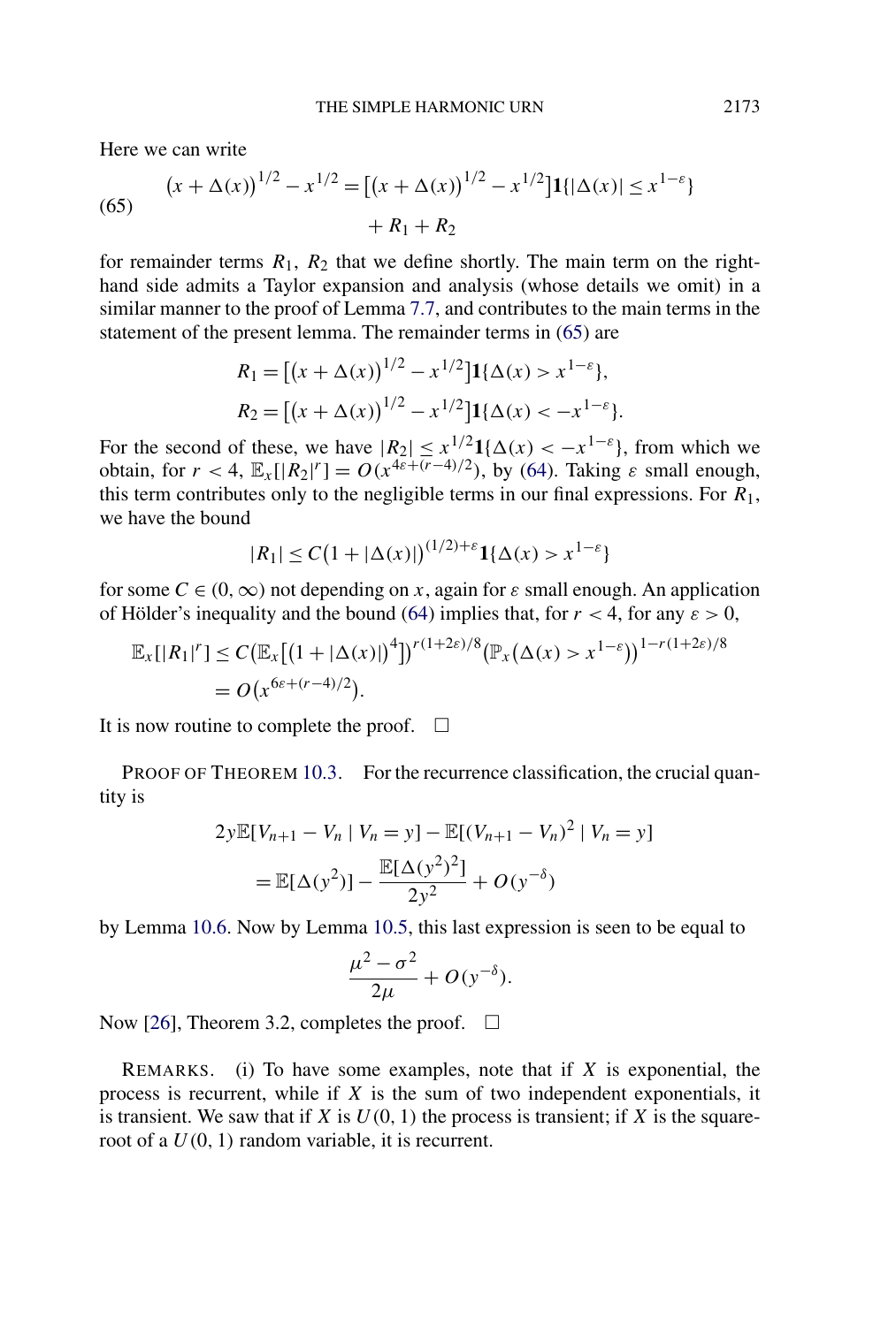Here we can write

$$
\begin{aligned}
(65) \qquad \big(x + \Delta(x)\big)^{1/2} - x^{1/2} &= \big[\big(x + \Delta(x)\big)^{1/2} - x^{1/2}\big]\mathbf{1}\{|\Delta(x)| \le x^{1-\varepsilon}\} \\
&\quad + R_1 + R_2
\end{aligned}
$$

for remainder terms $R_1$, $R_2$ that we define shortly. The main term on the right-hand side admits a Taylor expansion and analysis (whose details we omit) in a similar manner to the proof of Lemma 7.7, and contributes to the main terms in the statement of the present lemma. The remainder terms in (65) are

$$
R_1 = \big[\big(x + \Delta(x)\big)^{1/2} - x^{1/2}\big]\mathbf{1}\{\Delta(x) > x^{1-\varepsilon}\},
$$

$$
R_2 = \big[\big(x + \Delta(x)\big)^{1/2} - x^{1/2}\big]\mathbf{1}\{\Delta(x) < -x^{1-\varepsilon}\}.
$$

For the second of these, we have $|R_2| \le x^{1/2}\mathbf{1}\{\Delta(x) < -x^{1-\varepsilon}\}$, from which we obtain, for $r < 4$, $\mathbb{E}_x[|R_2|^r] = O(x^{4\varepsilon + (r-4)/2})$, by (64). Taking $\varepsilon$ small enough, this term contributes only to the negligible terms in our final expressions. For $R_1$, we have the bound

$$
|R_1| \le C\big(1 + |\Delta(x)|\big)^{(1/2)+\varepsilon}\mathbf{1}\{\Delta(x) > x^{1-\varepsilon}\}
$$

for some $C \in (0, \infty)$ not depending on $x$, again for $\varepsilon$ small enough. An application of Hölder's inequality and the bound (64) implies that, for $r < 4$, for any $\varepsilon > 0$,

$$
\begin{aligned}
\mathbb{E}_x[|R_1|^r] &\le C\big(\mathbb{E}_x\big[\big(1 + |\Delta(x)|\big)^4\big]\big)^{r(1+2\varepsilon)/8}\big(\mathbb{P}_x\big(\Delta(x) > x^{1-\varepsilon}\big)\big)^{1 - r(1+2\varepsilon)/8} \\
&= O\big(x^{6\varepsilon + (r-4)/2}\big).
\end{aligned}
$$

It is now routine to complete the proof. $\square$

PROOF OF THEOREM 10.3. For the recurrence classification, the crucial quantity is

$$
\begin{aligned}
&2y\mathbb{E}[V_{n+1} - V_n \mid V_n = y] - \mathbb{E}[(V_{n+1} - V_n)^2 \mid V_n = y] \\
&\quad = \mathbb{E}[\Delta(y^2)] - \frac{\mathbb{E}[\Delta(y^2)^2]}{2y^2} + O(y^{-\delta})
\end{aligned}
$$

by Lemma 10.6. Now by Lemma 10.5, this last expression is seen to be equal to

$$
\frac{\mu^2 - \sigma^2}{2\mu} + O(y^{-\delta}).
$$

Now [26], Theorem 3.2, completes the proof. $\square$

REMARKS. (i) To have some examples, note that if $X$ is exponential, the process is recurrent, while if $X$ is the sum of two independent exponentials, it is transient. We saw that if $X$ is $U(0, 1)$ the process is transient; if $X$ is the square-root of a $U(0, 1)$ random variable, it is recurrent.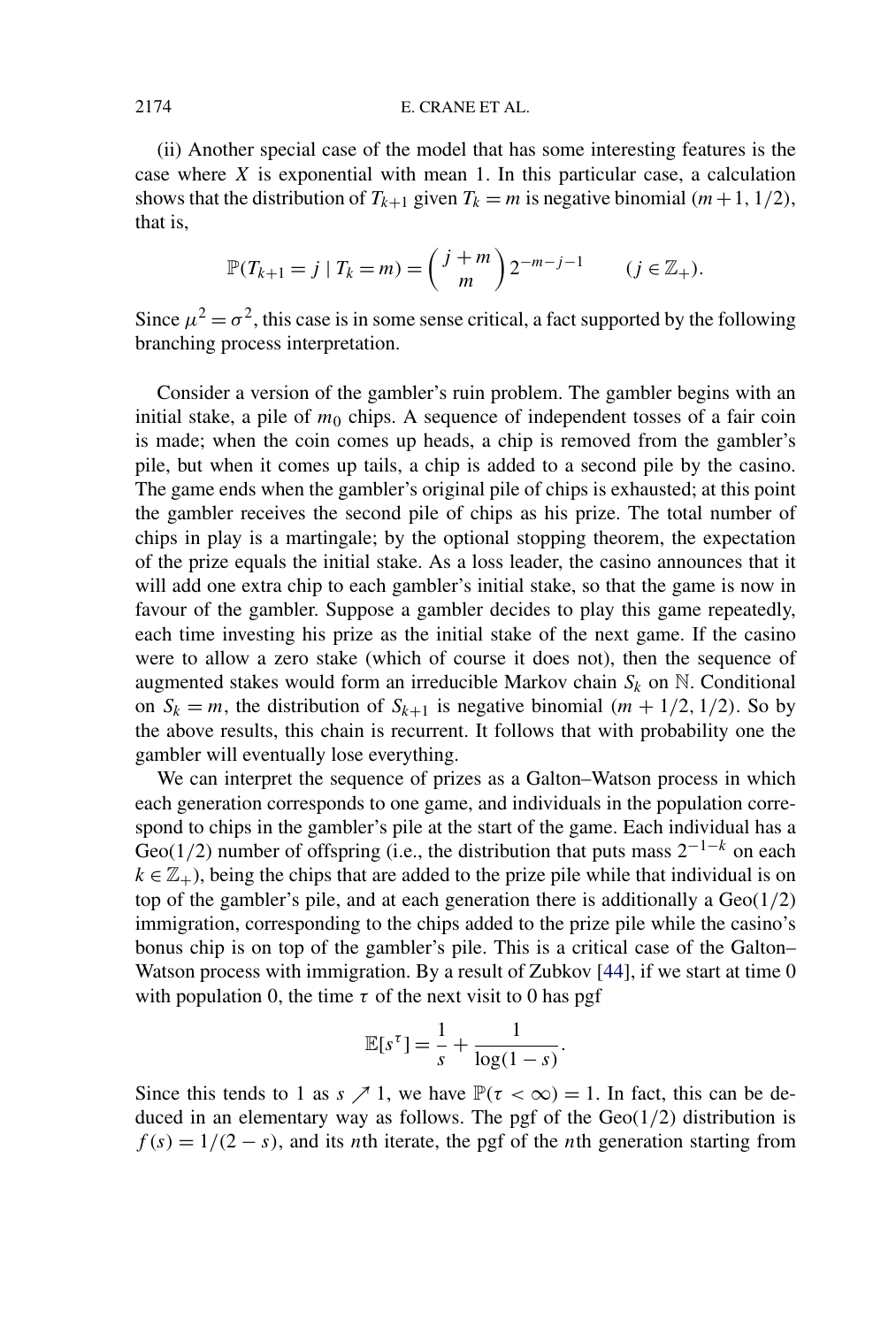(ii) Another special case of the model that has some interesting features is the case where $X$ is exponential with mean 1. In this particular case, a calculation shows that the distribution of $T_{k+1}$ given $T_k = m$ is negative binomial $(m+1, 1/2)$, that is,

$$\mathbb{P}(T_{k+1} = j \mid T_k = m) = \binom{j+m}{m} 2^{-m-j-1} \qquad (j \in \mathbb{Z}_+).$$

Since $\mu^2 = \sigma^2$, this case is in some sense critical, a fact supported by the following branching process interpretation.

Consider a version of the gambler's ruin problem. The gambler begins with an initial stake, a pile of $m_0$ chips. A sequence of independent tosses of a fair coin is made; when the coin comes up heads, a chip is removed from the gambler's pile, but when it comes up tails, a chip is added to a second pile by the casino. The game ends when the gambler's original pile of chips is exhausted; at this point the gambler receives the second pile of chips as his prize. The total number of chips in play is a martingale; by the optional stopping theorem, the expectation of the prize equals the initial stake. As a loss leader, the casino announces that it will add one extra chip to each gambler's initial stake, so that the game is now in favour of the gambler. Suppose a gambler decides to play this game repeatedly, each time investing his prize as the initial stake of the next game. If the casino were to allow a zero stake (which of course it does not), then the sequence of augmented stakes would form an irreducible Markov chain $S_k$ on $\mathbb{N}$. Conditional on $S_k = m$, the distribution of $S_{k+1}$ is negative binomial $(m + 1/2, 1/2)$. So by the above results, this chain is recurrent. It follows that with probability one the gambler will eventually lose everything.

We can interpret the sequence of prizes as a Galton–Watson process in which each generation corresponds to one game, and individuals in the population correspond to chips in the gambler's pile at the start of the game. Each individual has a Geo$(1/2)$ number of offspring (i.e., the distribution that puts mass $2^{-1-k}$ on each $k \in \mathbb{Z}_+$), being the chips that are added to the prize pile while that individual is on top of the gambler's pile, and at each generation there is additionally a Geo$(1/2)$ immigration, corresponding to the chips added to the prize pile while the casino's bonus chip is on top of the gambler's pile. This is a critical case of the Galton–Watson process with immigration. By a result of Zubkov [44], if we start at time 0 with population 0, the time $\tau$ of the next visit to 0 has pgf

$$\mathbb{E}[s^\tau] = \frac{1}{s} + \frac{1}{\log(1-s)}.$$

Since this tends to 1 as $s \nearrow 1$, we have $\mathbb{P}(\tau < \infty) = 1$. In fact, this can be deduced in an elementary way as follows. The pgf of the Geo$(1/2)$ distribution is $f(s) = 1/(2-s)$, and its $n$th iterate, the pgf of the $n$th generation starting from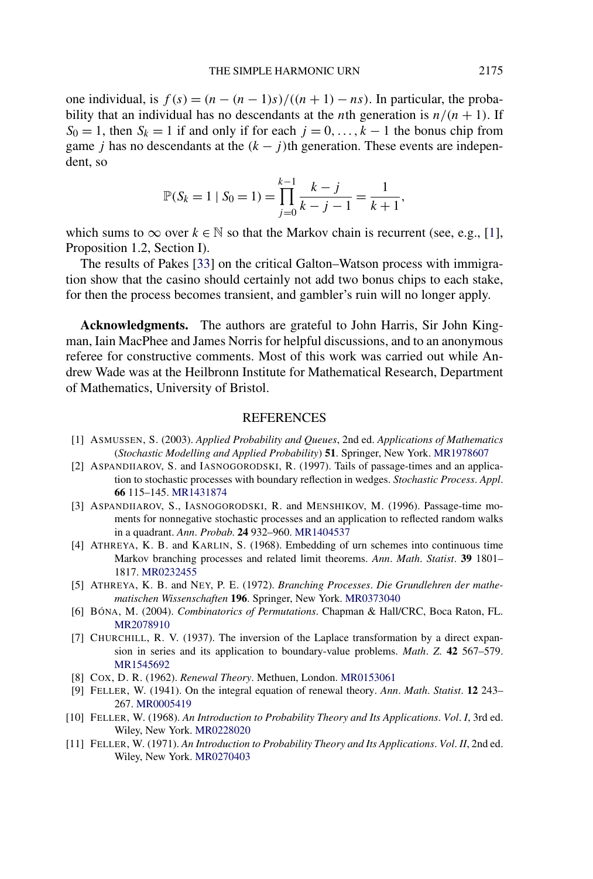one individual, is $f(s) = (n - (n-1)s)/((n+1) - ns)$. In particular, the probability that an individual has no descendants at the $n$th generation is $n/(n+1)$. If $S_0 = 1$, then $S_k = 1$ if and only if for each $j = 0, \dots, k-1$ the bonus chip from game $j$ has no descendants at the $(k-j)$th generation. These events are independent, so

$$\mathbb{P}(S_k = 1 \mid S_0 = 1) = \prod_{j=0}^{k-1} \frac{k-j}{k-j-1} = \frac{1}{k+1},$$

which sums to $\infty$ over $k \in \mathbb{N}$ so that the Markov chain is recurrent (see, e.g., [1], Proposition 1.2, Section I).

The results of Pakes [33] on the critical Galton–Watson process with immigration show that the casino should certainly not add two bonus chips to each stake, for then the process becomes transient, and gambler's ruin will no longer apply.

**Acknowledgments.** The authors are grateful to John Harris, Sir John Kingman, Iain MacPhee and James Norris for helpful discussions, and to an anonymous referee for constructive comments. Most of this work was carried out while Andrew Wade was at the Heilbronn Institute for Mathematical Research, Department of Mathematics, University of Bristol.

## REFERENCES

[1] Asmussen, S. (2003). *Applied Probability and Queues*, 2nd ed. *Applications of Mathematics* (*Stochastic Modelling and Applied Probability*) **51**. Springer, New York. MR1978607

[2] Aspandiiarov, S. and Iasnogorodski, R. (1997). Tails of passage-times and an application to stochastic processes with boundary reflection in wedges. *Stochastic Process. Appl.* **66** 115–145. MR1431874

[3] Aspandiiarov, S., Iasnogorodski, R. and Menshikov, M. (1996). Passage-time moments for nonnegative stochastic processes and an application to reflected random walks in a quadrant. *Ann. Probab.* **24** 932–960. MR1404537

[4] Athreya, K. B. and Karlin, S. (1968). Embedding of urn schemes into continuous time Markov branching processes and related limit theorems. *Ann. Math. Statist.* **39** 1801–1817. MR0232455

[5] Athreya, K. B. and Ney, P. E. (1972). *Branching Processes*. *Die Grundlehren der mathematischen Wissenschaften* **196**. Springer, New York. MR0373040

[6] Bóna, M. (2004). *Combinatorics of Permutations*. Chapman & Hall/CRC, Boca Raton, FL. MR2078910

[7] Churchill, R. V. (1937). The inversion of the Laplace transformation by a direct expansion in series and its application to boundary-value problems. *Math. Z.* **42** 567–579. MR1545692

[8] Cox, D. R. (1962). *Renewal Theory*. Methuen, London. MR0153061

[9] Feller, W. (1941). On the integral equation of renewal theory. *Ann. Math. Statist.* **12** 243–267. MR0005419

[10] Feller, W. (1968). *An Introduction to Probability Theory and Its Applications. Vol. I*, 3rd ed. Wiley, New York. MR0228020

[11] Feller, W. (1971). *An Introduction to Probability Theory and Its Applications. Vol. II*, 2nd ed. Wiley, New York. MR0270403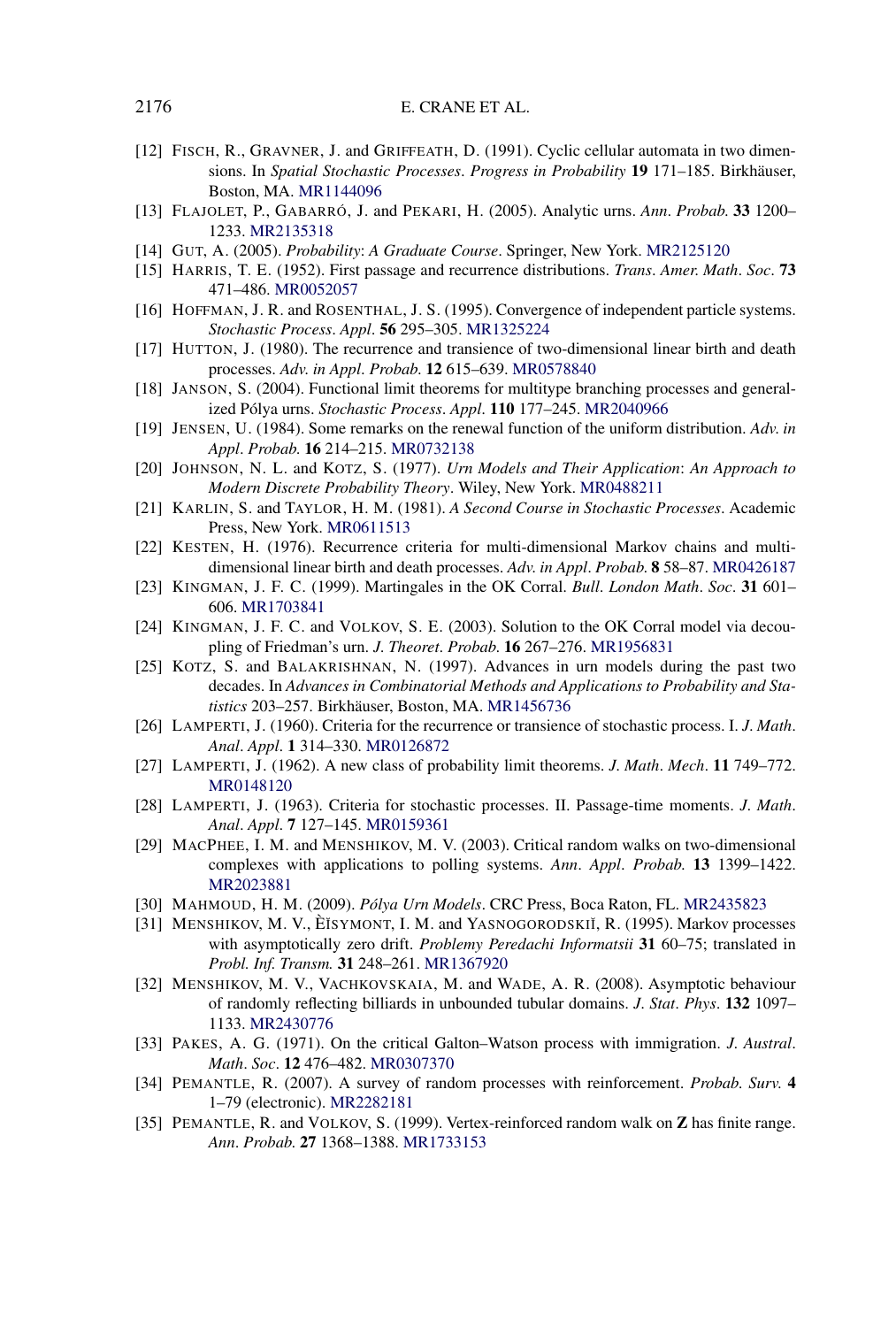[12] Fisch, R., Gravner, J. and Griffeath, D. (1991). Cyclic cellular automata in two dimensions. In *Spatial Stochastic Processes*. *Progress in Probability* **19** 171–185. Birkhäuser, Boston, MA. MR1144096

[13] Flajolet, P., Gabarró, J. and Pekari, H. (2005). Analytic urns. *Ann*. *Probab*. **33** 1200–1233. MR2135318

[14] Gut, A. (2005). *Probability*: *A Graduate Course*. Springer, New York. MR2125120

[15] Harris, T. E. (1952). First passage and recurrence distributions. *Trans*. *Amer*. *Math*. *Soc*. **73** 471–486. MR0052057

[16] Hoffman, J. R. and Rosenthal, J. S. (1995). Convergence of independent particle systems. *Stochastic Process*. *Appl*. **56** 295–305. MR1325224

[17] Hutton, J. (1980). The recurrence and transience of two-dimensional linear birth and death processes. *Adv*. *in Appl*. *Probab*. **12** 615–639. MR0578840

[18] Janson, S. (2004). Functional limit theorems for multitype branching processes and generalized Pólya urns. *Stochastic Process*. *Appl*. **110** 177–245. MR2040966

[19] Jensen, U. (1984). Some remarks on the renewal function of the uniform distribution. *Adv*. *in Appl*. *Probab*. **16** 214–215. MR0732138

[20] Johnson, N. L. and Kotz, S. (1977). *Urn Models and Their Application*: *An Approach to Modern Discrete Probability Theory*. Wiley, New York. MR0488211

[21] Karlin, S. and Taylor, H. M. (1981). *A Second Course in Stochastic Processes*. Academic Press, New York. MR0611513

[22] Kesten, H. (1976). Recurrence criteria for multi-dimensional Markov chains and multi-dimensional linear birth and death processes. *Adv*. *in Appl*. *Probab*. **8** 58–87. MR0426187

[23] Kingman, J. F. C. (1999). Martingales in the OK Corral. *Bull*. *London Math*. *Soc*. **31** 601–606. MR1703841

[24] Kingman, J. F. C. and Volkov, S. E. (2003). Solution to the OK Corral model via decoupling of Friedman's urn. *J*. *Theoret*. *Probab*. **16** 267–276. MR1956831

[25] Kotz, S. and Balakrishnan, N. (1997). Advances in urn models during the past two decades. In *Advances in Combinatorial Methods and Applications to Probability and Statistics* 203–257. Birkhäuser, Boston, MA. MR1456736

[26] Lamperti, J. (1960). Criteria for the recurrence or transience of stochastic process. I. *J*. *Math*. *Anal*. *Appl*. **1** 314–330. MR0126872

[27] Lamperti, J. (1962). A new class of probability limit theorems. *J*. *Math*. *Mech*. **11** 749–772. MR0148120

[28] Lamperti, J. (1963). Criteria for stochastic processes. II. Passage-time moments. *J*. *Math*. *Anal*. *Appl*. **7** 127–145. MR0159361

[29] MacPhee, I. M. and Menshikov, M. V. (2003). Critical random walks on two-dimensional complexes with applications to polling systems. *Ann*. *Appl*. *Probab*. **13** 1399–1422. MR2023881

[30] Mahmoud, H. M. (2009). *Pólya Urn Models*. CRC Press, Boca Raton, FL. MR2435823

[31] Menshikov, M. V., Èĭsymont, I. M. and Yasnogorodskiĭ, R. (1995). Markov processes with asymptotically zero drift. *Problemy Peredachi Informatsii* **31** 60–75; translated in *Probl*. *Inf*. *Transm*. **31** 248–261. MR1367920

[32] Menshikov, M. V., Vachkovskaia, M. and Wade, A. R. (2008). Asymptotic behaviour of randomly reflecting billiards in unbounded tubular domains. *J*. *Stat*. *Phys*. **132** 1097–1133. MR2430776

[33] Pakes, A. G. (1971). On the critical Galton–Watson process with immigration. *J*. *Austral*. *Math*. *Soc*. **12** 476–482. MR0307370

[34] Pemantle, R. (2007). A survey of random processes with reinforcement. *Probab*. *Surv*. **4** 1–79 (electronic). MR2282181

[35] Pemantle, R. and Volkov, S. (1999). Vertex-reinforced random walk on **Z** has finite range. *Ann*. *Probab*. **27** 1368–1388. MR1733153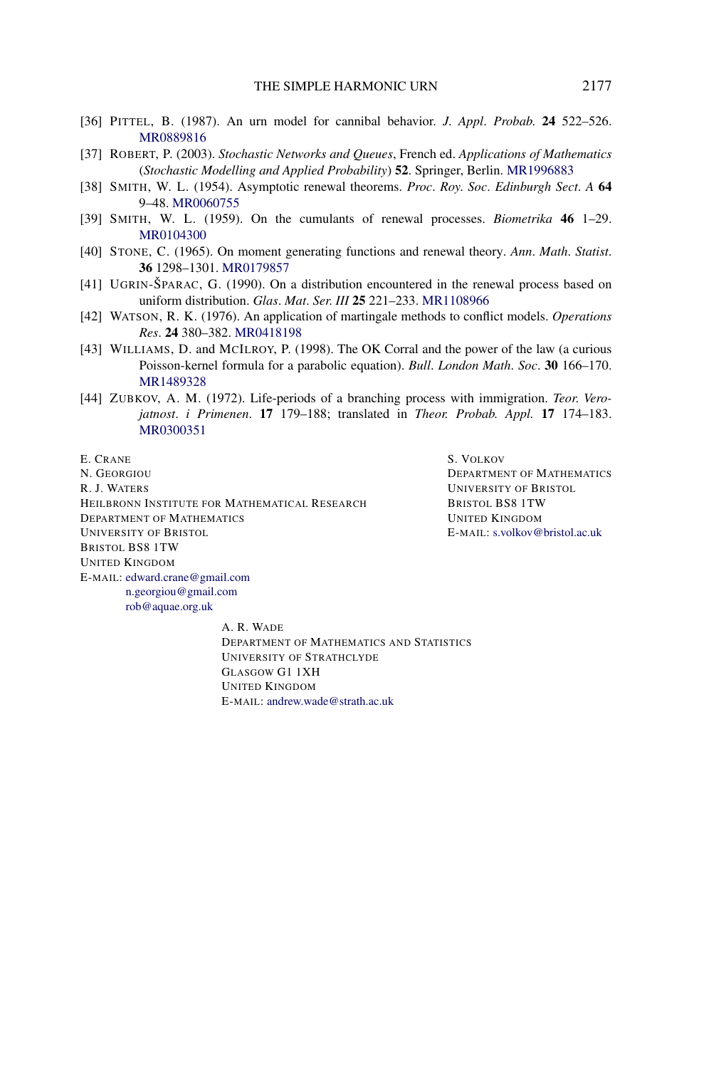[36] PITTEL, B. (1987). An urn model for cannibal behavior. *J. Appl. Probab.* **24** 522–526. MR0889816

[37] ROBERT, P. (2003). *Stochastic Networks and Queues*, French ed. *Applications of Mathematics* (*Stochastic Modelling and Applied Probability*) **52**. Springer, Berlin. MR1996883

[38] SMITH, W. L. (1954). Asymptotic renewal theorems. *Proc. Roy. Soc. Edinburgh Sect. A* **64** 9–48. MR0060755

[39] SMITH, W. L. (1959). On the cumulants of renewal processes. *Biometrika* **46** 1–29. MR0104300

[40] STONE, C. (1965). On moment generating functions and renewal theory. *Ann. Math. Statist.* **36** 1298–1301. MR0179857

[41] UGRIN-ŠPARAC, G. (1990). On a distribution encountered in the renewal process based on uniform distribution. *Glas. Mat. Ser. III* **25** 221–233. MR1108966

[42] WATSON, R. K. (1976). An application of martingale methods to conflict models. *Operations Res.* **24** 380–382. MR0418198

[43] WILLIAMS, D. and MCILROY, P. (1998). The OK Corral and the power of the law (a curious Poisson-kernel formula for a parabolic equation). *Bull. London Math. Soc.* **30** 166–170. MR1489328

[44] ZUBKOV, A. M. (1972). Life-periods of a branching process with immigration. *Teor. Verojatnost. i Primenen.* **17** 179–188; translated in *Theor. Probab. Appl.* **17** 174–183. MR0300351

E. CRANE
N. GEORGIOU
R. J. WATERS
HEILBRONN INSTITUTE FOR MATHEMATICAL RESEARCH
DEPARTMENT OF MATHEMATICS
UNIVERSITY OF BRISTOL
BRISTOL BS8 1TW
UNITED KINGDOM
E-MAIL: edward.crane@gmail.com
n.georgiou@gmail.com
rob@aquae.org.uk

S. VOLKOV
DEPARTMENT OF MATHEMATICS
UNIVERSITY OF BRISTOL
BRISTOL BS8 1TW
UNITED KINGDOM
E-MAIL: s.volkov@bristol.ac.uk

A. R. WADE
DEPARTMENT OF MATHEMATICS AND STATISTICS
UNIVERSITY OF STRATHCLYDE
GLASGOW G1 1XH
UNITED KINGDOM
E-MAIL: andrew.wade@strath.ac.uk